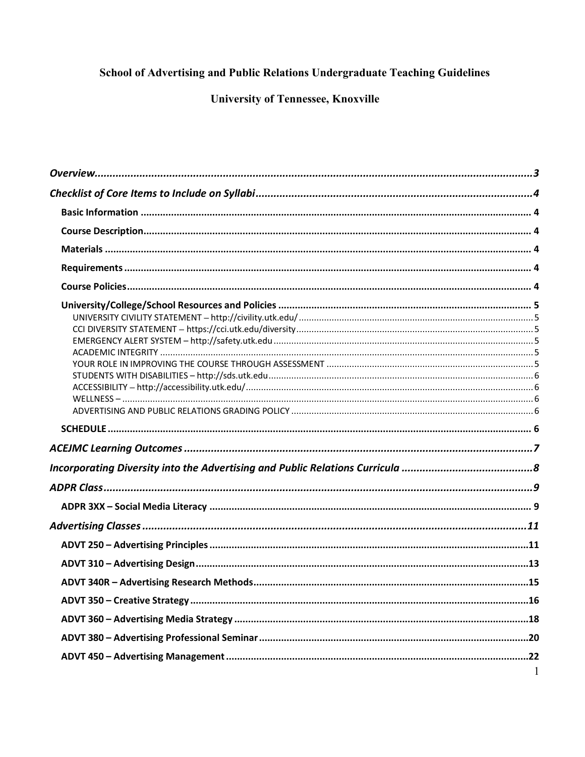# School of Advertising and Public Relations Undergraduate Teaching Guidelines

## University of Tennessee, Knoxville

*Overview* ....................................................................................................................................3

*Checklist of Core Items to Include on Syllabi* ...........................................................................4

- **Basic Information** ..........................................................................................................4
- **Course Description** .........................................................................................................4
- **Materials** .......................................................................................................................4
- **Requirements** .................................................................................................................4
- **Course Policies** ...............................................................................................................4
- **University/College/School Resources and Policies** ..........................................................5
  - UNIVERSITY CIVILITY STATEMENT – http://civility.utk.edu/ ............................................5
  - CCI DIVERSITY STATEMENT – https://cci.utk.edu/diversity ...............................................5
  - EMERGENCY ALERT SYSTEM – http://safety.utk.edu ........................................................5
  - ACADEMIC INTEGRITY ......................................................................................................5
  - YOUR ROLE IN IMPROVING THE COURSE THROUGH ASSESSMENT ..................................5
  - STUDENTS WITH DISABILITIES – http://sds.utk.edu .........................................................6
  - ACCESSIBILITY – http://accessibility.utk.edu/ ..................................................................6
  - WELLNESS – .......................................................................................................................6
  - ADVERTISING AND PUBLIC RELATIONS GRADING POLICY ...............................................6
- **SCHEDULE** ........................................................................................................................6

*ACEJMC Learning Outcomes* .........................................................................................................7

*Incorporating Diversity into the Advertising and Public Relations Curricula* ...............................8

*ADPR Class* ....................................................................................................................................9

- **ADPR 3XX – Social Media Literacy** ......................................................................................9

*Advertising Classes* ......................................................................................................................11

- **ADVT 250 – Advertising Principles** ....................................................................................11
- **ADVT 310 – Advertising Design** .........................................................................................13
- **ADVT 340R – Advertising Research Methods** ......................................................................15
- **ADVT 350 – Creative Strategy** ............................................................................................16
- **ADVT 360 – Advertising Media Strategy** .............................................................................18
- **ADVT 380 – Advertising Professional Seminar** ....................................................................20
- **ADVT 450 – Advertising Management** ................................................................................22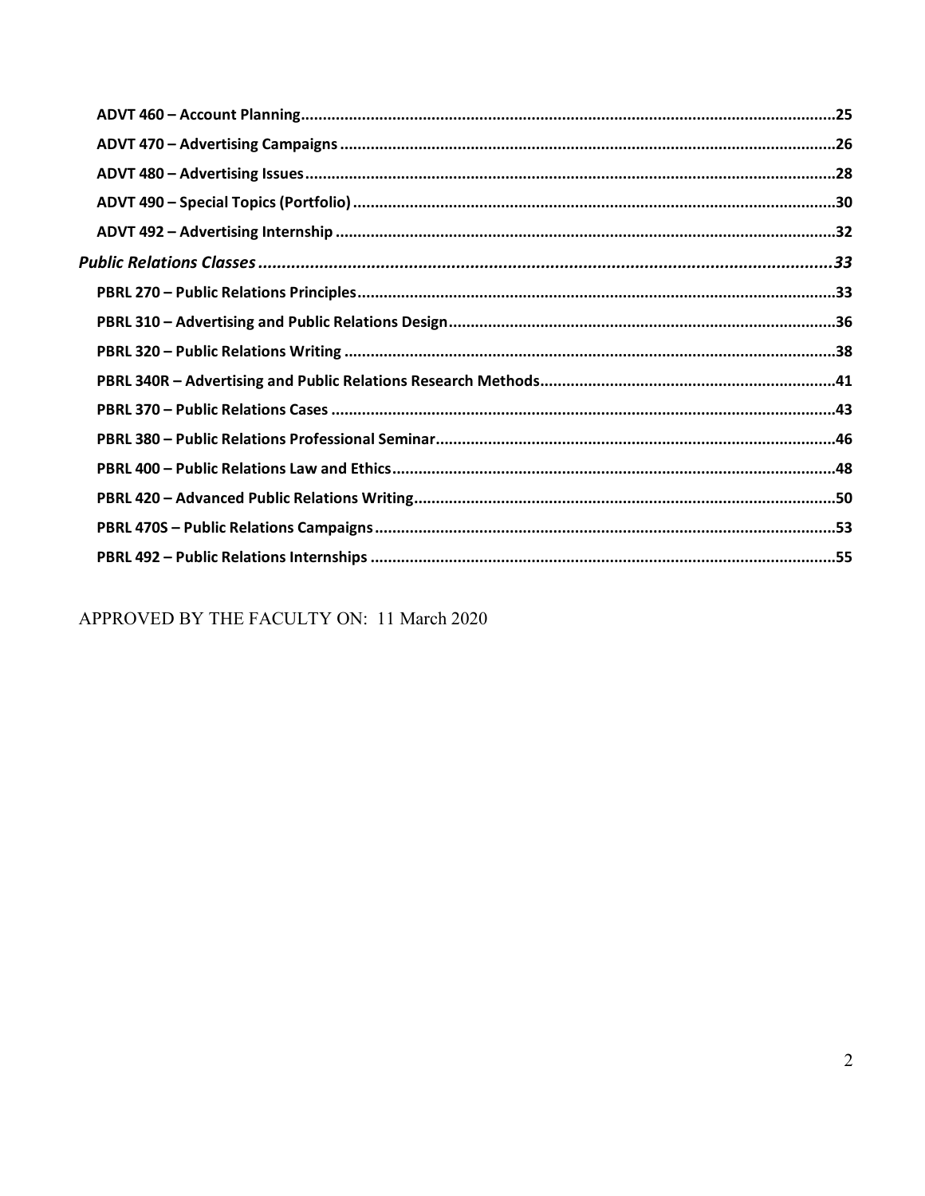**ADVT 460 – Account Planning**.....25
**ADVT 470 – Advertising Campaigns**.....26
**ADVT 480 – Advertising Issues**.....28
**ADVT 490 – Special Topics (Portfolio)**.....30
**ADVT 492 – Advertising Internship**.....32

***Public Relations Classes*****.....33**

**PBRL 270 – Public Relations Principles**.....33
**PBRL 310 – Advertising and Public Relations Design**.....36
**PBRL 320 – Public Relations Writing**.....38
**PBRL 340R – Advertising and Public Relations Research Methods**.....41
**PBRL 370 – Public Relations Cases**.....43
**PBRL 380 – Public Relations Professional Seminar**.....46
**PBRL 400 – Public Relations Law and Ethics**.....48
**PBRL 420 – Advanced Public Relations Writing**.....50
**PBRL 470S – Public Relations Campaigns**.....53
**PBRL 492 – Public Relations Internships**.....55

APPROVED BY THE FACULTY ON: 11 March 2020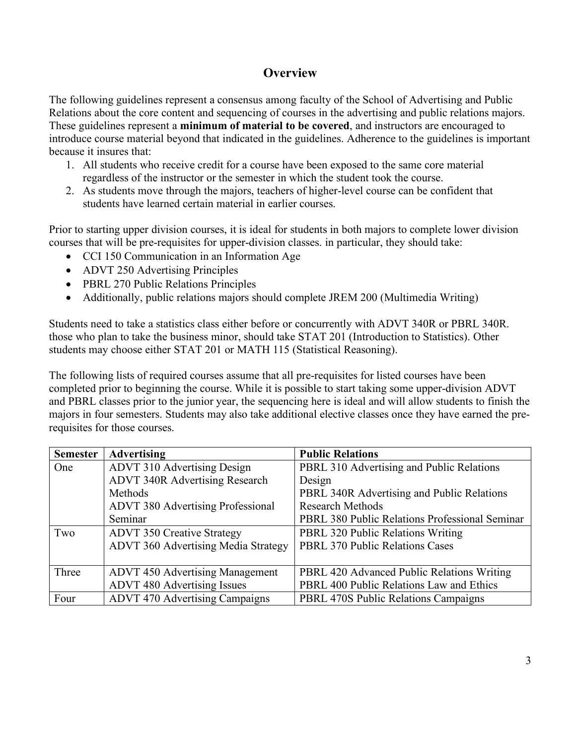## Overview

The following guidelines represent a consensus among faculty of the School of Advertising and Public Relations about the core content and sequencing of courses in the advertising and public relations majors. These guidelines represent a **minimum of material to be covered**, and instructors are encouraged to introduce course material beyond that indicated in the guidelines. Adherence to the guidelines is important because it insures that:

1. All students who receive credit for a course have been exposed to the same core material regardless of the instructor or the semester in which the student took the course.
2. As students move through the majors, teachers of higher-level course can be confident that students have learned certain material in earlier courses.

Prior to starting upper division courses, it is ideal for students in both majors to complete lower division courses that will be pre-requisites for upper-division classes. in particular, they should take:

- CCI 150 Communication in an Information Age
- ADVT 250 Advertising Principles
- PBRL 270 Public Relations Principles
- Additionally, public relations majors should complete JREM 200 (Multimedia Writing)

Students need to take a statistics class either before or concurrently with ADVT 340R or PBRL 340R. those who plan to take the business minor, should take STAT 201 (Introduction to Statistics). Other students may choose either STAT 201 or MATH 115 (Statistical Reasoning).

The following lists of required courses assume that all pre-requisites for listed courses have been completed prior to beginning the course. While it is possible to start taking some upper-division ADVT and PBRL classes prior to the junior year, the sequencing here is ideal and will allow students to finish the majors in four semesters. Students may also take additional elective classes once they have earned the pre-requisites for those courses.

| Semester | Advertising | Public Relations |
|---|---|---|
| One | ADVT 310 Advertising Design<br>ADVT 340R Advertising Research Methods<br>ADVT 380 Advertising Professional Seminar | PBRL 310 Advertising and Public Relations Design<br>PBRL 340R Advertising and Public Relations Research Methods<br>PBRL 380 Public Relations Professional Seminar |
| Two | ADVT 350 Creative Strategy<br>ADVT 360 Advertising Media Strategy | PBRL 320 Public Relations Writing<br>PBRL 370 Public Relations Cases |
| Three | ADVT 450 Advertising Management<br>ADVT 480 Advertising Issues | PBRL 420 Advanced Public Relations Writing<br>PBRL 400 Public Relations Law and Ethics |
| Four | ADVT 470 Advertising Campaigns | PBRL 470S Public Relations Campaigns |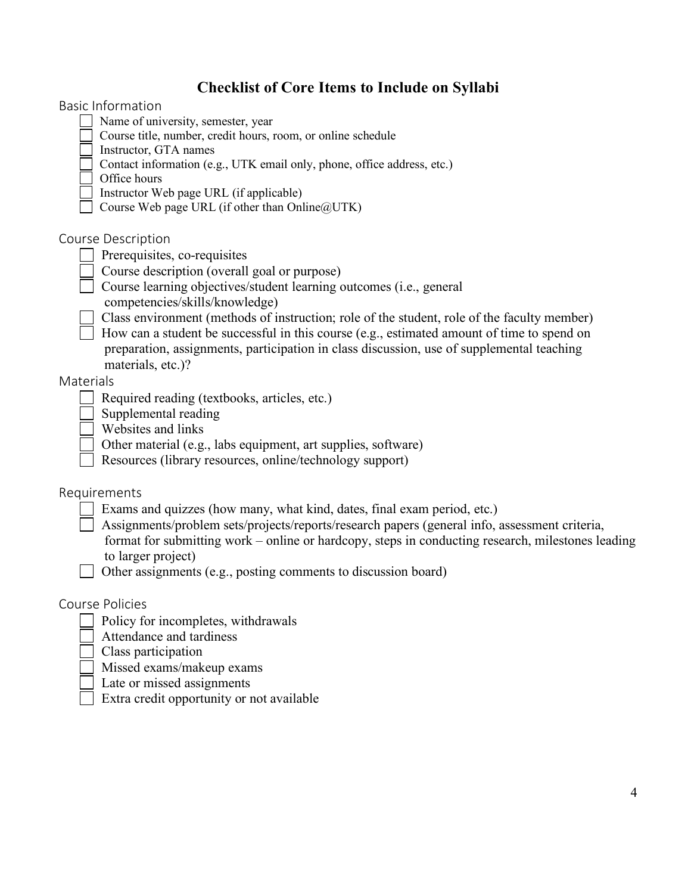# Checklist of Core Items to Include on Syllabi

## Basic Information

- [ ] Name of university, semester, year
- [ ] Course title, number, credit hours, room, or online schedule
- [ ] Instructor, GTA names
- [ ] Contact information (e.g., UTK email only, phone, office address, etc.)
- [ ] Office hours
- [ ] Instructor Web page URL (if applicable)
- [ ] Course Web page URL (if other than Online@UTK)

## Course Description

- [ ] Prerequisites, co-requisites
- [ ] Course description (overall goal or purpose)
- [ ] Course learning objectives/student learning outcomes (i.e., general competencies/skills/knowledge)
- [ ] Class environment (methods of instruction; role of the student, role of the faculty member)
- [ ] How can a student be successful in this course (e.g., estimated amount of time to spend on preparation, assignments, participation in class discussion, use of supplemental teaching materials, etc.)?

## Materials

- [ ] Required reading (textbooks, articles, etc.)
- [ ] Supplemental reading
- [ ] Websites and links
- [ ] Other material (e.g., labs equipment, art supplies, software)
- [ ] Resources (library resources, online/technology support)

## Requirements

- [ ] Exams and quizzes (how many, what kind, dates, final exam period, etc.)
- [ ] Assignments/problem sets/projects/reports/research papers (general info, assessment criteria, format for submitting work – online or hardcopy, steps in conducting research, milestones leading to larger project)
- [ ] Other assignments (e.g., posting comments to discussion board)

## Course Policies

- [ ] Policy for incompletes, withdrawals
- [ ] Attendance and tardiness
- [ ] Class participation
- [ ] Missed exams/makeup exams
- [ ] Late or missed assignments
- [ ] Extra credit opportunity or not available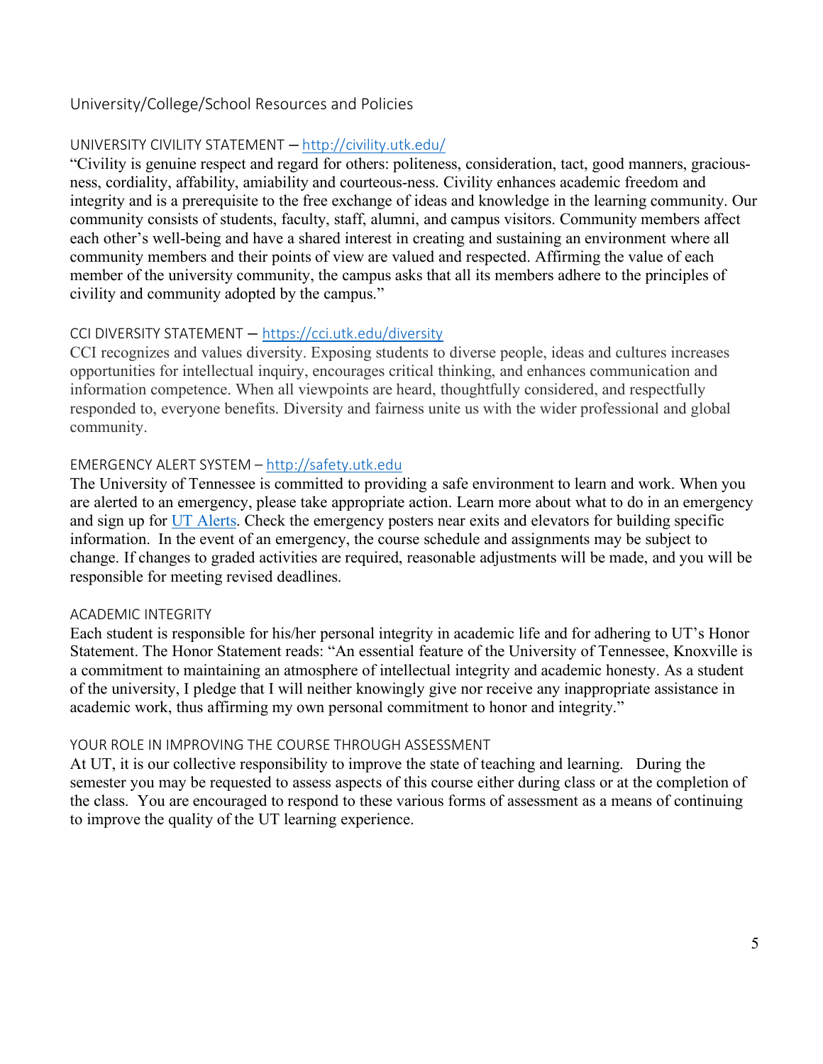## University/College/School Resources and Policies

### UNIVERSITY CIVILITY STATEMENT – http://civility.utk.edu/

"Civility is genuine respect and regard for others: politeness, consideration, tact, good manners, graciousness, cordiality, affability, amiability and courteous-ness. Civility enhances academic freedom and integrity and is a prerequisite to the free exchange of ideas and knowledge in the learning community. Our community consists of students, faculty, staff, alumni, and campus visitors. Community members affect each other's well-being and have a shared interest in creating and sustaining an environment where all community members and their points of view are valued and respected. Affirming the value of each member of the university community, the campus asks that all its members adhere to the principles of civility and community adopted by the campus."

### CCI DIVERSITY STATEMENT – https://cci.utk.edu/diversity

CCI recognizes and values diversity. Exposing students to diverse people, ideas and cultures increases opportunities for intellectual inquiry, encourages critical thinking, and enhances communication and information competence. When all viewpoints are heard, thoughtfully considered, and respectfully responded to, everyone benefits. Diversity and fairness unite us with the wider professional and global community.

### EMERGENCY ALERT SYSTEM – http://safety.utk.edu

The University of Tennessee is committed to providing a safe environment to learn and work. When you are alerted to an emergency, please take appropriate action. Learn more about what to do in an emergency and sign up for UT Alerts. Check the emergency posters near exits and elevators for building specific information. In the event of an emergency, the course schedule and assignments may be subject to change. If changes to graded activities are required, reasonable adjustments will be made, and you will be responsible for meeting revised deadlines.

### ACADEMIC INTEGRITY

Each student is responsible for his/her personal integrity in academic life and for adhering to UT's Honor Statement. The Honor Statement reads: "An essential feature of the University of Tennessee, Knoxville is a commitment to maintaining an atmosphere of intellectual integrity and academic honesty. As a student of the university, I pledge that I will neither knowingly give nor receive any inappropriate assistance in academic work, thus affirming my own personal commitment to honor and integrity."

### YOUR ROLE IN IMPROVING THE COURSE THROUGH ASSESSMENT

At UT, it is our collective responsibility to improve the state of teaching and learning. During the semester you may be requested to assess aspects of this course either during class or at the completion of the class. You are encouraged to respond to these various forms of assessment as a means of continuing to improve the quality of the UT learning experience.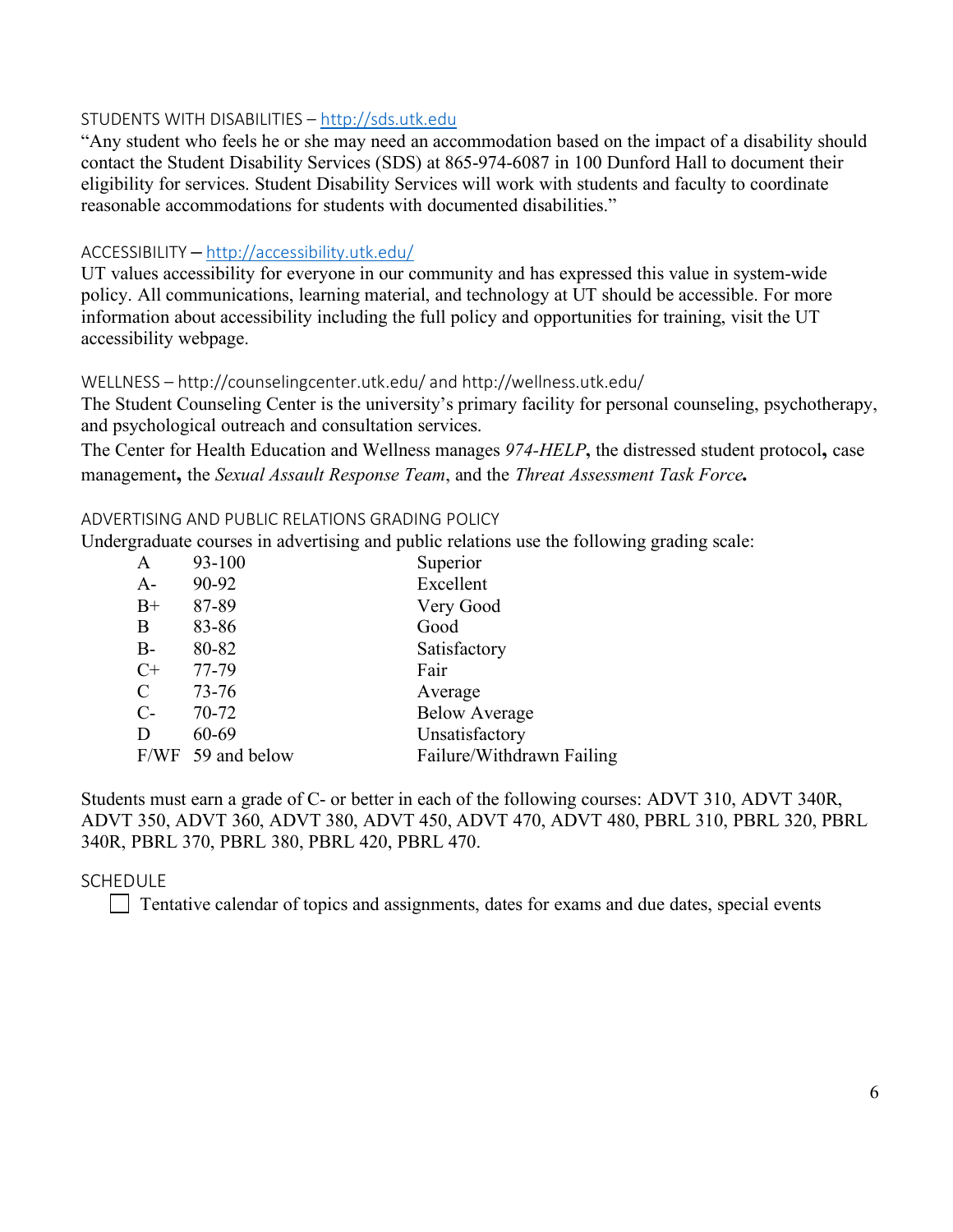## STUDENTS WITH DISABILITIES – http://sds.utk.edu

"Any student who feels he or she may need an accommodation based on the impact of a disability should contact the Student Disability Services (SDS) at 865-974-6087 in 100 Dunford Hall to document their eligibility for services. Student Disability Services will work with students and faculty to coordinate reasonable accommodations for students with documented disabilities."

## ACCESSIBILITY – http://accessibility.utk.edu/

UT values accessibility for everyone in our community and has expressed this value in system-wide policy. All communications, learning material, and technology at UT should be accessible. For more information about accessibility including the full policy and opportunities for training, visit the UT accessibility webpage.

## WELLNESS – http://counselingcenter.utk.edu/ and http://wellness.utk.edu/

The Student Counseling Center is the university's primary facility for personal counseling, psychotherapy, and psychological outreach and consultation services.

The Center for Health Education and Wellness manages *974-HELP***,** the distressed student protocol**,** case management**,** the *Sexual Assault Response Team*, and the *Threat Assessment Task Force***.**

## ADVERTISING AND PUBLIC RELATIONS GRADING POLICY

Undergraduate courses in advertising and public relations use the following grading scale:

| Grade | Range | Description |
|---|---|---|
| A | 93-100 | Superior |
| A- | 90-92 | Excellent |
| B+ | 87-89 | Very Good |
| B | 83-86 | Good |
| B- | 80-82 | Satisfactory |
| C+ | 77-79 | Fair |
| C | 73-76 | Average |
| C- | 70-72 | Below Average |
| D | 60-69 | Unsatisfactory |
| F/WF | 59 and below | Failure/Withdrawn Failing |

Students must earn a grade of C- or better in each of the following courses: ADVT 310, ADVT 340R, ADVT 350, ADVT 360, ADVT 380, ADVT 450, ADVT 470, ADVT 480, PBRL 310, PBRL 320, PBRL 340R, PBRL 370, PBRL 380, PBRL 420, PBRL 470.

## SCHEDULE

- [ ] Tentative calendar of topics and assignments, dates for exams and due dates, special events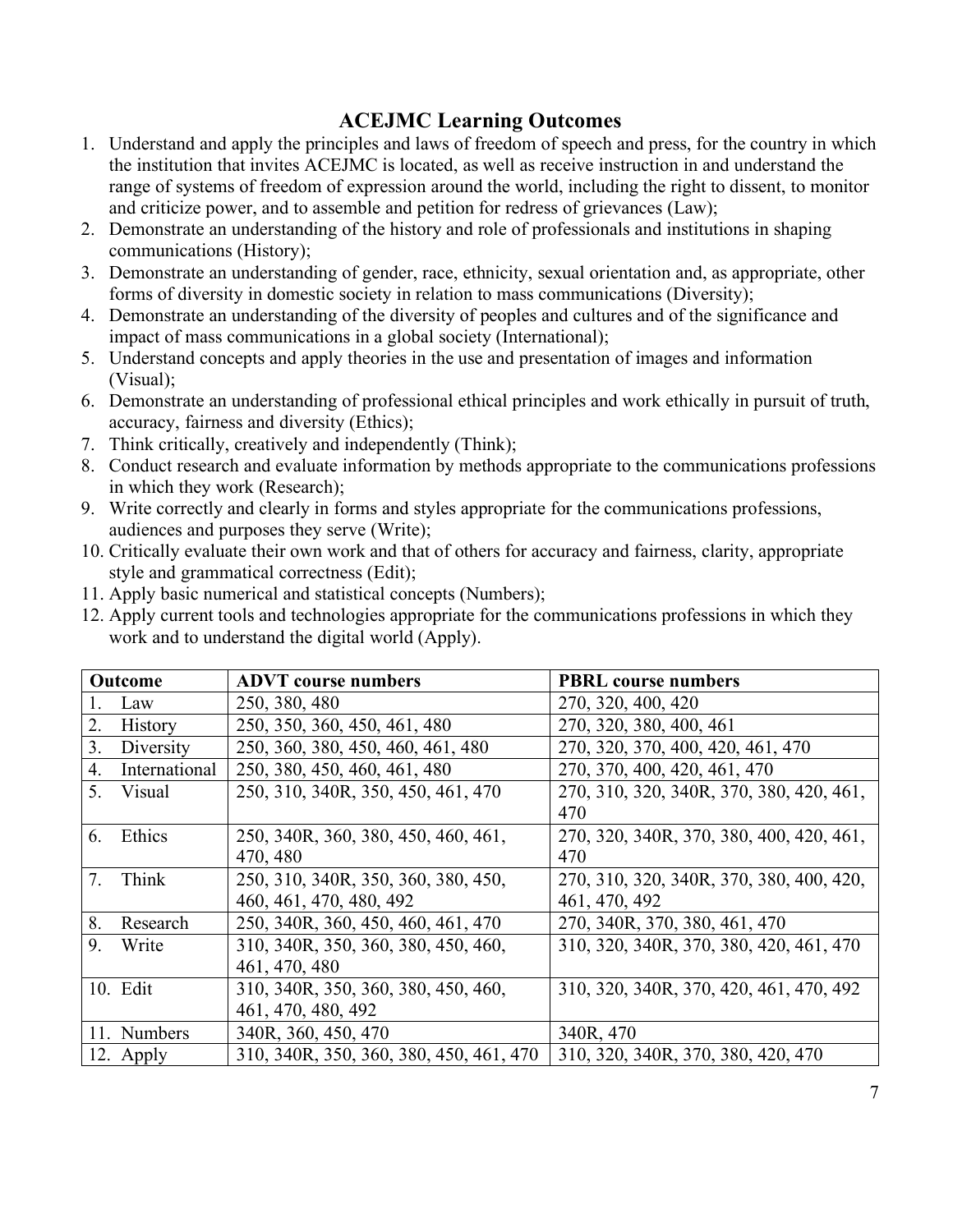## ACEJMC Learning Outcomes

1. Understand and apply the principles and laws of freedom of speech and press, for the country in which the institution that invites ACEJMC is located, as well as receive instruction in and understand the range of systems of freedom of expression around the world, including the right to dissent, to monitor and criticize power, and to assemble and petition for redress of grievances (Law);
2. Demonstrate an understanding of the history and role of professionals and institutions in shaping communications (History);
3. Demonstrate an understanding of gender, race, ethnicity, sexual orientation and, as appropriate, other forms of diversity in domestic society in relation to mass communications (Diversity);
4. Demonstrate an understanding of the diversity of peoples and cultures and of the significance and impact of mass communications in a global society (International);
5. Understand concepts and apply theories in the use and presentation of images and information (Visual);
6. Demonstrate an understanding of professional ethical principles and work ethically in pursuit of truth, accuracy, fairness and diversity (Ethics);
7. Think critically, creatively and independently (Think);
8. Conduct research and evaluate information by methods appropriate to the communications professions in which they work (Research);
9. Write correctly and clearly in forms and styles appropriate for the communications professions, audiences and purposes they serve (Write);
10. Critically evaluate their own work and that of others for accuracy and fairness, clarity, appropriate style and grammatical correctness (Edit);
11. Apply basic numerical and statistical concepts (Numbers);
12. Apply current tools and technologies appropriate for the communications professions in which they work and to understand the digital world (Apply).

| Outcome | ADVT course numbers | PBRL course numbers |
|---|---|---|
| 1. Law | 250, 380, 480 | 270, 320, 400, 420 |
| 2. History | 250, 350, 360, 450, 461, 480 | 270, 320, 380, 400, 461 |
| 3. Diversity | 250, 360, 380, 450, 460, 461, 480 | 270, 320, 370, 400, 420, 461, 470 |
| 4. International | 250, 380, 450, 460, 461, 480 | 270, 370, 400, 420, 461, 470 |
| 5. Visual | 250, 310, 340R, 350, 450, 461, 470 | 270, 310, 320, 340R, 370, 380, 420, 461, 470 |
| 6. Ethics | 250, 340R, 360, 380, 450, 460, 461, 470, 480 | 270, 320, 340R, 370, 380, 400, 420, 461, 470 |
| 7. Think | 250, 310, 340R, 350, 360, 380, 450, 460, 461, 470, 480, 492 | 270, 310, 320, 340R, 370, 380, 400, 420, 461, 470, 492 |
| 8. Research | 250, 340R, 360, 450, 460, 461, 470 | 270, 340R, 370, 380, 461, 470 |
| 9. Write | 310, 340R, 350, 360, 380, 450, 460, 461, 470, 480 | 310, 320, 340R, 370, 380, 420, 461, 470 |
| 10. Edit | 310, 340R, 350, 360, 380, 450, 460, 461, 470, 480, 492 | 310, 320, 340R, 370, 420, 461, 470, 492 |
| 11. Numbers | 340R, 360, 450, 470 | 340R, 470 |
| 12. Apply | 310, 340R, 350, 360, 380, 450, 461, 470 | 310, 320, 340R, 370, 380, 420, 470 |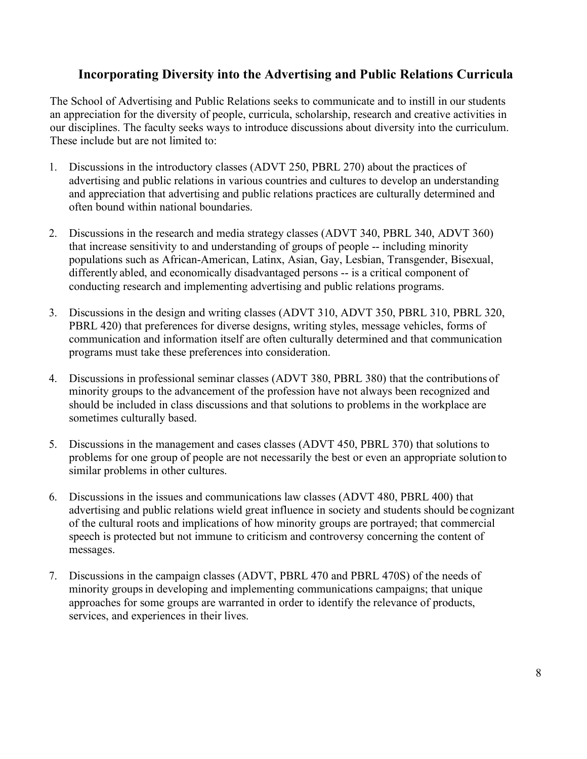## Incorporating Diversity into the Advertising and Public Relations Curricula

The School of Advertising and Public Relations seeks to communicate and to instill in our students an appreciation for the diversity of people, curricula, scholarship, research and creative activities in our disciplines. The faculty seeks ways to introduce discussions about diversity into the curriculum. These include but are not limited to:

1. Discussions in the introductory classes (ADVT 250, PBRL 270) about the practices of advertising and public relations in various countries and cultures to develop an understanding and appreciation that advertising and public relations practices are culturally determined and often bound within national boundaries.

2. Discussions in the research and media strategy classes (ADVT 340, PBRL 340, ADVT 360) that increase sensitivity to and understanding of groups of people -- including minority populations such as African-American, Latinx, Asian, Gay, Lesbian, Transgender, Bisexual, differently abled, and economically disadvantaged persons -- is a critical component of conducting research and implementing advertising and public relations programs.

3. Discussions in the design and writing classes (ADVT 310, ADVT 350, PBRL 310, PBRL 320, PBRL 420) that preferences for diverse designs, writing styles, message vehicles, forms of communication and information itself are often culturally determined and that communication programs must take these preferences into consideration.

4. Discussions in professional seminar classes (ADVT 380, PBRL 380) that the contributions of minority groups to the advancement of the profession have not always been recognized and should be included in class discussions and that solutions to problems in the workplace are sometimes culturally based.

5. Discussions in the management and cases classes (ADVT 450, PBRL 370) that solutions to problems for one group of people are not necessarily the best or even an appropriate solution to similar problems in other cultures.

6. Discussions in the issues and communications law classes (ADVT 480, PBRL 400) that advertising and public relations wield great influence in society and students should be cognizant of the cultural roots and implications of how minority groups are portrayed; that commercial speech is protected but not immune to criticism and controversy concerning the content of messages.

7. Discussions in the campaign classes (ADVT, PBRL 470 and PBRL 470S) of the needs of minority groups in developing and implementing communications campaigns; that unique approaches for some groups are warranted in order to identify the relevance of products, services, and experiences in their lives.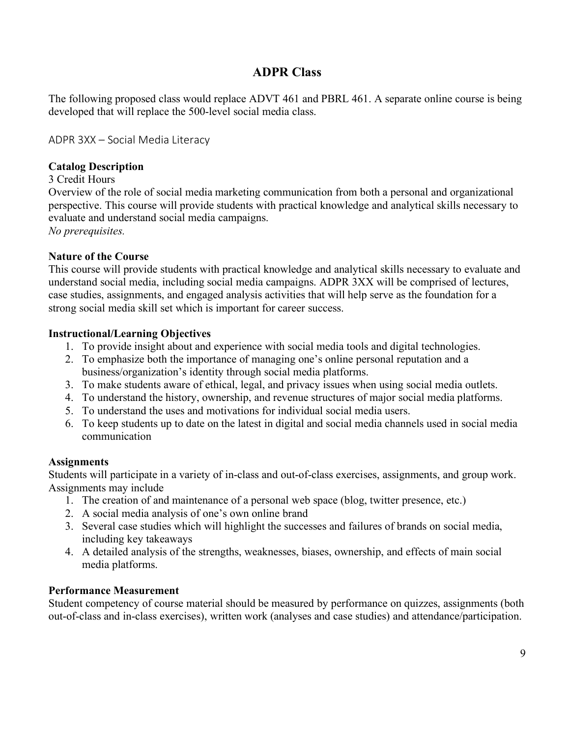## ADPR Class

The following proposed class would replace ADVT 461 and PBRL 461. A separate online course is being developed that will replace the 500-level social media class.

### ADPR 3XX – Social Media Literacy

**Catalog Description**

3 Credit Hours

Overview of the role of social media marketing communication from both a personal and organizational perspective. This course will provide students with practical knowledge and analytical skills necessary to evaluate and understand social media campaigns.

*No prerequisites.*

**Nature of the Course**

This course will provide students with practical knowledge and analytical skills necessary to evaluate and understand social media, including social media campaigns. ADPR 3XX will be comprised of lectures, case studies, assignments, and engaged analysis activities that will help serve as the foundation for a strong social media skill set which is important for career success.

**Instructional/Learning Objectives**

1. To provide insight about and experience with social media tools and digital technologies.
2. To emphasize both the importance of managing one's online personal reputation and a business/organization's identity through social media platforms.
3. To make students aware of ethical, legal, and privacy issues when using social media outlets.
4. To understand the history, ownership, and revenue structures of major social media platforms.
5. To understand the uses and motivations for individual social media users.
6. To keep students up to date on the latest in digital and social media channels used in social media communication

**Assignments**

Students will participate in a variety of in-class and out-of-class exercises, assignments, and group work. Assignments may include

1. The creation of and maintenance of a personal web space (blog, twitter presence, etc.)
2. A social media analysis of one's own online brand
3. Several case studies which will highlight the successes and failures of brands on social media, including key takeaways
4. A detailed analysis of the strengths, weaknesses, biases, ownership, and effects of main social media platforms.

**Performance Measurement**

Student competency of course material should be measured by performance on quizzes, assignments (both out-of-class and in-class exercises), written work (analyses and case studies) and attendance/participation.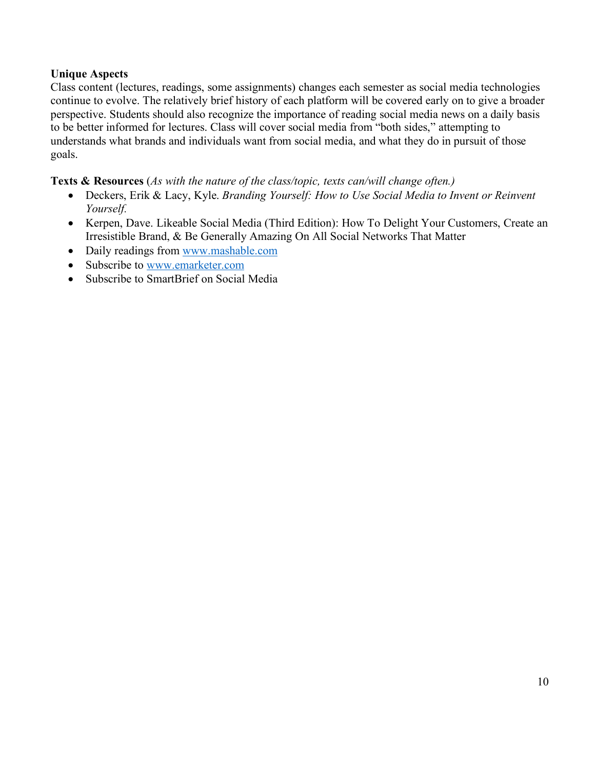**Unique Aspects**
Class content (lectures, readings, some assignments) changes each semester as social media technologies continue to evolve. The relatively brief history of each platform will be covered early on to give a broader perspective. Students should also recognize the importance of reading social media news on a daily basis to be better informed for lectures. Class will cover social media from "both sides," attempting to understands what brands and individuals want from social media, and what they do in pursuit of those goals.

**Texts & Resources** (*As with the nature of the class/topic, texts can/will change often.)*

- Deckers, Erik & Lacy, Kyle. *Branding Yourself: How to Use Social Media to Invent or Reinvent Yourself.*
- Kerpen, Dave. Likeable Social Media (Third Edition): How To Delight Your Customers, Create an Irresistible Brand, & Be Generally Amazing On All Social Networks That Matter
- Daily readings from www.mashable.com
- Subscribe to www.emarketer.com
- Subscribe to SmartBrief on Social Media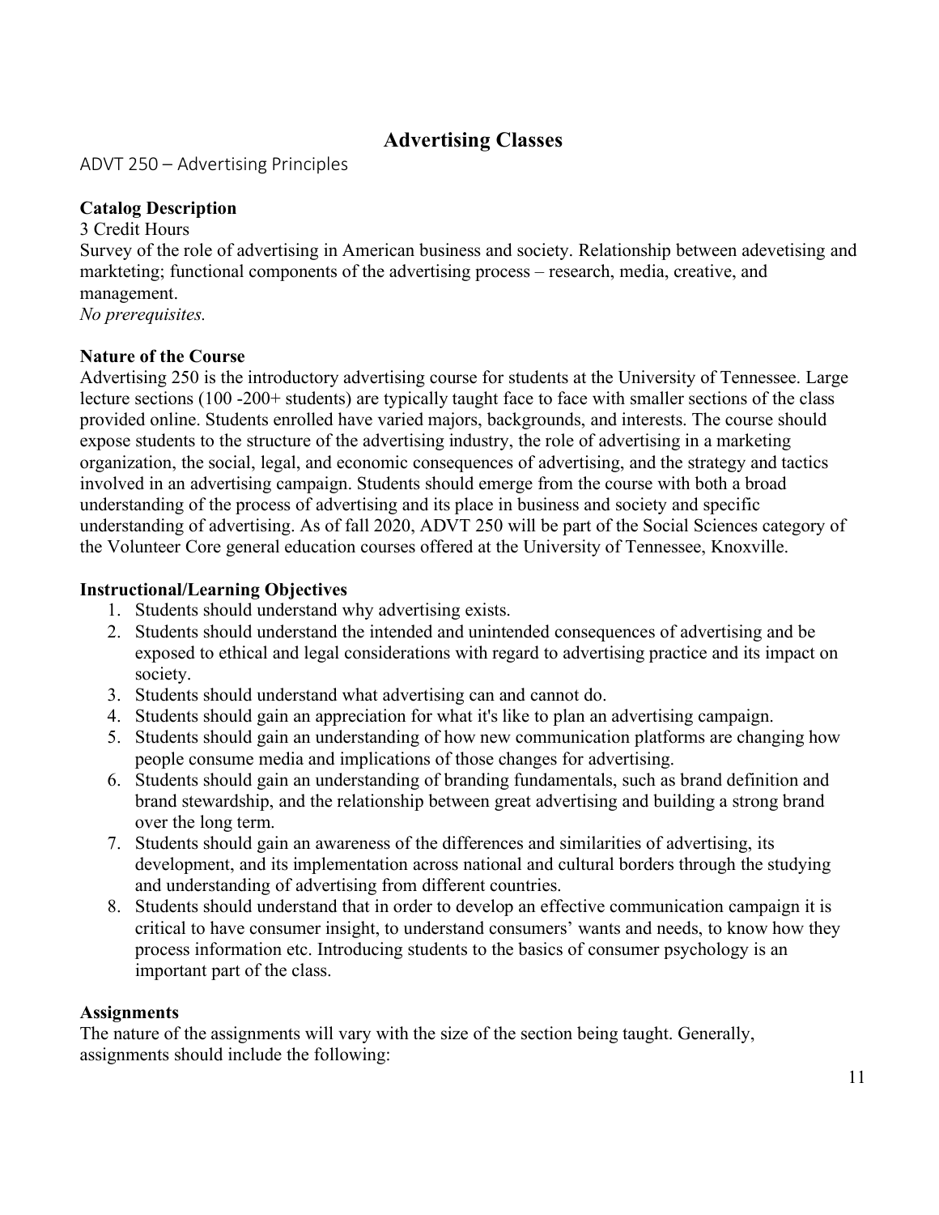# Advertising Classes

## ADVT 250 – Advertising Principles

**Catalog Description**

3 Credit Hours

Survey of the role of advertising in American business and society. Relationship between adevetising and markteting; functional components of the advertising process – research, media, creative, and management.

*No prerequisites.*

**Nature of the Course**

Advertising 250 is the introductory advertising course for students at the University of Tennessee. Large lecture sections (100 -200+ students) are typically taught face to face with smaller sections of the class provided online. Students enrolled have varied majors, backgrounds, and interests. The course should expose students to the structure of the advertising industry, the role of advertising in a marketing organization, the social, legal, and economic consequences of advertising, and the strategy and tactics involved in an advertising campaign. Students should emerge from the course with both a broad understanding of the process of advertising and its place in business and society and specific understanding of advertising. As of fall 2020, ADVT 250 will be part of the Social Sciences category of the Volunteer Core general education courses offered at the University of Tennessee, Knoxville.

**Instructional/Learning Objectives**

1. Students should understand why advertising exists.
2. Students should understand the intended and unintended consequences of advertising and be exposed to ethical and legal considerations with regard to advertising practice and its impact on society.
3. Students should understand what advertising can and cannot do.
4. Students should gain an appreciation for what it's like to plan an advertising campaign.
5. Students should gain an understanding of how new communication platforms are changing how people consume media and implications of those changes for advertising.
6. Students should gain an understanding of branding fundamentals, such as brand definition and brand stewardship, and the relationship between great advertising and building a strong brand over the long term.
7. Students should gain an awareness of the differences and similarities of advertising, its development, and its implementation across national and cultural borders through the studying and understanding of advertising from different countries.
8. Students should understand that in order to develop an effective communication campaign it is critical to have consumer insight, to understand consumers' wants and needs, to know how they process information etc. Introducing students to the basics of consumer psychology is an important part of the class.

**Assignments**

The nature of the assignments will vary with the size of the section being taught. Generally, assignments should include the following: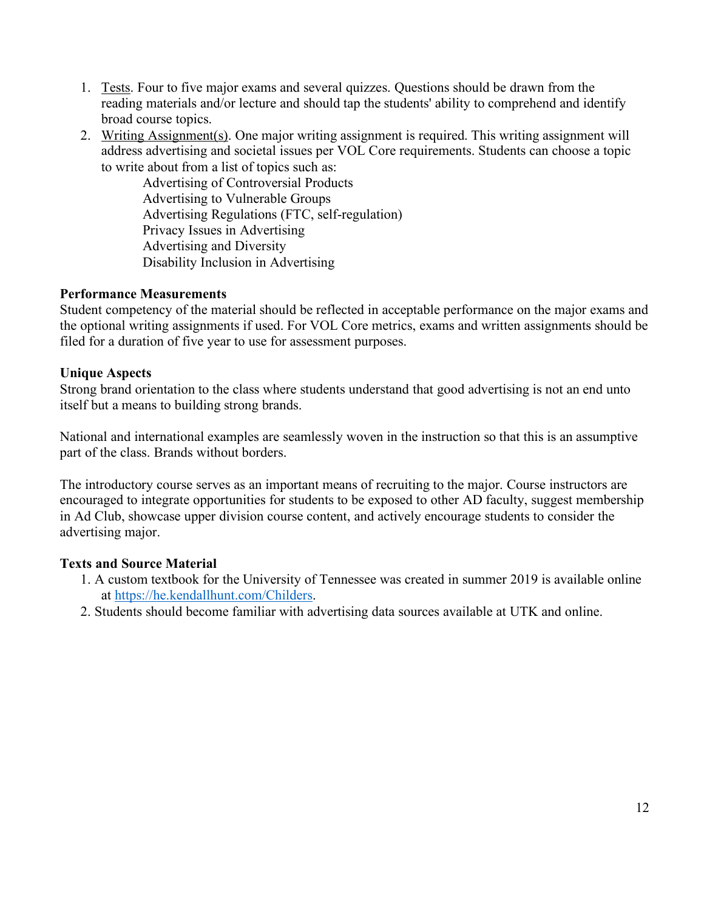1. <u>Tests</u>. Four to five major exams and several quizzes. Questions should be drawn from the reading materials and/or lecture and should tap the students' ability to comprehend and identify broad course topics.
2. <u>Writing Assignment(s)</u>. One major writing assignment is required. This writing assignment will address advertising and societal issues per VOL Core requirements. Students can choose a topic to write about from a list of topics such as:
   - Advertising of Controversial Products
   - Advertising to Vulnerable Groups
   - Advertising Regulations (FTC, self-regulation)
   - Privacy Issues in Advertising
   - Advertising and Diversity
   - Disability Inclusion in Advertising

**Performance Measurements**

Student competency of the material should be reflected in acceptable performance on the major exams and the optional writing assignments if used. For VOL Core metrics, exams and written assignments should be filed for a duration of five year to use for assessment purposes.

**Unique Aspects**

Strong brand orientation to the class where students understand that good advertising is not an end unto itself but a means to building strong brands.

National and international examples are seamlessly woven in the instruction so that this is an assumptive part of the class. Brands without borders.

The introductory course serves as an important means of recruiting to the major. Course instructors are encouraged to integrate opportunities for students to be exposed to other AD faculty, suggest membership in Ad Club, showcase upper division course content, and actively encourage students to consider the advertising major.

**Texts and Source Material**

1. A custom textbook for the University of Tennessee was created in summer 2019 is available online at [https://he.kendallhunt.com/Childers](https://he.kendallhunt.com/Childers).
2. Students should become familiar with advertising data sources available at UTK and online.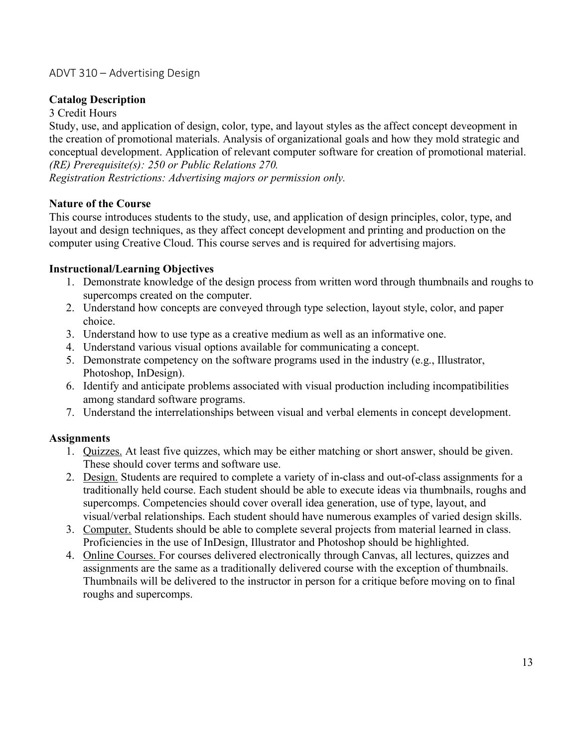## ADVT 310 – Advertising Design

**Catalog Description**

3 Credit Hours

Study, use, and application of design, color, type, and layout styles as the affect concept deveopment in the creation of promotional materials. Analysis of organizational goals and how they mold strategic and conceptual development. Application of relevant computer software for creation of promotional material.
*(RE) Prerequisite(s): 250 or Public Relations 270.*
*Registration Restrictions: Advertising majors or permission only.*

**Nature of the Course**

This course introduces students to the study, use, and application of design principles, color, type, and layout and design techniques, as they affect concept development and printing and production on the computer using Creative Cloud. This course serves and is required for advertising majors.

**Instructional/Learning Objectives**

1. Demonstrate knowledge of the design process from written word through thumbnails and roughs to supercomps created on the computer.
2. Understand how concepts are conveyed through type selection, layout style, color, and paper choice.
3. Understand how to use type as a creative medium as well as an informative one.
4. Understand various visual options available for communicating a concept.
5. Demonstrate competency on the software programs used in the industry (e.g., Illustrator, Photoshop, InDesign).
6. Identify and anticipate problems associated with visual production including incompatibilities among standard software programs.
7. Understand the interrelationships between visual and verbal elements in concept development.

**Assignments**

1. Quizzes. At least five quizzes, which may be either matching or short answer, should be given. These should cover terms and software use.
2. Design. Students are required to complete a variety of in-class and out-of-class assignments for a traditionally held course. Each student should be able to execute ideas via thumbnails, roughs and supercomps. Competencies should cover overall idea generation, use of type, layout, and visual/verbal relationships. Each student should have numerous examples of varied design skills.
3. Computer. Students should be able to complete several projects from material learned in class. Proficiencies in the use of InDesign, Illustrator and Photoshop should be highlighted.
4. Online Courses. For courses delivered electronically through Canvas, all lectures, quizzes and assignments are the same as a traditionally delivered course with the exception of thumbnails. Thumbnails will be delivered to the instructor in person for a critique before moving on to final roughs and supercomps.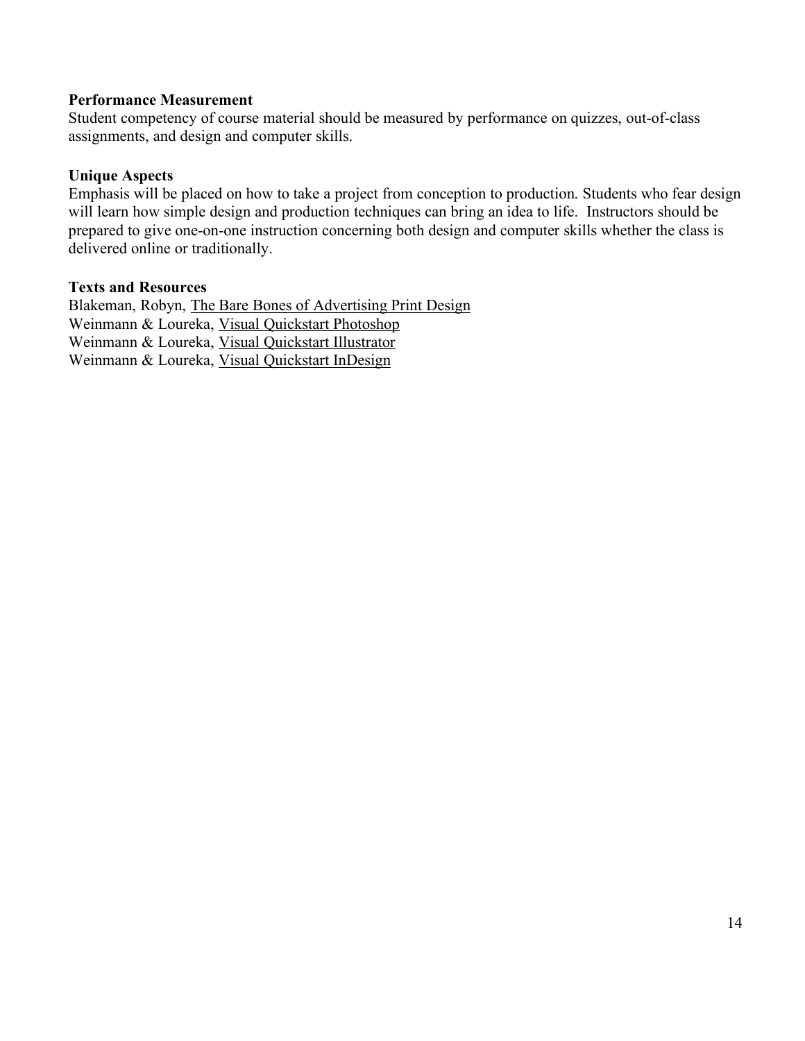**Performance Measurement**
Student competency of course material should be measured by performance on quizzes, out-of-class assignments, and design and computer skills.

**Unique Aspects**
Emphasis will be placed on how to take a project from conception to production. Students who fear design will learn how simple design and production techniques can bring an idea to life. Instructors should be prepared to give one-on-one instruction concerning both design and computer skills whether the class is delivered online or traditionally.

**Texts and Resources**
Blakeman, Robyn, <u>The Bare Bones of Advertising Print Design</u>
Weinmann & Loureka, <u>Visual Quickstart Photoshop</u>
Weinmann & Loureka, <u>Visual Quickstart Illustrator</u>
Weinmann & Loureka, <u>Visual Quickstart InDesign</u>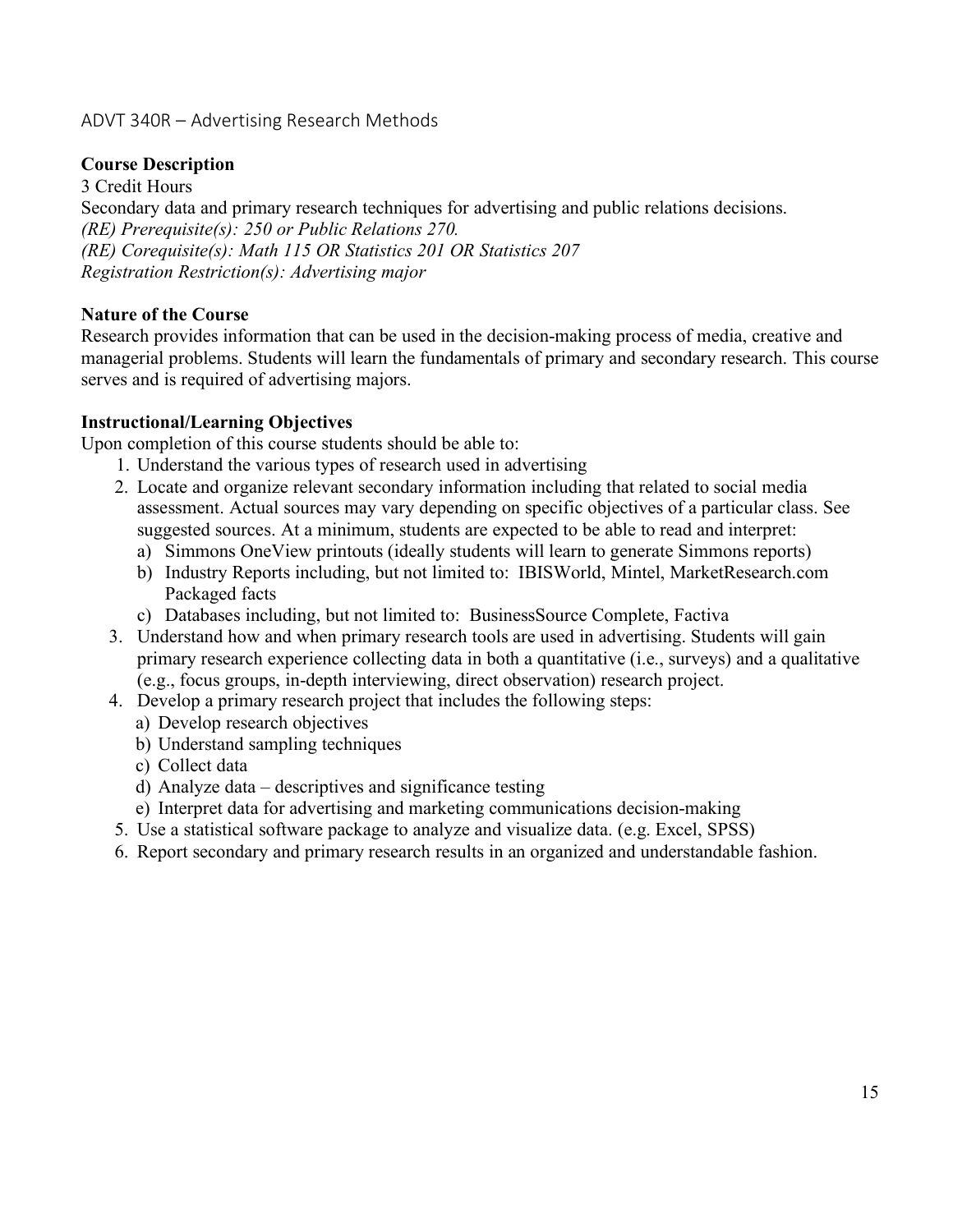## ADVT 340R – Advertising Research Methods

**Course Description**

3 Credit Hours

Secondary data and primary research techniques for advertising and public relations decisions.

*(RE) Prerequisite(s): 250 or Public Relations 270.*

*(RE) Corequisite(s): Math 115 OR Statistics 201 OR Statistics 207*

*Registration Restriction(s): Advertising major*

**Nature of the Course**

Research provides information that can be used in the decision-making process of media, creative and managerial problems. Students will learn the fundamentals of primary and secondary research. This course serves and is required of advertising majors.

**Instructional/Learning Objectives**

Upon completion of this course students should be able to:

1. Understand the various types of research used in advertising
2. Locate and organize relevant secondary information including that related to social media assessment. Actual sources may vary depending on specific objectives of a particular class. See suggested sources. At a minimum, students are expected to be able to read and interpret:
   a) Simmons OneView printouts (ideally students will learn to generate Simmons reports)
   b) Industry Reports including, but not limited to: IBISWorld, Mintel, MarketResearch.com Packaged facts
   c) Databases including, but not limited to: BusinessSource Complete, Factiva
3. Understand how and when primary research tools are used in advertising. Students will gain primary research experience collecting data in both a quantitative (i.e., surveys) and a qualitative (e.g., focus groups, in-depth interviewing, direct observation) research project.
4. Develop a primary research project that includes the following steps:
   a) Develop research objectives
   b) Understand sampling techniques
   c) Collect data
   d) Analyze data – descriptives and significance testing
   e) Interpret data for advertising and marketing communications decision-making
5. Use a statistical software package to analyze and visualize data. (e.g. Excel, SPSS)
6. Report secondary and primary research results in an organized and understandable fashion.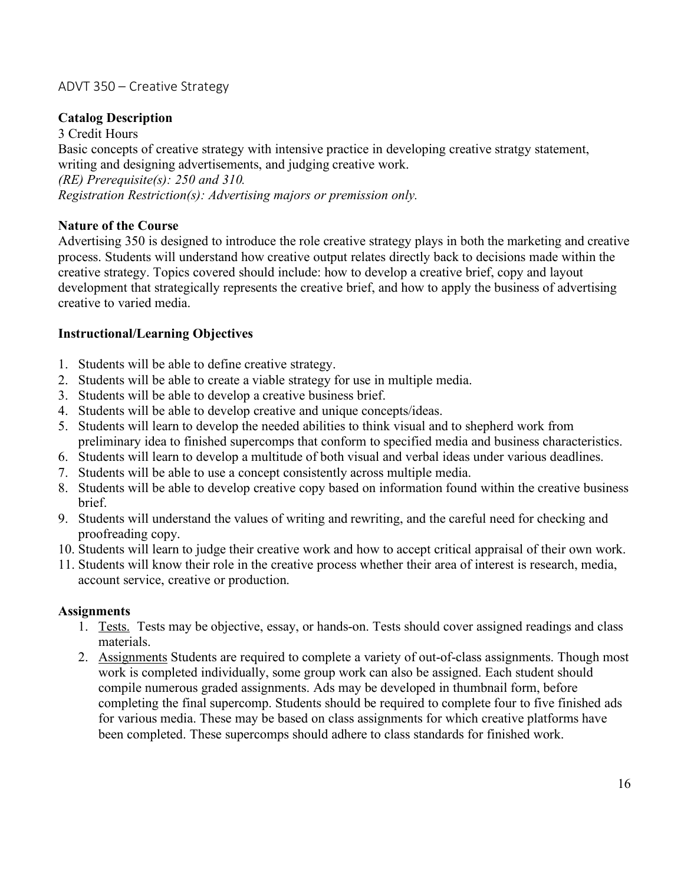## ADVT 350 – Creative Strategy

### Catalog Description

3 Credit Hours
Basic concepts of creative strategy with intensive practice in developing creative stratgy statement, writing and designing advertisements, and judging creative work.
*(RE) Prerequisite(s): 250 and 310.*
*Registration Restriction(s): Advertising majors or premission only.*

### Nature of the Course

Advertising 350 is designed to introduce the role creative strategy plays in both the marketing and creative process. Students will understand how creative output relates directly back to decisions made within the creative strategy. Topics covered should include: how to develop a creative brief, copy and layout development that strategically represents the creative brief, and how to apply the business of advertising creative to varied media.

### Instructional/Learning Objectives

1. Students will be able to define creative strategy.
2. Students will be able to create a viable strategy for use in multiple media.
3. Students will be able to develop a creative business brief.
4. Students will be able to develop creative and unique concepts/ideas.
5. Students will learn to develop the needed abilities to think visual and to shepherd work from preliminary idea to finished supercomps that conform to specified media and business characteristics.
6. Students will learn to develop a multitude of both visual and verbal ideas under various deadlines.
7. Students will be able to use a concept consistently across multiple media.
8. Students will be able to develop creative copy based on information found within the creative business brief.
9. Students will understand the values of writing and rewriting, and the careful need for checking and proofreading copy.
10. Students will learn to judge their creative work and how to accept critical appraisal of their own work.
11. Students will know their role in the creative process whether their area of interest is research, media, account service, creative or production.

### Assignments

1. <u>Tests.</u> Tests may be objective, essay, or hands-on. Tests should cover assigned readings and class materials.
2. <u>Assignments</u> Students are required to complete a variety of out-of-class assignments. Though most work is completed individually, some group work can also be assigned. Each student should compile numerous graded assignments. Ads may be developed in thumbnail form, before completing the final supercomp. Students should be required to complete four to five finished ads for various media. These may be based on class assignments for which creative platforms have been completed. These supercomps should adhere to class standards for finished work.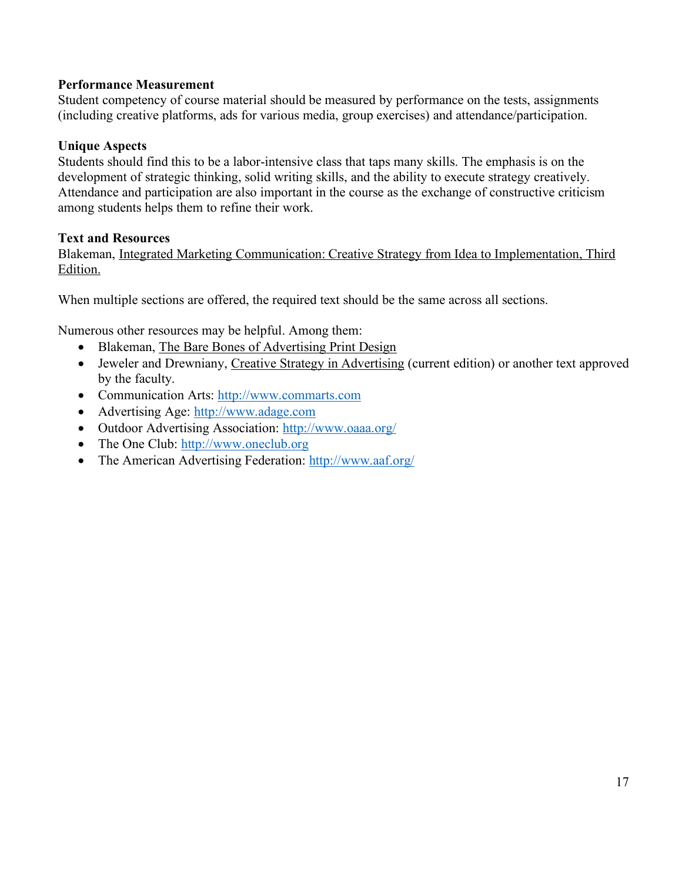**Performance Measurement**
Student competency of course material should be measured by performance on the tests, assignments (including creative platforms, ads for various media, group exercises) and attendance/participation.

**Unique Aspects**
Students should find this to be a labor-intensive class that taps many skills. The emphasis is on the development of strategic thinking, solid writing skills, and the ability to execute strategy creatively. Attendance and participation are also important in the course as the exchange of constructive criticism among students helps them to refine their work.

**Text and Resources**
Blakeman, Integrated Marketing Communication: Creative Strategy from Idea to Implementation, Third Edition.

When multiple sections are offered, the required text should be the same across all sections.

Numerous other resources may be helpful. Among them:

- Blakeman, The Bare Bones of Advertising Print Design
- Jeweler and Drewniany, Creative Strategy in Advertising (current edition) or another text approved by the faculty.
- Communication Arts: http://www.commarts.com
- Advertising Age: http://www.adage.com
- Outdoor Advertising Association: http://www.oaaa.org/
- The One Club: http://www.oneclub.org
- The American Advertising Federation: http://www.aaf.org/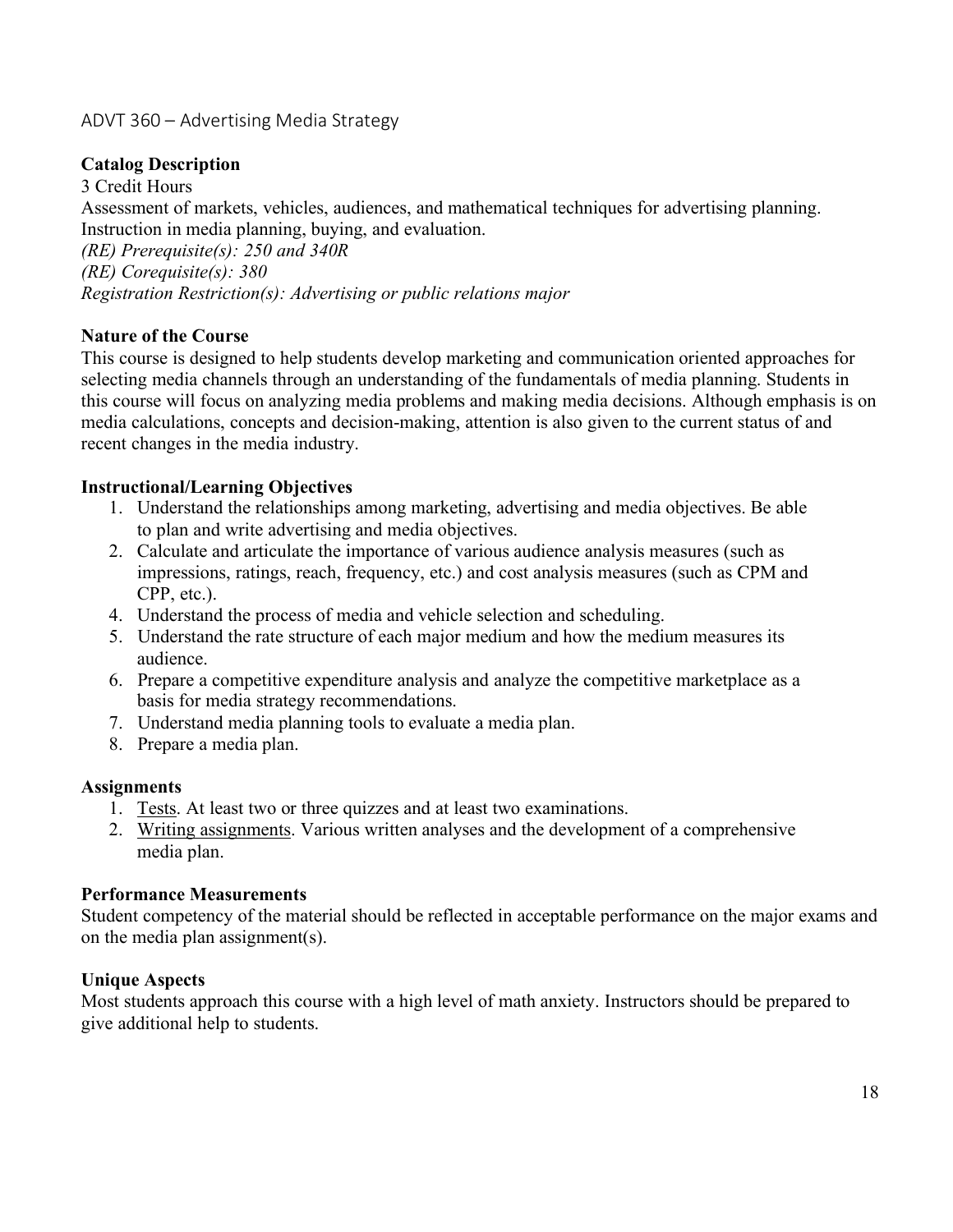## ADVT 360 – Advertising Media Strategy

**Catalog Description**

3 Credit Hours

Assessment of markets, vehicles, audiences, and mathematical techniques for advertising planning. Instruction in media planning, buying, and evaluation.

*(RE) Prerequisite(s): 250 and 340R*

*(RE) Corequisite(s): 380*

*Registration Restriction(s): Advertising or public relations major*

**Nature of the Course**

This course is designed to help students develop marketing and communication oriented approaches for selecting media channels through an understanding of the fundamentals of media planning. Students in this course will focus on analyzing media problems and making media decisions. Although emphasis is on media calculations, concepts and decision-making, attention is also given to the current status of and recent changes in the media industry.

**Instructional/Learning Objectives**

1. Understand the relationships among marketing, advertising and media objectives. Be able to plan and write advertising and media objectives.
2. Calculate and articulate the importance of various audience analysis measures (such as impressions, ratings, reach, frequency, etc.) and cost analysis measures (such as CPM and CPP, etc.).
4. Understand the process of media and vehicle selection and scheduling.
5. Understand the rate structure of each major medium and how the medium measures its audience.
6. Prepare a competitive expenditure analysis and analyze the competitive marketplace as a basis for media strategy recommendations.
7. Understand media planning tools to evaluate a media plan.
8. Prepare a media plan.

**Assignments**

1. Tests. At least two or three quizzes and at least two examinations.
2. Writing assignments. Various written analyses and the development of a comprehensive media plan.

**Performance Measurements**

Student competency of the material should be reflected in acceptable performance on the major exams and on the media plan assignment(s).

**Unique Aspects**

Most students approach this course with a high level of math anxiety. Instructors should be prepared to give additional help to students.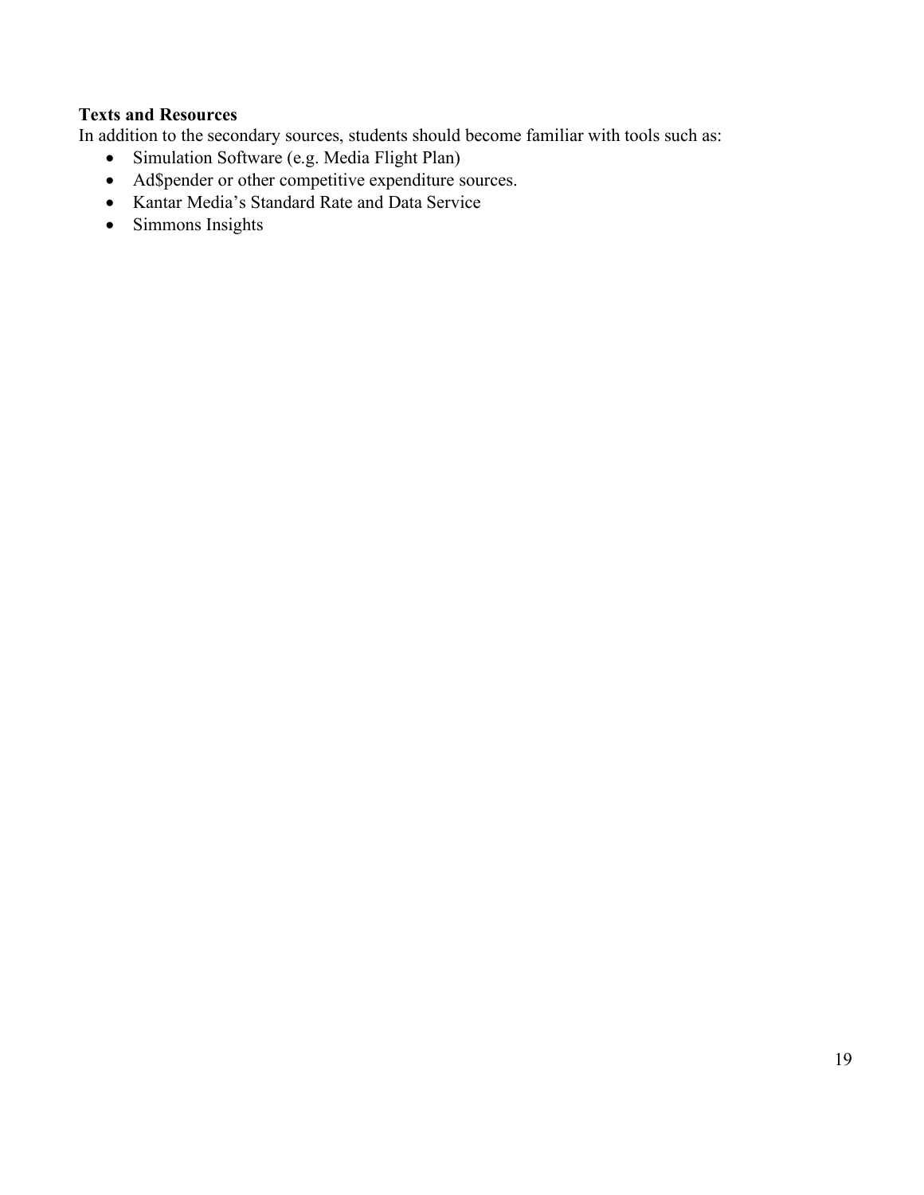**Texts and Resources**

In addition to the secondary sources, students should become familiar with tools such as:

- Simulation Software (e.g. Media Flight Plan)
- Ad$pender or other competitive expenditure sources.
- Kantar Media's Standard Rate and Data Service
- Simmons Insights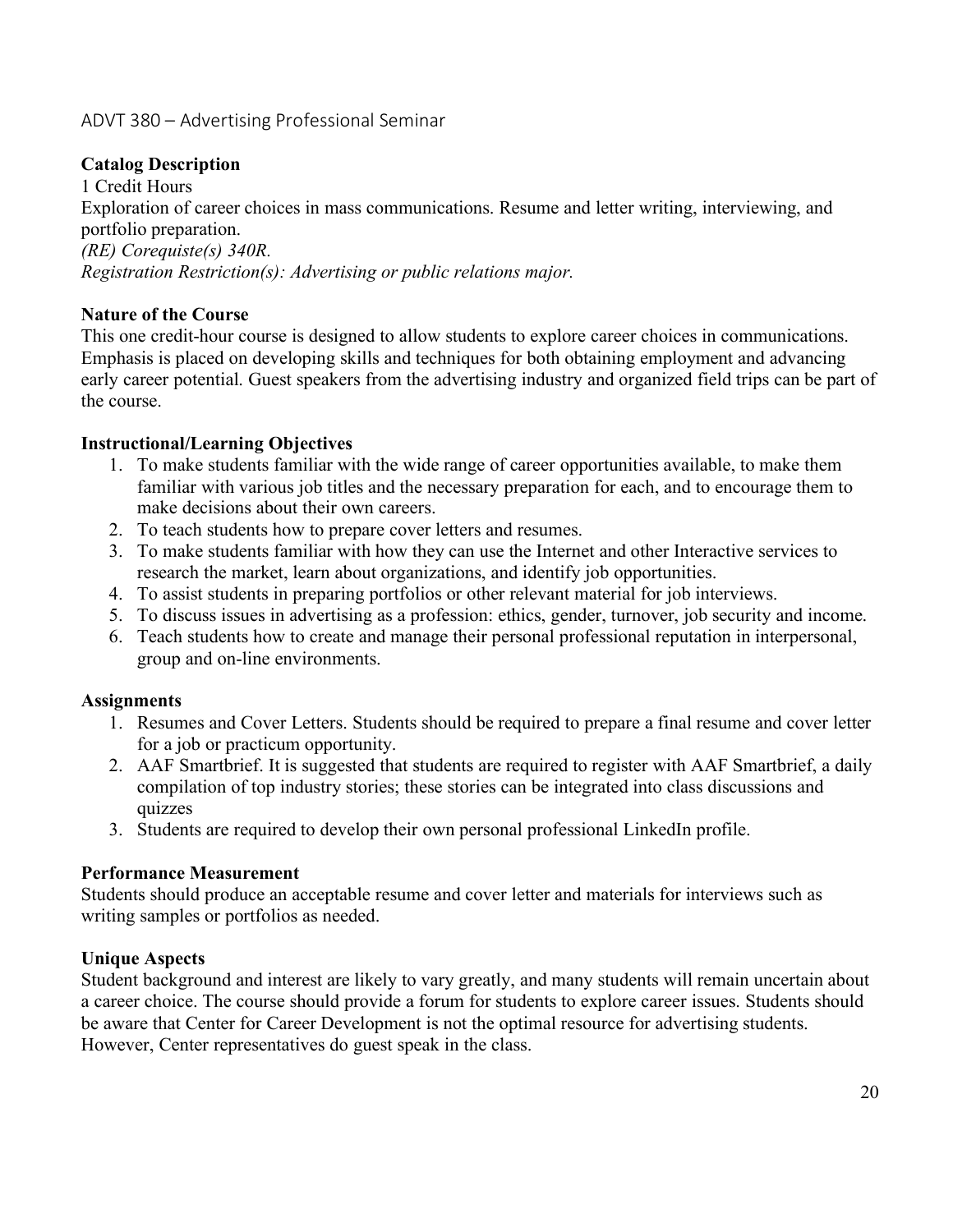## ADVT 380 – Advertising Professional Seminar

**Catalog Description**

1 Credit Hours

Exploration of career choices in mass communications. Resume and letter writing, interviewing, and portfolio preparation.

*(RE) Corequiste(s) 340R.*

*Registration Restriction(s): Advertising or public relations major.*

**Nature of the Course**

This one credit-hour course is designed to allow students to explore career choices in communications. Emphasis is placed on developing skills and techniques for both obtaining employment and advancing early career potential. Guest speakers from the advertising industry and organized field trips can be part of the course.

**Instructional/Learning Objectives**

1. To make students familiar with the wide range of career opportunities available, to make them familiar with various job titles and the necessary preparation for each, and to encourage them to make decisions about their own careers.
2. To teach students how to prepare cover letters and resumes.
3. To make students familiar with how they can use the Internet and other Interactive services to research the market, learn about organizations, and identify job opportunities.
4. To assist students in preparing portfolios or other relevant material for job interviews.
5. To discuss issues in advertising as a profession: ethics, gender, turnover, job security and income.
6. Teach students how to create and manage their personal professional reputation in interpersonal, group and on-line environments.

**Assignments**

1. Resumes and Cover Letters. Students should be required to prepare a final resume and cover letter for a job or practicum opportunity.
2. AAF Smartbrief. It is suggested that students are required to register with AAF Smartbrief, a daily compilation of top industry stories; these stories can be integrated into class discussions and quizzes
3. Students are required to develop their own personal professional LinkedIn profile.

**Performance Measurement**

Students should produce an acceptable resume and cover letter and materials for interviews such as writing samples or portfolios as needed.

**Unique Aspects**

Student background and interest are likely to vary greatly, and many students will remain uncertain about a career choice. The course should provide a forum for students to explore career issues. Students should be aware that Center for Career Development is not the optimal resource for advertising students. However, Center representatives do guest speak in the class.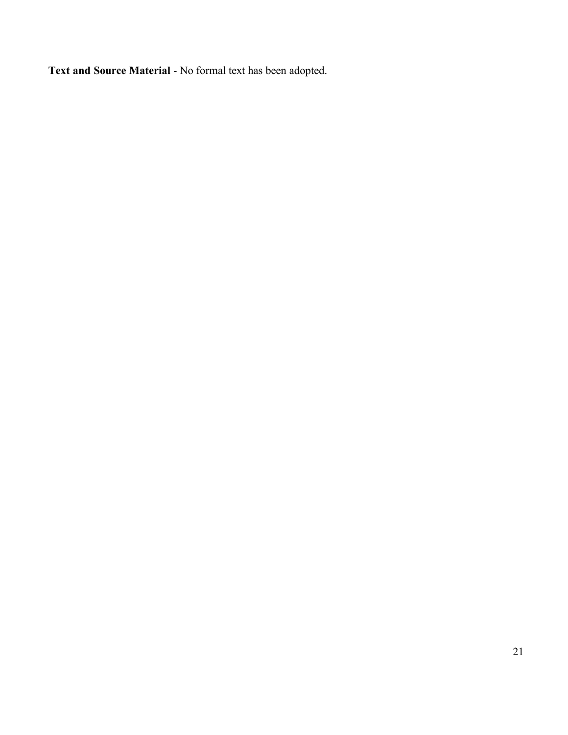**Text and Source Material** - No formal text has been adopted.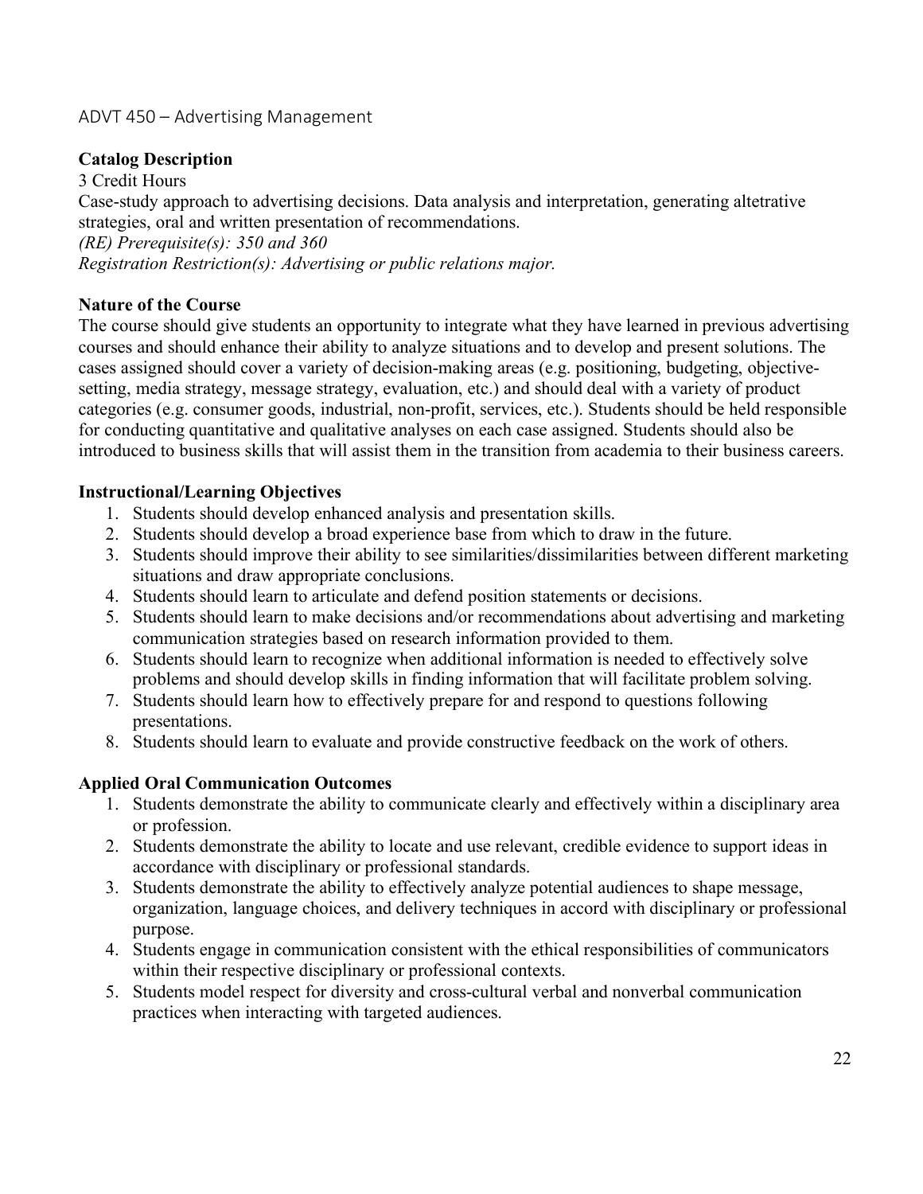## ADVT 450 – Advertising Management

**Catalog Description**

3 Credit Hours

Case-study approach to advertising decisions. Data analysis and interpretation, generating altetrative strategies, oral and written presentation of recommendations.

*(RE) Prerequisite(s): 350 and 360*

*Registration Restriction(s): Advertising or public relations major.*

**Nature of the Course**

The course should give students an opportunity to integrate what they have learned in previous advertising courses and should enhance their ability to analyze situations and to develop and present solutions. The cases assigned should cover a variety of decision-making areas (e.g. positioning, budgeting, objective-setting, media strategy, message strategy, evaluation, etc.) and should deal with a variety of product categories (e.g. consumer goods, industrial, non-profit, services, etc.). Students should be held responsible for conducting quantitative and qualitative analyses on each case assigned. Students should also be introduced to business skills that will assist them in the transition from academia to their business careers.

**Instructional/Learning Objectives**

1. Students should develop enhanced analysis and presentation skills.
2. Students should develop a broad experience base from which to draw in the future.
3. Students should improve their ability to see similarities/dissimilarities between different marketing situations and draw appropriate conclusions.
4. Students should learn to articulate and defend position statements or decisions.
5. Students should learn to make decisions and/or recommendations about advertising and marketing communication strategies based on research information provided to them.
6. Students should learn to recognize when additional information is needed to effectively solve problems and should develop skills in finding information that will facilitate problem solving.
7. Students should learn how to effectively prepare for and respond to questions following presentations.
8. Students should learn to evaluate and provide constructive feedback on the work of others.

**Applied Oral Communication Outcomes**

1. Students demonstrate the ability to communicate clearly and effectively within a disciplinary area or profession.
2. Students demonstrate the ability to locate and use relevant, credible evidence to support ideas in accordance with disciplinary or professional standards.
3. Students demonstrate the ability to effectively analyze potential audiences to shape message, organization, language choices, and delivery techniques in accord with disciplinary or professional purpose.
4. Students engage in communication consistent with the ethical responsibilities of communicators within their respective disciplinary or professional contexts.
5. Students model respect for diversity and cross-cultural verbal and nonverbal communication practices when interacting with targeted audiences.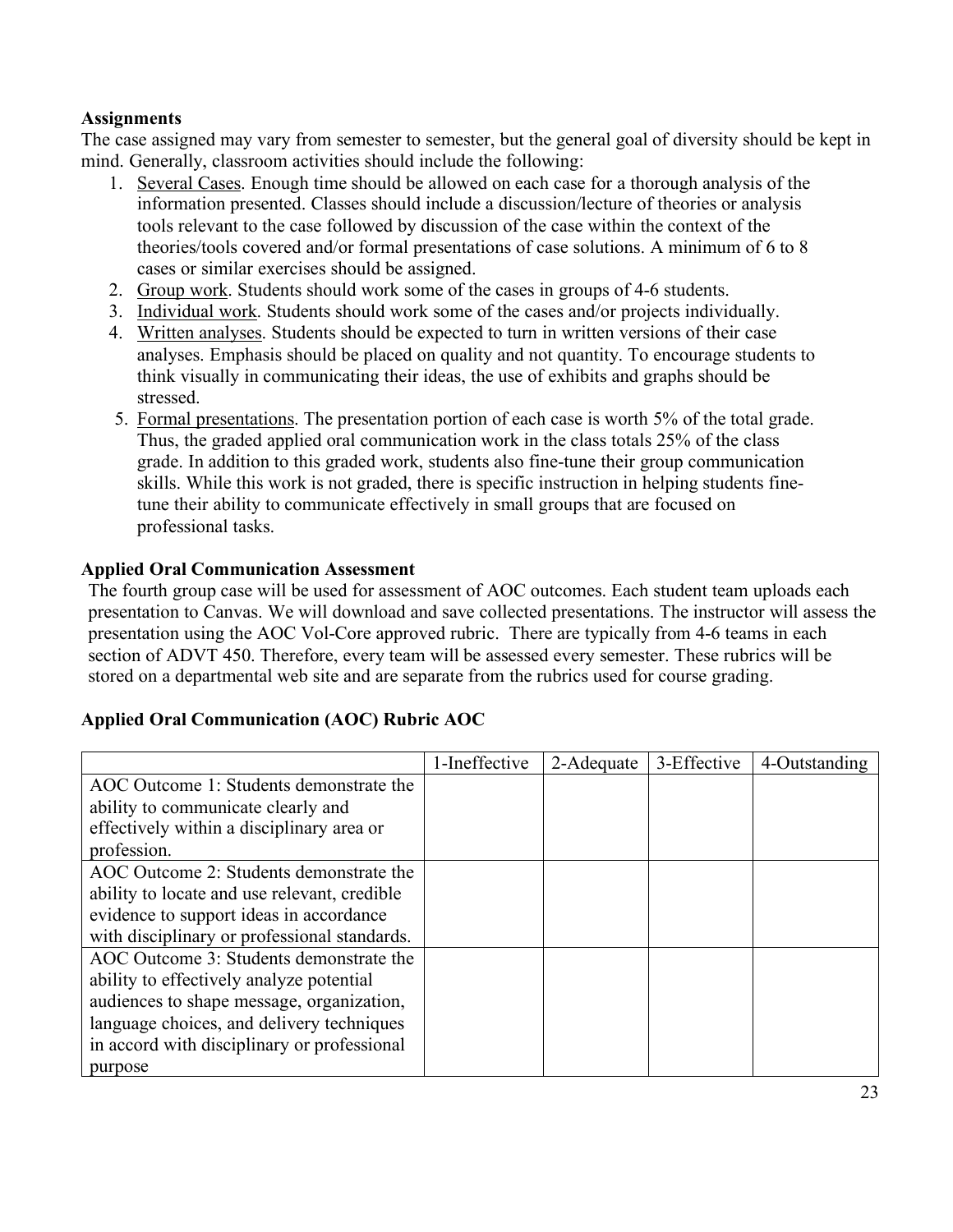**Assignments**

The case assigned may vary from semester to semester, but the general goal of diversity should be kept in mind. Generally, classroom activities should include the following:

1. Several Cases. Enough time should be allowed on each case for a thorough analysis of the information presented. Classes should include a discussion/lecture of theories or analysis tools relevant to the case followed by discussion of the case within the context of the theories/tools covered and/or formal presentations of case solutions. A minimum of 6 to 8 cases or similar exercises should be assigned.
2. Group work. Students should work some of the cases in groups of 4-6 students.
3. Individual work. Students should work some of the cases and/or projects individually.
4. Written analyses. Students should be expected to turn in written versions of their case analyses. Emphasis should be placed on quality and not quantity. To encourage students to think visually in communicating their ideas, the use of exhibits and graphs should be stressed.
5. Formal presentations. The presentation portion of each case is worth 5% of the total grade. Thus, the graded applied oral communication work in the class totals 25% of the class grade. In addition to this graded work, students also fine-tune their group communication skills. While this work is not graded, there is specific instruction in helping students fine-tune their ability to communicate effectively in small groups that are focused on professional tasks.

**Applied Oral Communication Assessment**

The fourth group case will be used for assessment of AOC outcomes. Each student team uploads each presentation to Canvas. We will download and save collected presentations. The instructor will assess the presentation using the AOC Vol-Core approved rubric. There are typically from 4-6 teams in each section of ADVT 450. Therefore, every team will be assessed every semester. These rubrics will be stored on a departmental web site and are separate from the rubrics used for course grading.

**Applied Oral Communication (AOC) Rubric AOC**

| | 1-Ineffective | 2-Adequate | 3-Effective | 4-Outstanding |
|---|---|---|---|---|
| AOC Outcome 1: Students demonstrate the ability to communicate clearly and effectively within a disciplinary area or profession. | | | | |
| AOC Outcome 2: Students demonstrate the ability to locate and use relevant, credible evidence to support ideas in accordance with disciplinary or professional standards. | | | | |
| AOC Outcome 3: Students demonstrate the ability to effectively analyze potential audiences to shape message, organization, language choices, and delivery techniques in accord with disciplinary or professional purpose | | | | |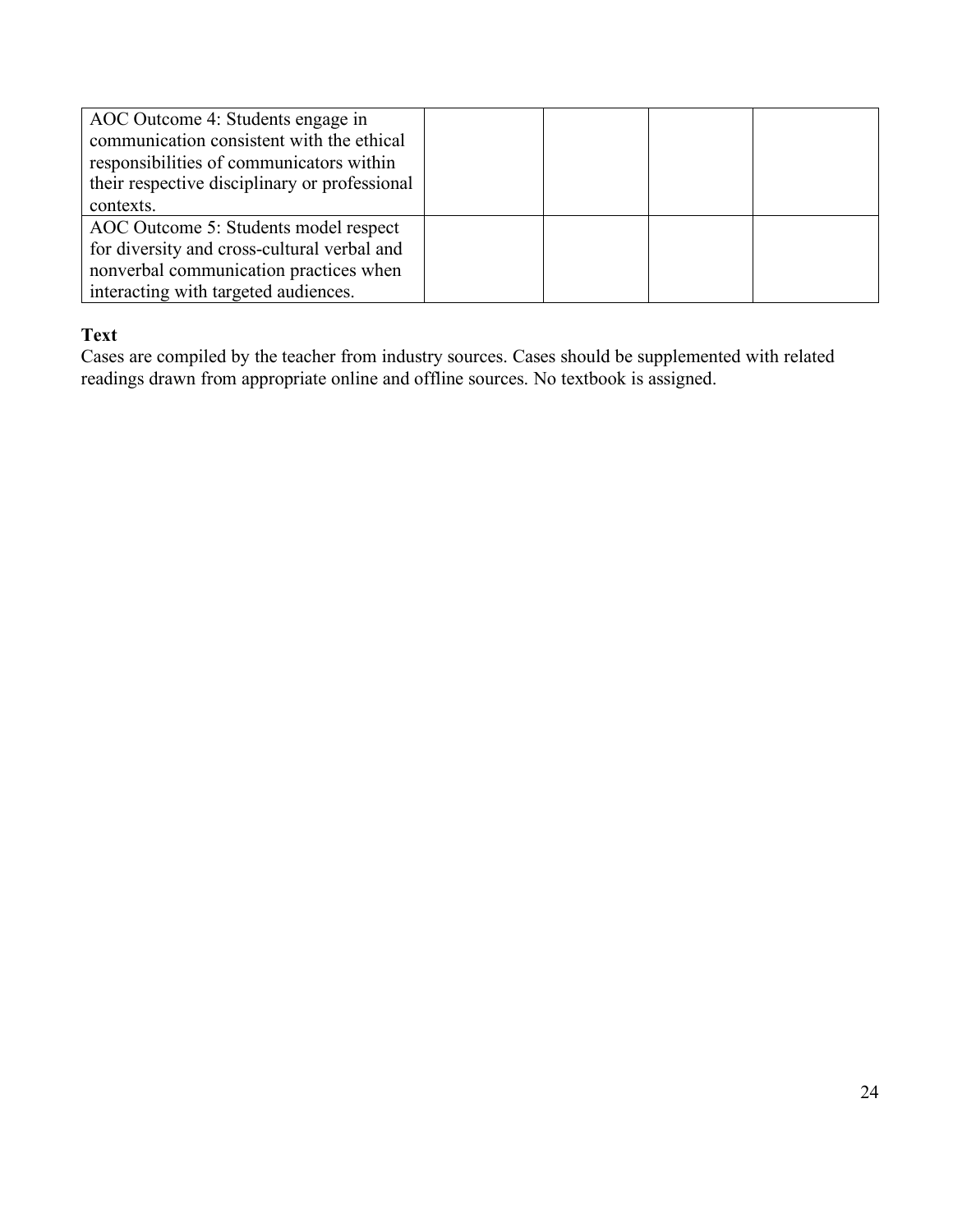| | | | | |
|---|---|---|---|---|
| AOC Outcome 4: Students engage in communication consistent with the ethical responsibilities of communicators within their respective disciplinary or professional contexts. | | | | |
| AOC Outcome 5: Students model respect for diversity and cross-cultural verbal and nonverbal communication practices when interacting with targeted audiences. | | | | |

**Text**

Cases are compiled by the teacher from industry sources. Cases should be supplemented with related readings drawn from appropriate online and offline sources. No textbook is assigned.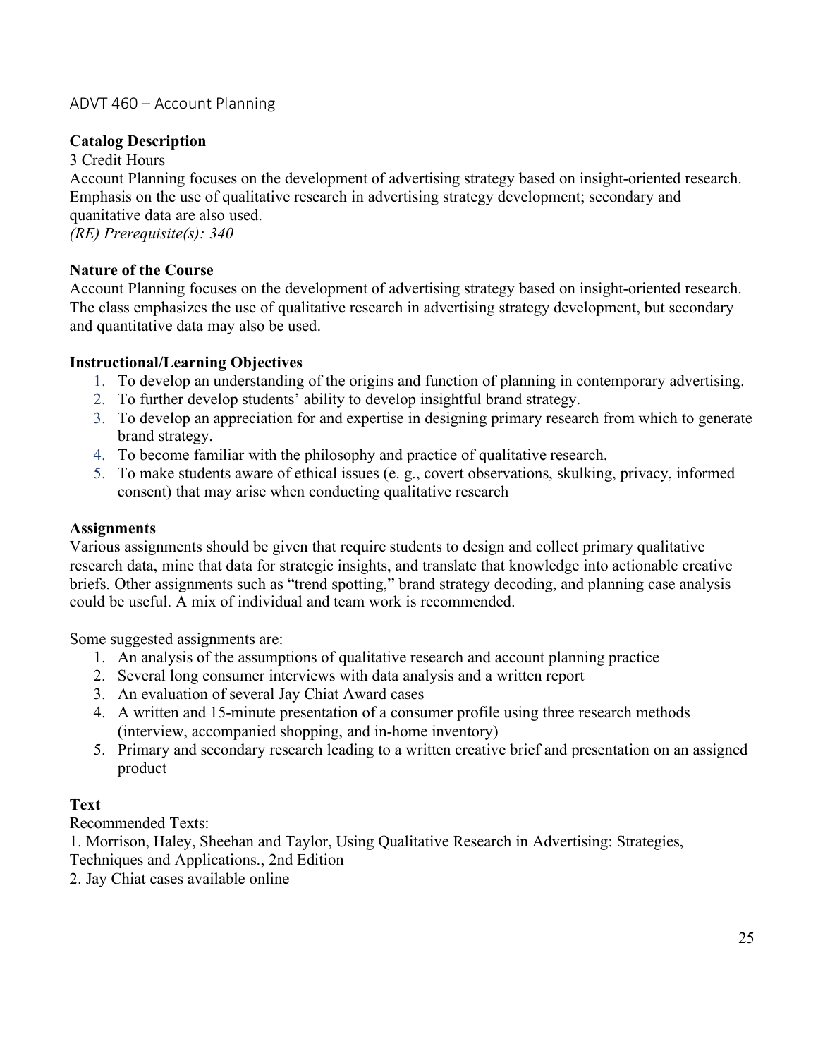## ADVT 460 – Account Planning

**Catalog Description**

3 Credit Hours

Account Planning focuses on the development of advertising strategy based on insight-oriented research. Emphasis on the use of qualitative research in advertising strategy development; secondary and quanitative data are also used.

*(RE) Prerequisite(s): 340*

**Nature of the Course**

Account Planning focuses on the development of advertising strategy based on insight-oriented research. The class emphasizes the use of qualitative research in advertising strategy development, but secondary and quantitative data may also be used.

**Instructional/Learning Objectives**

1. To develop an understanding of the origins and function of planning in contemporary advertising.
2. To further develop students' ability to develop insightful brand strategy.
3. To develop an appreciation for and expertise in designing primary research from which to generate brand strategy.
4. To become familiar with the philosophy and practice of qualitative research.
5. To make students aware of ethical issues (e. g., covert observations, skulking, privacy, informed consent) that may arise when conducting qualitative research

**Assignments**

Various assignments should be given that require students to design and collect primary qualitative research data, mine that data for strategic insights, and translate that knowledge into actionable creative briefs. Other assignments such as "trend spotting," brand strategy decoding, and planning case analysis could be useful. A mix of individual and team work is recommended.

Some suggested assignments are:

1. An analysis of the assumptions of qualitative research and account planning practice
2. Several long consumer interviews with data analysis and a written report
3. An evaluation of several Jay Chiat Award cases
4. A written and 15-minute presentation of a consumer profile using three research methods (interview, accompanied shopping, and in-home inventory)
5. Primary and secondary research leading to a written creative brief and presentation on an assigned product

**Text**

Recommended Texts:

1. Morrison, Haley, Sheehan and Taylor, Using Qualitative Research in Advertising: Strategies, Techniques and Applications., 2nd Edition
2. Jay Chiat cases available online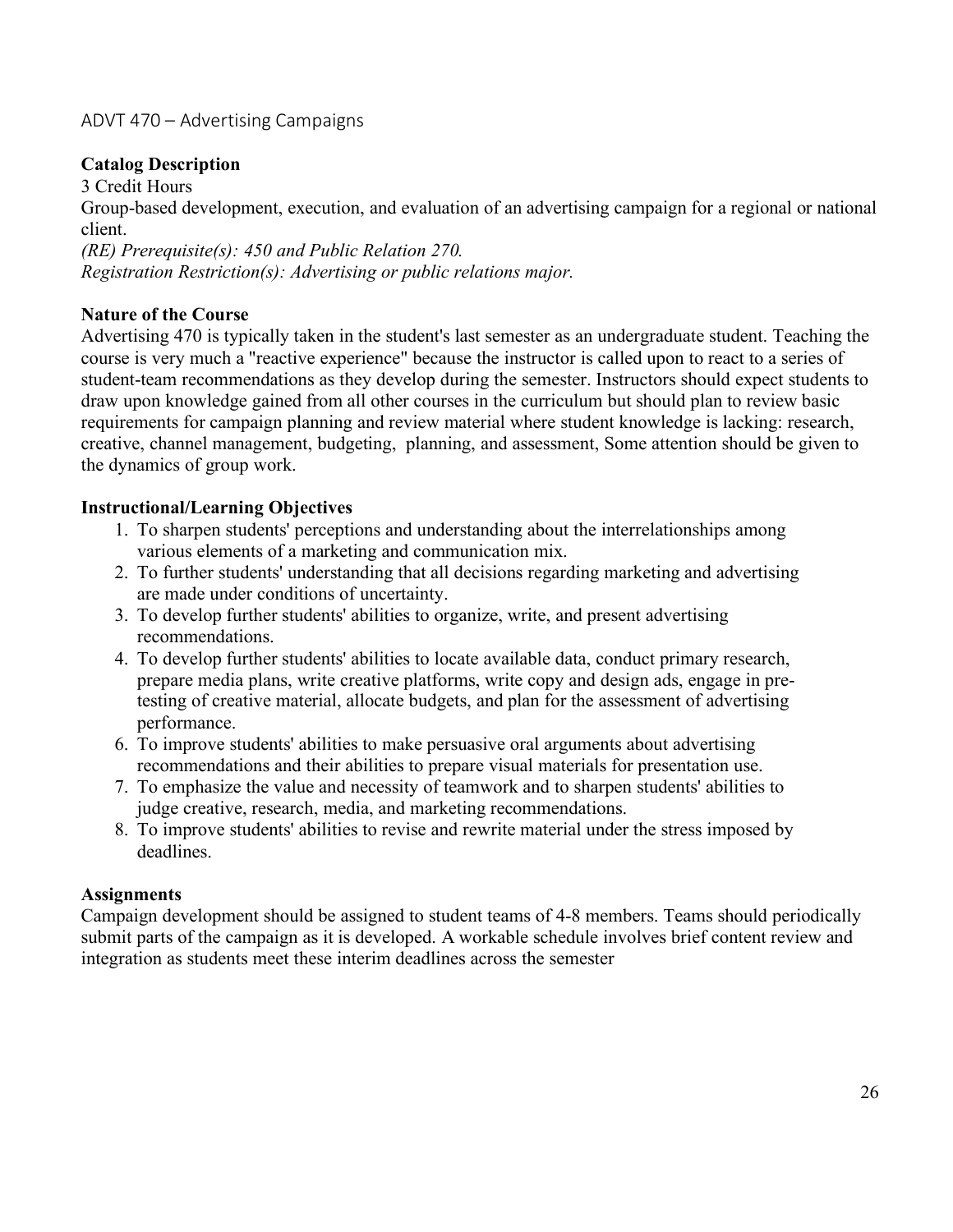## ADVT 470 – Advertising Campaigns

**Catalog Description**

3 Credit Hours

Group-based development, execution, and evaluation of an advertising campaign for a regional or national client.

*(RE) Prerequisite(s): 450 and Public Relation 270.*

*Registration Restriction(s): Advertising or public relations major.*

**Nature of the Course**

Advertising 470 is typically taken in the student's last semester as an undergraduate student. Teaching the course is very much a "reactive experience" because the instructor is called upon to react to a series of student-team recommendations as they develop during the semester. Instructors should expect students to draw upon knowledge gained from all other courses in the curriculum but should plan to review basic requirements for campaign planning and review material where student knowledge is lacking: research, creative, channel management, budgeting, planning, and assessment, Some attention should be given to the dynamics of group work.

**Instructional/Learning Objectives**

1. To sharpen students' perceptions and understanding about the interrelationships among various elements of a marketing and communication mix.
2. To further students' understanding that all decisions regarding marketing and advertising are made under conditions of uncertainty.
3. To develop further students' abilities to organize, write, and present advertising recommendations.
4. To develop further students' abilities to locate available data, conduct primary research, prepare media plans, write creative platforms, write copy and design ads, engage in pre-testing of creative material, allocate budgets, and plan for the assessment of advertising performance.
6. To improve students' abilities to make persuasive oral arguments about advertising recommendations and their abilities to prepare visual materials for presentation use.
7. To emphasize the value and necessity of teamwork and to sharpen students' abilities to judge creative, research, media, and marketing recommendations.
8. To improve students' abilities to revise and rewrite material under the stress imposed by deadlines.

**Assignments**

Campaign development should be assigned to student teams of 4-8 members. Teams should periodically submit parts of the campaign as it is developed. A workable schedule involves brief content review and integration as students meet these interim deadlines across the semester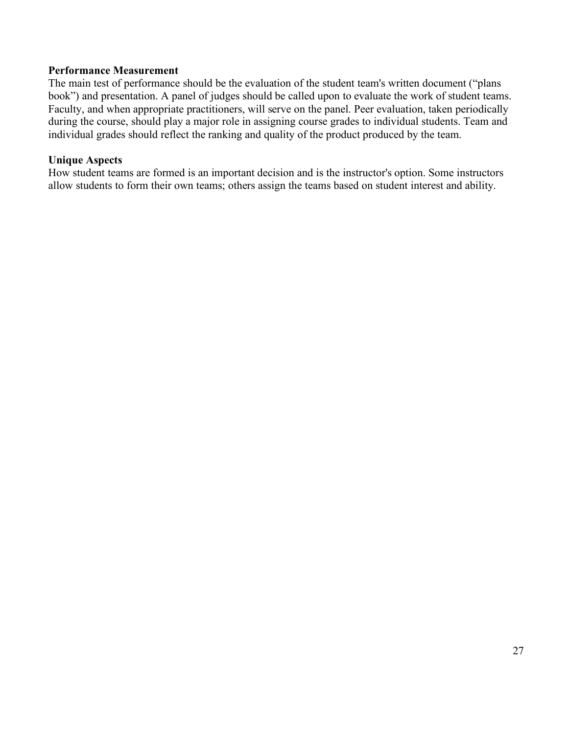**Performance Measurement**

The main test of performance should be the evaluation of the student team's written document ("plans book") and presentation. A panel of judges should be called upon to evaluate the work of student teams. Faculty, and when appropriate practitioners, will serve on the panel. Peer evaluation, taken periodically during the course, should play a major role in assigning course grades to individual students. Team and individual grades should reflect the ranking and quality of the product produced by the team.

**Unique Aspects**

How student teams are formed is an important decision and is the instructor's option. Some instructors allow students to form their own teams; others assign the teams based on student interest and ability.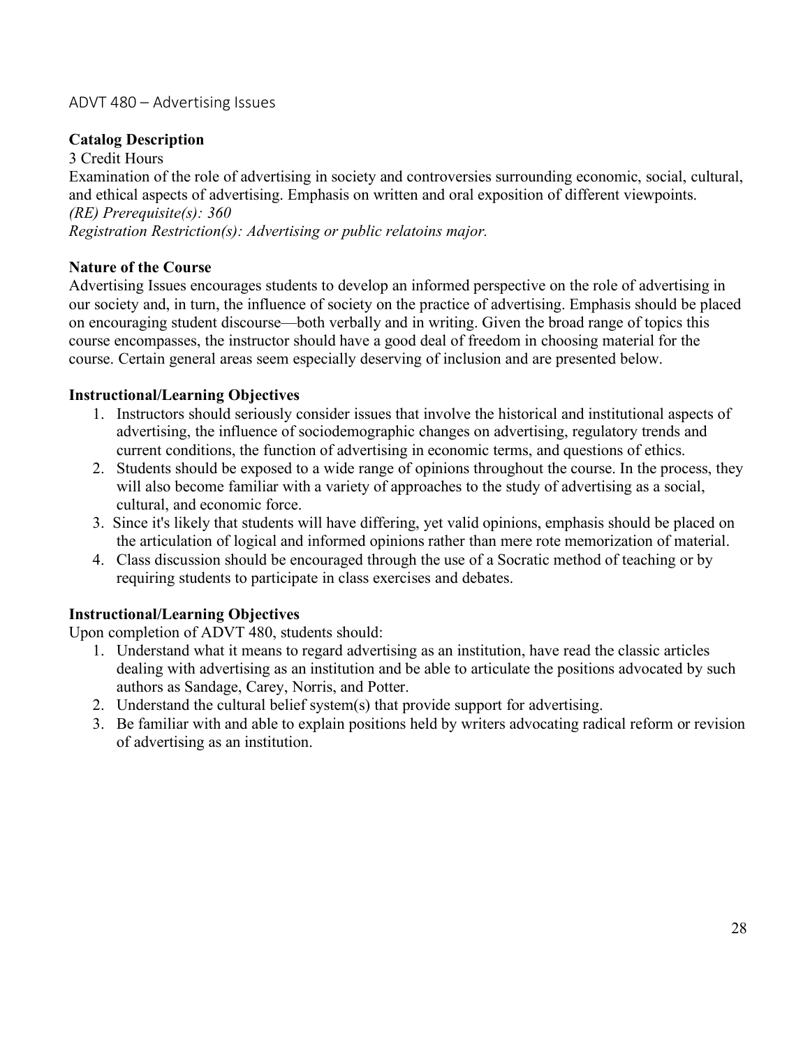## ADVT 480 – Advertising Issues

**Catalog Description**

3 Credit Hours

Examination of the role of advertising in society and controversies surrounding economic, social, cultural, and ethical aspects of advertising. Emphasis on written and oral exposition of different viewpoints.

*(RE) Prerequisite(s): 360*

*Registration Restriction(s): Advertising or public relatoins major.*

**Nature of the Course**

Advertising Issues encourages students to develop an informed perspective on the role of advertising in our society and, in turn, the influence of society on the practice of advertising. Emphasis should be placed on encouraging student discourse—both verbally and in writing. Given the broad range of topics this course encompasses, the instructor should have a good deal of freedom in choosing material for the course. Certain general areas seem especially deserving of inclusion and are presented below.

**Instructional/Learning Objectives**

1. Instructors should seriously consider issues that involve the historical and institutional aspects of advertising, the influence of sociodemographic changes on advertising, regulatory trends and current conditions, the function of advertising in economic terms, and questions of ethics.
2. Students should be exposed to a wide range of opinions throughout the course. In the process, they will also become familiar with a variety of approaches to the study of advertising as a social, cultural, and economic force.
3. Since it's likely that students will have differing, yet valid opinions, emphasis should be placed on the articulation of logical and informed opinions rather than mere rote memorization of material.
4. Class discussion should be encouraged through the use of a Socratic method of teaching or by requiring students to participate in class exercises and debates.

**Instructional/Learning Objectives**

Upon completion of ADVT 480, students should:

1. Understand what it means to regard advertising as an institution, have read the classic articles dealing with advertising as an institution and be able to articulate the positions advocated by such authors as Sandage, Carey, Norris, and Potter.
2. Understand the cultural belief system(s) that provide support for advertising.
3. Be familiar with and able to explain positions held by writers advocating radical reform or revision of advertising as an institution.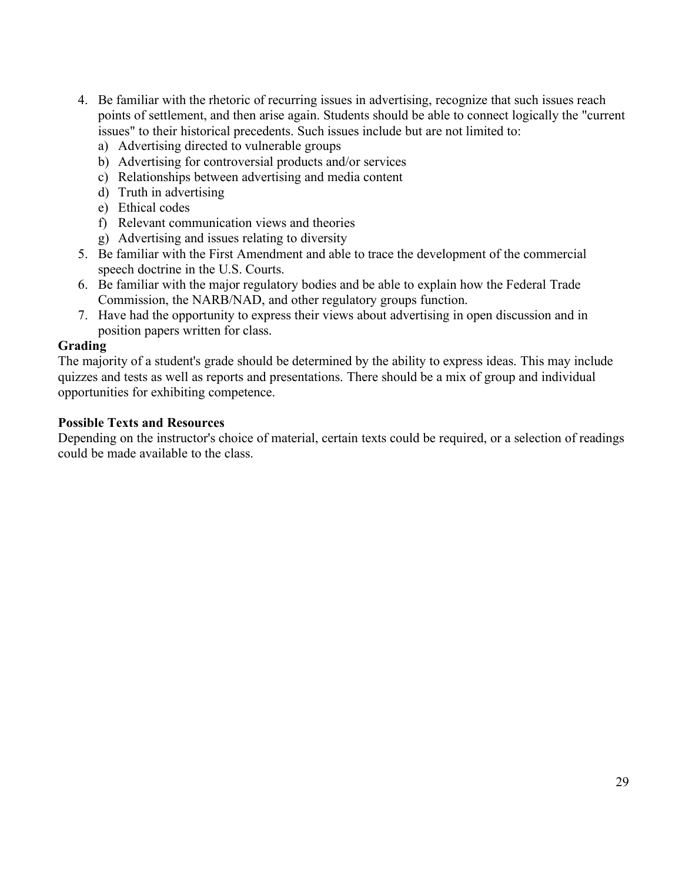4. Be familiar with the rhetoric of recurring issues in advertising, recognize that such issues reach points of settlement, and then arise again. Students should be able to connect logically the "current issues" to their historical precedents. Such issues include but are not limited to:
   a) Advertising directed to vulnerable groups
   b) Advertising for controversial products and/or services
   c) Relationships between advertising and media content
   d) Truth in advertising
   e) Ethical codes
   f) Relevant communication views and theories
   g) Advertising and issues relating to diversity
5. Be familiar with the First Amendment and able to trace the development of the commercial speech doctrine in the U.S. Courts.
6. Be familiar with the major regulatory bodies and be able to explain how the Federal Trade Commission, the NARB/NAD, and other regulatory groups function.
7. Have had the opportunity to express their views about advertising in open discussion and in position papers written for class.

**Grading**

The majority of a student's grade should be determined by the ability to express ideas. This may include quizzes and tests as well as reports and presentations. There should be a mix of group and individual opportunities for exhibiting competence.

**Possible Texts and Resources**

Depending on the instructor's choice of material, certain texts could be required, or a selection of readings could be made available to the class.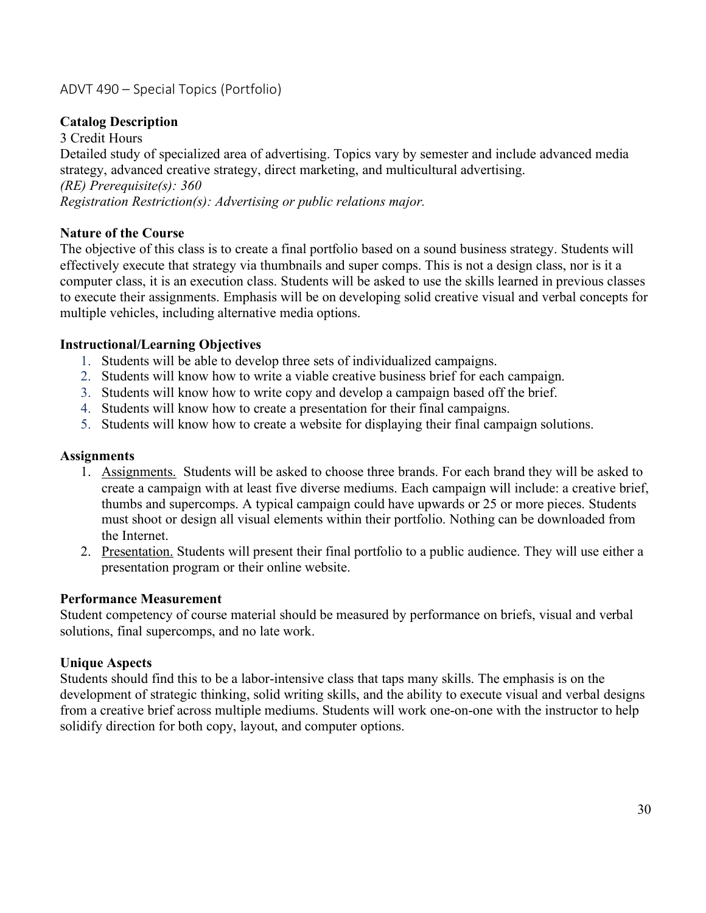## ADVT 490 – Special Topics (Portfolio)

**Catalog Description**

3 Credit Hours

Detailed study of specialized area of advertising. Topics vary by semester and include advanced media strategy, advanced creative strategy, direct marketing, and multicultural advertising.

*(RE) Prerequisite(s): 360*

*Registration Restriction(s): Advertising or public relations major.*

**Nature of the Course**

The objective of this class is to create a final portfolio based on a sound business strategy. Students will effectively execute that strategy via thumbnails and super comps. This is not a design class, nor is it a computer class, it is an execution class. Students will be asked to use the skills learned in previous classes to execute their assignments. Emphasis will be on developing solid creative visual and verbal concepts for multiple vehicles, including alternative media options.

**Instructional/Learning Objectives**

1. Students will be able to develop three sets of individualized campaigns.
2. Students will know how to write a viable creative business brief for each campaign.
3. Students will know how to write copy and develop a campaign based off the brief.
4. Students will know how to create a presentation for their final campaigns.
5. Students will know how to create a website for displaying their final campaign solutions.

**Assignments**

1. Assignments. Students will be asked to choose three brands. For each brand they will be asked to create a campaign with at least five diverse mediums. Each campaign will include: a creative brief, thumbs and supercomps. A typical campaign could have upwards or 25 or more pieces. Students must shoot or design all visual elements within their portfolio. Nothing can be downloaded from the Internet.
2. Presentation. Students will present their final portfolio to a public audience. They will use either a presentation program or their online website.

**Performance Measurement**

Student competency of course material should be measured by performance on briefs, visual and verbal solutions, final supercomps, and no late work.

**Unique Aspects**

Students should find this to be a labor-intensive class that taps many skills. The emphasis is on the development of strategic thinking, solid writing skills, and the ability to execute visual and verbal designs from a creative brief across multiple mediums. Students will work one-on-one with the instructor to help solidify direction for both copy, layout, and computer options.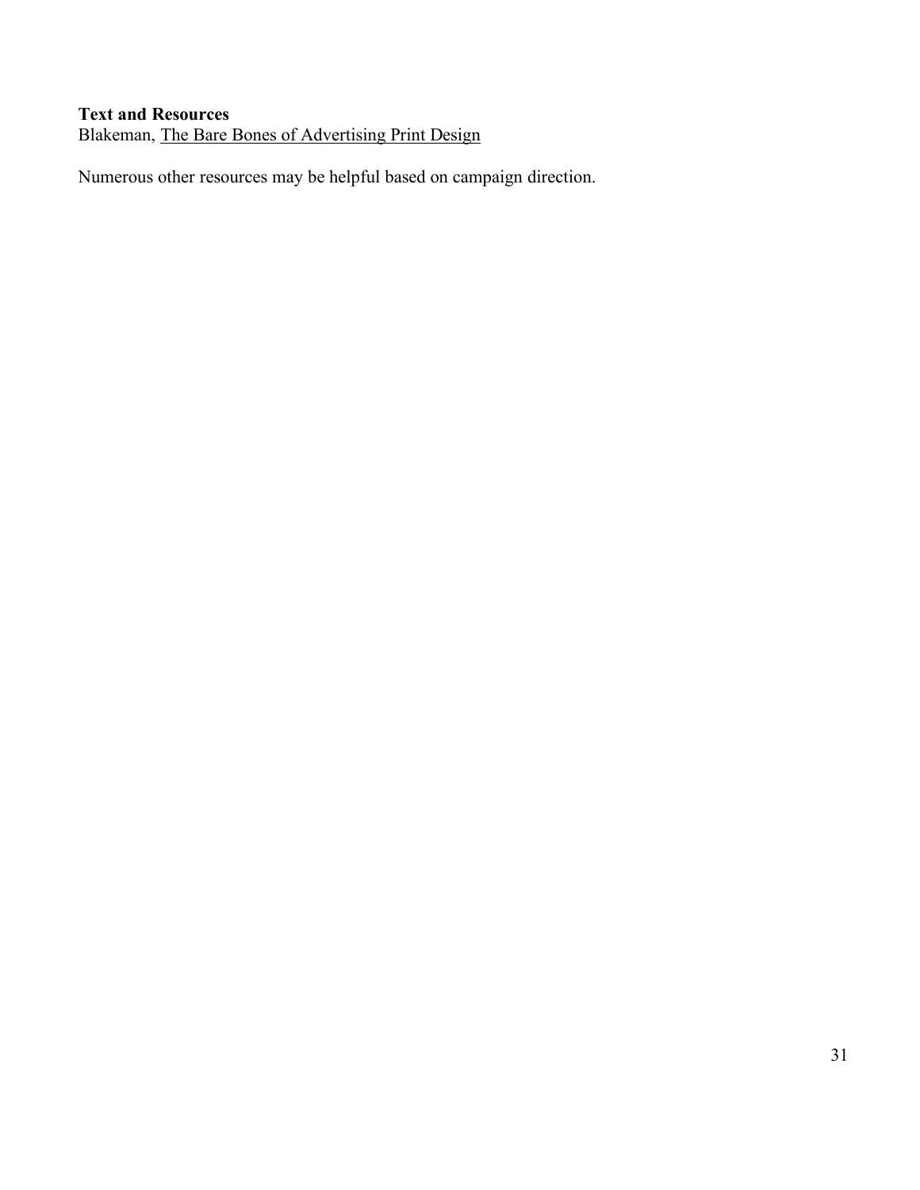**Text and Resources**
Blakeman, The Bare Bones of Advertising Print Design

Numerous other resources may be helpful based on campaign direction.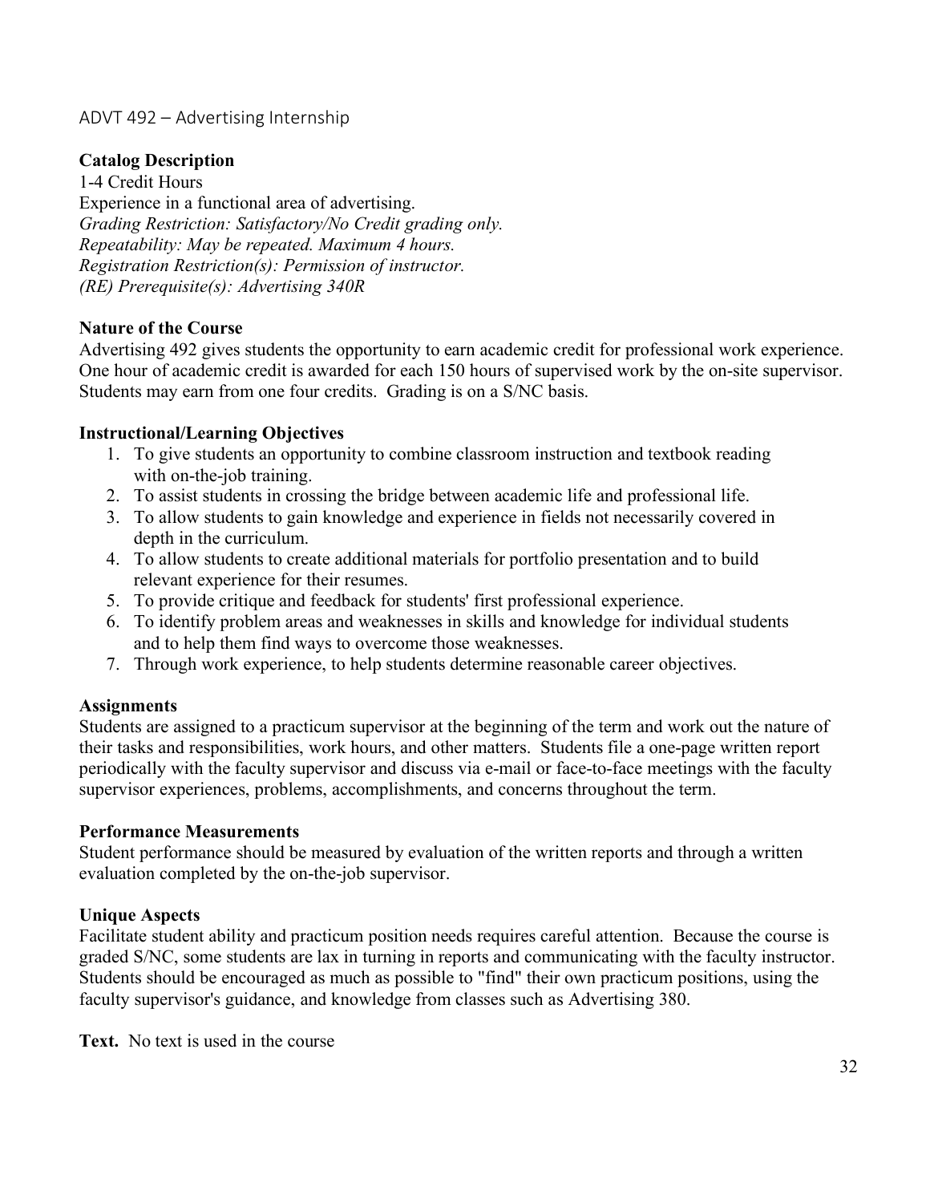## ADVT 492 – Advertising Internship

**Catalog Description**
1-4 Credit Hours
Experience in a functional area of advertising.
*Grading Restriction: Satisfactory/No Credit grading only.*
*Repeatability: May be repeated. Maximum 4 hours.*
*Registration Restriction(s): Permission of instructor.*
*(RE) Prerequisite(s): Advertising 340R*

**Nature of the Course**
Advertising 492 gives students the opportunity to earn academic credit for professional work experience. One hour of academic credit is awarded for each 150 hours of supervised work by the on-site supervisor. Students may earn from one four credits. Grading is on a S/NC basis.

**Instructional/Learning Objectives**

1. To give students an opportunity to combine classroom instruction and textbook reading with on-the-job training.
2. To assist students in crossing the bridge between academic life and professional life.
3. To allow students to gain knowledge and experience in fields not necessarily covered in depth in the curriculum.
4. To allow students to create additional materials for portfolio presentation and to build relevant experience for their resumes.
5. To provide critique and feedback for students' first professional experience.
6. To identify problem areas and weaknesses in skills and knowledge for individual students and to help them find ways to overcome those weaknesses.
7. Through work experience, to help students determine reasonable career objectives.

**Assignments**
Students are assigned to a practicum supervisor at the beginning of the term and work out the nature of their tasks and responsibilities, work hours, and other matters. Students file a one-page written report periodically with the faculty supervisor and discuss via e-mail or face-to-face meetings with the faculty supervisor experiences, problems, accomplishments, and concerns throughout the term.

**Performance Measurements**
Student performance should be measured by evaluation of the written reports and through a written evaluation completed by the on-the-job supervisor.

**Unique Aspects**
Facilitate student ability and practicum position needs requires careful attention. Because the course is graded S/NC, some students are lax in turning in reports and communicating with the faculty instructor. Students should be encouraged as much as possible to "find" their own practicum positions, using the faculty supervisor's guidance, and knowledge from classes such as Advertising 380.

**Text.** No text is used in the course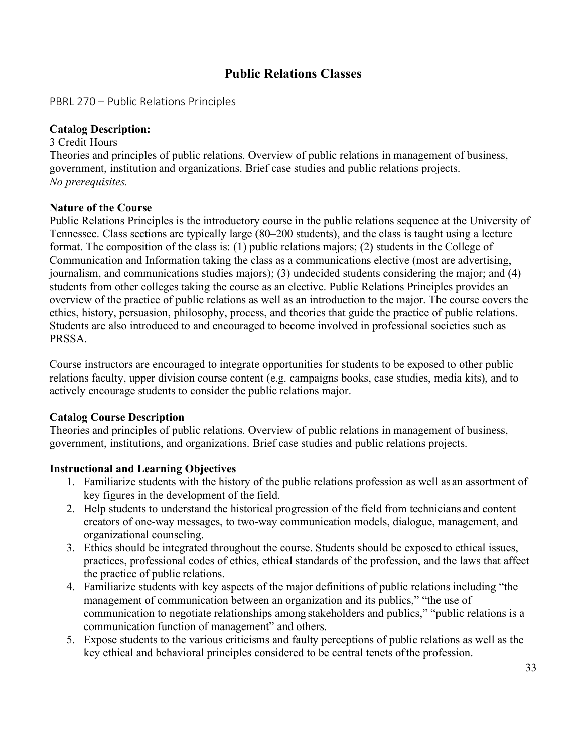# Public Relations Classes

## PBRL 270 – Public Relations Principles

**Catalog Description:**
3 Credit Hours
Theories and principles of public relations. Overview of public relations in management of business, government, institution and organizations. Brief case studies and public relations projects.
*No prerequisites.*

**Nature of the Course**
Public Relations Principles is the introductory course in the public relations sequence at the University of Tennessee. Class sections are typically large (80–200 students), and the class is taught using a lecture format. The composition of the class is: (1) public relations majors; (2) students in the College of Communication and Information taking the class as a communications elective (most are advertising, journalism, and communications studies majors); (3) undecided students considering the major; and (4) students from other colleges taking the course as an elective. Public Relations Principles provides an overview of the practice of public relations as well as an introduction to the major. The course covers the ethics, history, persuasion, philosophy, process, and theories that guide the practice of public relations. Students are also introduced to and encouraged to become involved in professional societies such as PRSSA.

Course instructors are encouraged to integrate opportunities for students to be exposed to other public relations faculty, upper division course content (e.g. campaigns books, case studies, media kits), and to actively encourage students to consider the public relations major.

**Catalog Course Description**
Theories and principles of public relations. Overview of public relations in management of business, government, institutions, and organizations. Brief case studies and public relations projects.

**Instructional and Learning Objectives**

1. Familiarize students with the history of the public relations profession as well as an assortment of key figures in the development of the field.
2. Help students to understand the historical progression of the field from technicians and content creators of one-way messages, to two-way communication models, dialogue, management, and organizational counseling.
3. Ethics should be integrated throughout the course. Students should be exposed to ethical issues, practices, professional codes of ethics, ethical standards of the profession, and the laws that affect the practice of public relations.
4. Familiarize students with key aspects of the major definitions of public relations including "the management of communication between an organization and its publics," "the use of communication to negotiate relationships among stakeholders and publics," "public relations is a communication function of management" and others.
5. Expose students to the various criticisms and faulty perceptions of public relations as well as the key ethical and behavioral principles considered to be central tenets of the profession.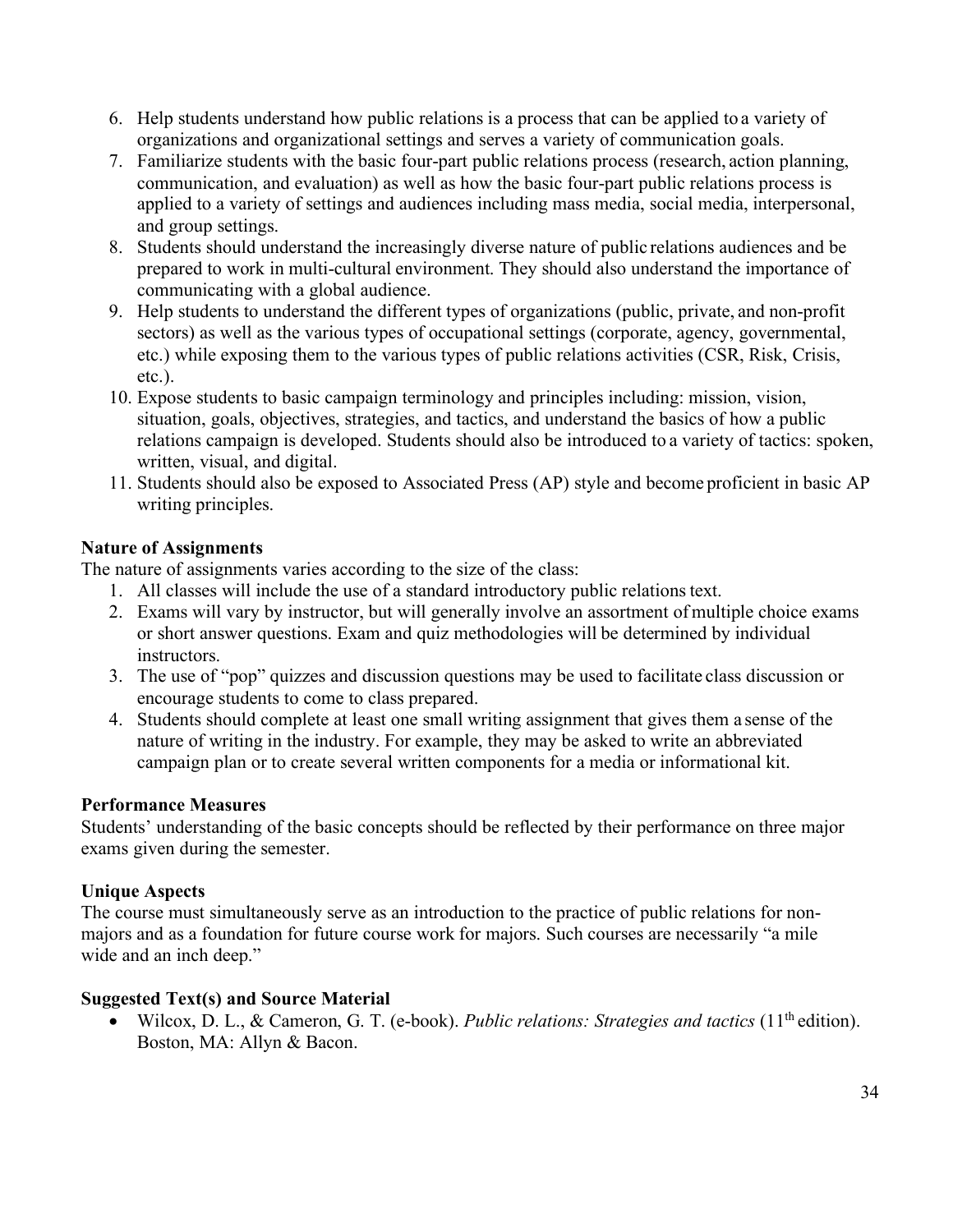6. Help students understand how public relations is a process that can be applied to a variety of organizations and organizational settings and serves a variety of communication goals.
7. Familiarize students with the basic four-part public relations process (research, action planning, communication, and evaluation) as well as how the basic four-part public relations process is applied to a variety of settings and audiences including mass media, social media, interpersonal, and group settings.
8. Students should understand the increasingly diverse nature of public relations audiences and be prepared to work in multi-cultural environment. They should also understand the importance of communicating with a global audience.
9. Help students to understand the different types of organizations (public, private, and non-profit sectors) as well as the various types of occupational settings (corporate, agency, governmental, etc.) while exposing them to the various types of public relations activities (CSR, Risk, Crisis, etc.).
10. Expose students to basic campaign terminology and principles including: mission, vision, situation, goals, objectives, strategies, and tactics, and understand the basics of how a public relations campaign is developed. Students should also be introduced to a variety of tactics: spoken, written, visual, and digital.
11. Students should also be exposed to Associated Press (AP) style and become proficient in basic AP writing principles.

**Nature of Assignments**

The nature of assignments varies according to the size of the class:

1. All classes will include the use of a standard introductory public relations text.
2. Exams will vary by instructor, but will generally involve an assortment of multiple choice exams or short answer questions. Exam and quiz methodologies will be determined by individual instructors.
3. The use of "pop" quizzes and discussion questions may be used to facilitate class discussion or encourage students to come to class prepared.
4. Students should complete at least one small writing assignment that gives them a sense of the nature of writing in the industry. For example, they may be asked to write an abbreviated campaign plan or to create several written components for a media or informational kit.

**Performance Measures**

Students' understanding of the basic concepts should be reflected by their performance on three major exams given during the semester.

**Unique Aspects**

The course must simultaneously serve as an introduction to the practice of public relations for non-majors and as a foundation for future course work for majors. Such courses are necessarily "a mile wide and an inch deep."

**Suggested Text(s) and Source Material**

- Wilcox, D. L., & Cameron, G. T. (e-book). *Public relations: Strategies and tactics* (11th edition). Boston, MA: Allyn & Bacon.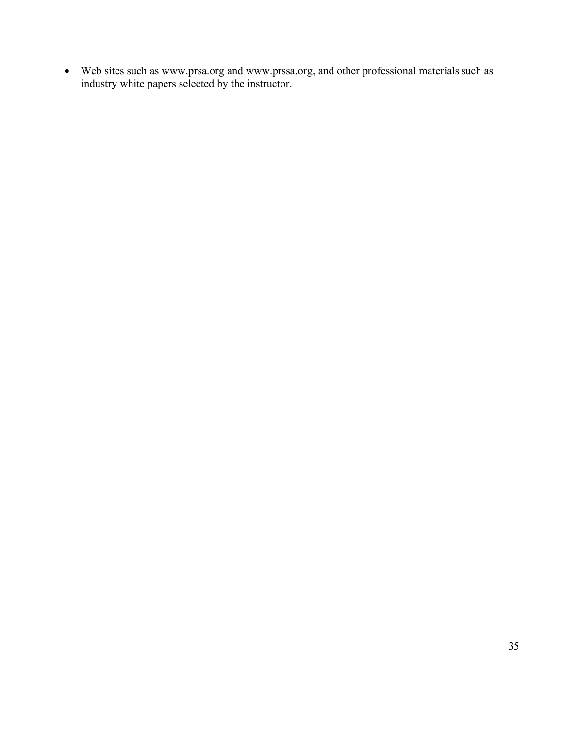- Web sites such as www.prsa.org and www.prssa.org, and other professional materials such as industry white papers selected by the instructor.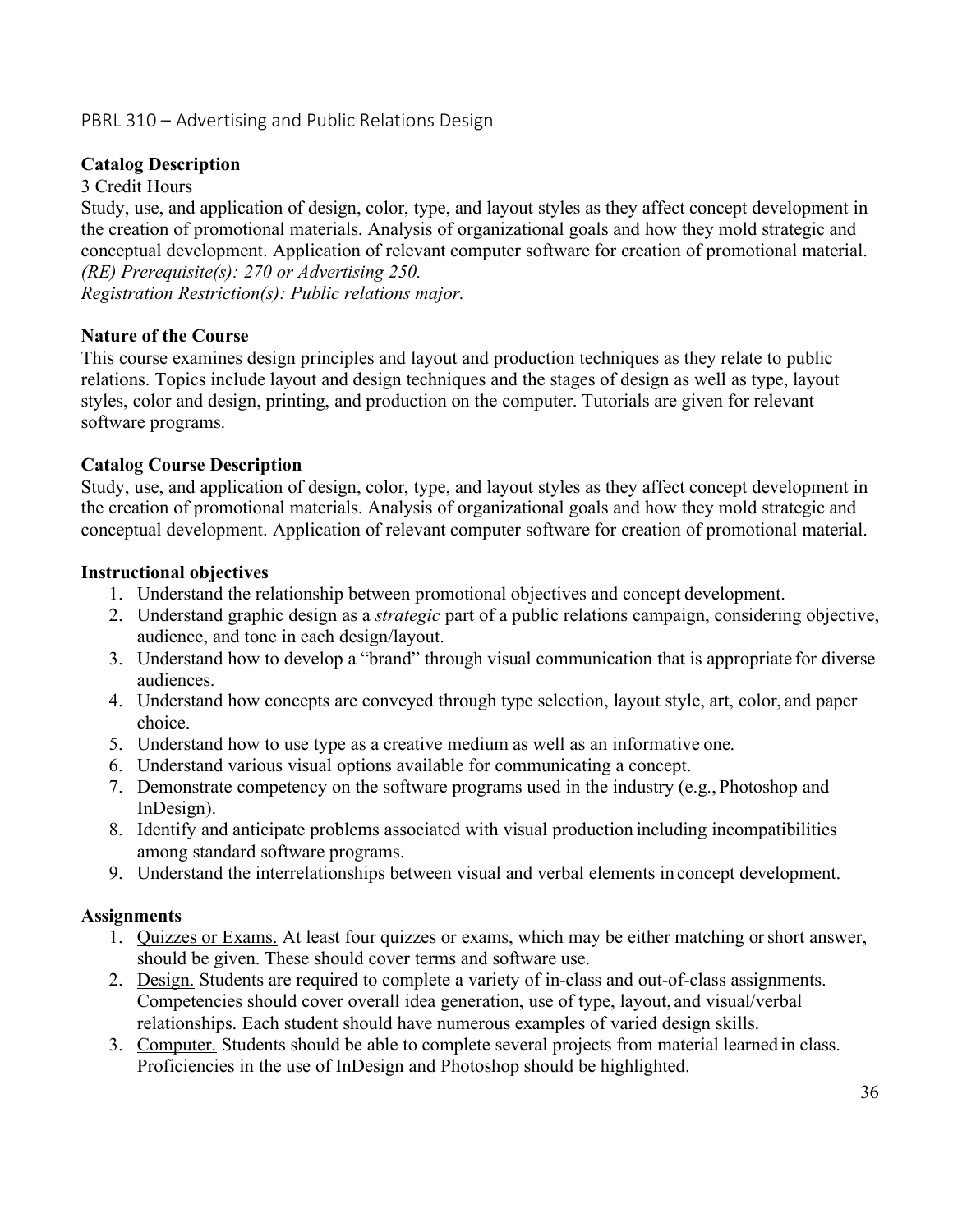## PBRL 310 – Advertising and Public Relations Design

**Catalog Description**

3 Credit Hours

Study, use, and application of design, color, type, and layout styles as they affect concept development in the creation of promotional materials. Analysis of organizational goals and how they mold strategic and conceptual development. Application of relevant computer software for creation of promotional material.

*(RE) Prerequisite(s): 270 or Advertising 250.*

*Registration Restriction(s): Public relations major.*

**Nature of the Course**

This course examines design principles and layout and production techniques as they relate to public relations. Topics include layout and design techniques and the stages of design as well as type, layout styles, color and design, printing, and production on the computer. Tutorials are given for relevant software programs.

**Catalog Course Description**

Study, use, and application of design, color, type, and layout styles as they affect concept development in the creation of promotional materials. Analysis of organizational goals and how they mold strategic and conceptual development. Application of relevant computer software for creation of promotional material.

**Instructional objectives**

1. Understand the relationship between promotional objectives and concept development.
2. Understand graphic design as a *strategic* part of a public relations campaign, considering objective, audience, and tone in each design/layout.
3. Understand how to develop a "brand" through visual communication that is appropriate for diverse audiences.
4. Understand how concepts are conveyed through type selection, layout style, art, color, and paper choice.
5. Understand how to use type as a creative medium as well as an informative one.
6. Understand various visual options available for communicating a concept.
7. Demonstrate competency on the software programs used in the industry (e.g., Photoshop and InDesign).
8. Identify and anticipate problems associated with visual production including incompatibilities among standard software programs.
9. Understand the interrelationships between visual and verbal elements in concept development.

**Assignments**

1. Quizzes or Exams. At least four quizzes or exams, which may be either matching or short answer, should be given. These should cover terms and software use.
2. Design. Students are required to complete a variety of in-class and out-of-class assignments. Competencies should cover overall idea generation, use of type, layout, and visual/verbal relationships. Each student should have numerous examples of varied design skills.
3. Computer. Students should be able to complete several projects from material learned in class. Proficiencies in the use of InDesign and Photoshop should be highlighted.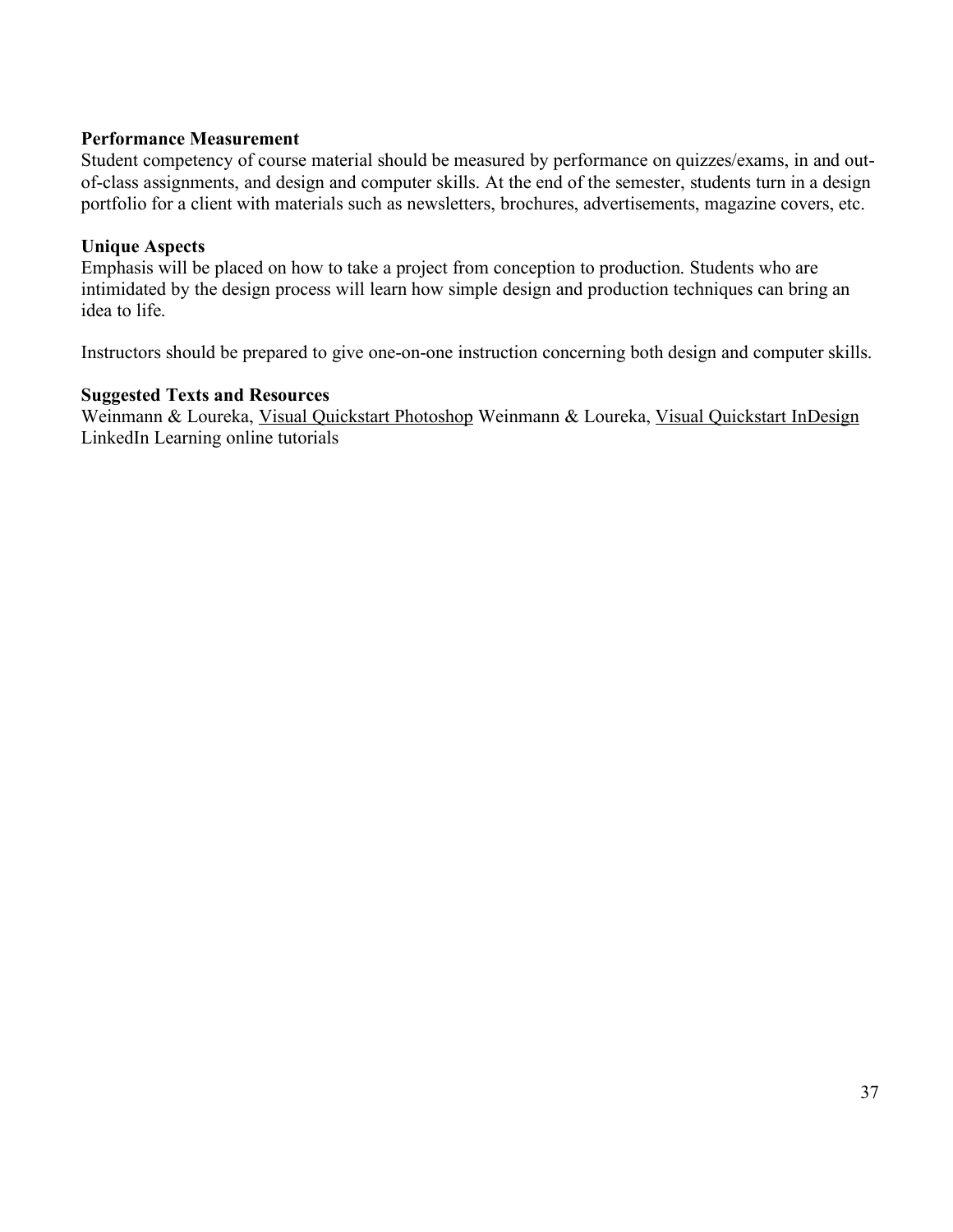**Performance Measurement**
Student competency of course material should be measured by performance on quizzes/exams, in and out-of-class assignments, and design and computer skills. At the end of the semester, students turn in a design portfolio for a client with materials such as newsletters, brochures, advertisements, magazine covers, etc.

**Unique Aspects**
Emphasis will be placed on how to take a project from conception to production. Students who are intimidated by the design process will learn how simple design and production techniques can bring an idea to life.

Instructors should be prepared to give one-on-one instruction concerning both design and computer skills.

**Suggested Texts and Resources**
Weinmann & Loureka, Visual Quickstart Photoshop Weinmann & Loureka, Visual Quickstart InDesign
LinkedIn Learning online tutorials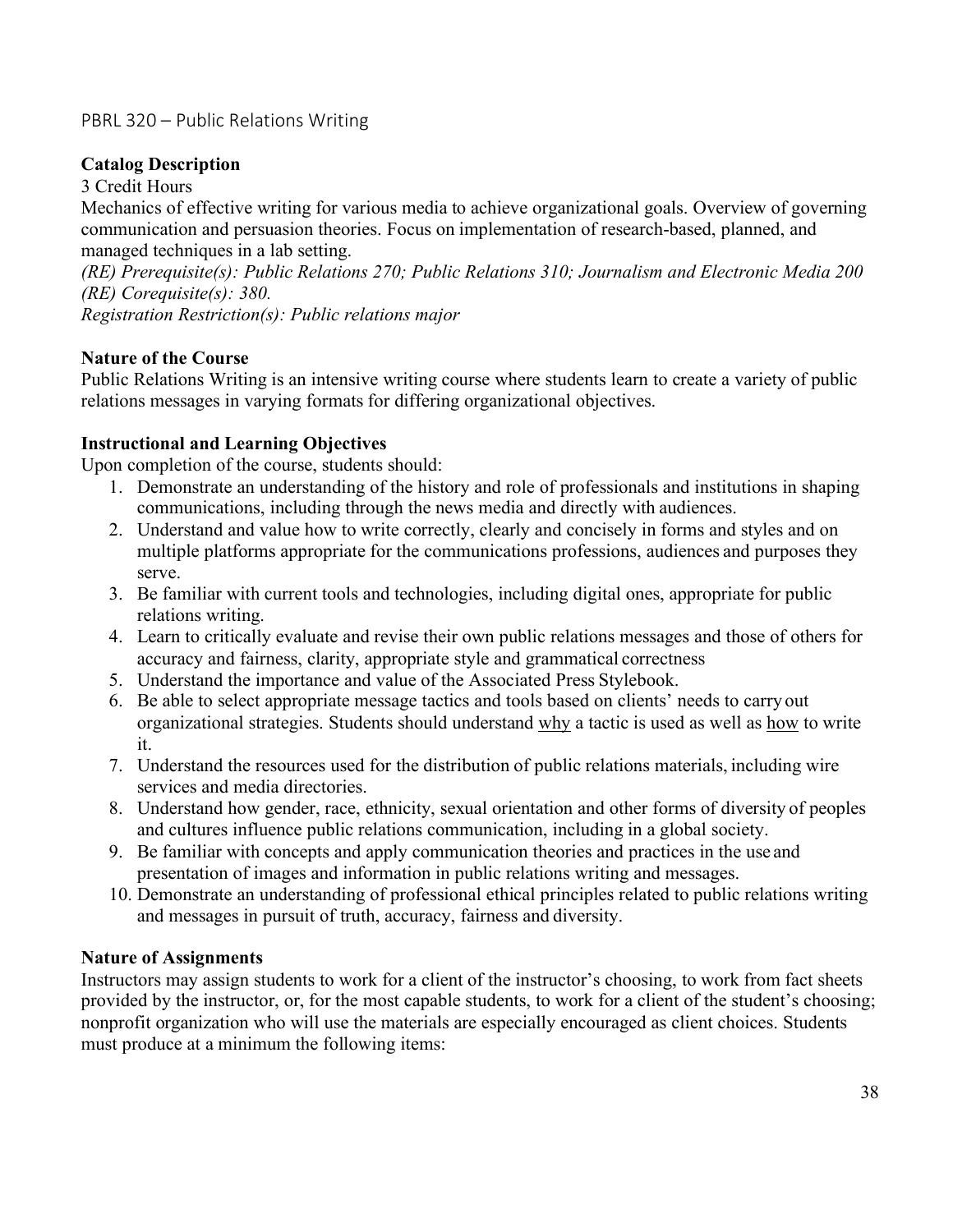## PBRL 320 – Public Relations Writing

**Catalog Description**

3 Credit Hours

Mechanics of effective writing for various media to achieve organizational goals. Overview of governing communication and persuasion theories. Focus on implementation of research-based, planned, and managed techniques in a lab setting.

*(RE) Prerequisite(s): Public Relations 270; Public Relations 310; Journalism and Electronic Media 200*
*(RE) Corequisite(s): 380.*
*Registration Restriction(s): Public relations major*

**Nature of the Course**

Public Relations Writing is an intensive writing course where students learn to create a variety of public relations messages in varying formats for differing organizational objectives.

**Instructional and Learning Objectives**

Upon completion of the course, students should:

1. Demonstrate an understanding of the history and role of professionals and institutions in shaping communications, including through the news media and directly with audiences.
2. Understand and value how to write correctly, clearly and concisely in forms and styles and on multiple platforms appropriate for the communications professions, audiences and purposes they serve.
3. Be familiar with current tools and technologies, including digital ones, appropriate for public relations writing.
4. Learn to critically evaluate and revise their own public relations messages and those of others for accuracy and fairness, clarity, appropriate style and grammatical correctness
5. Understand the importance and value of the Associated Press Stylebook.
6. Be able to select appropriate message tactics and tools based on clients' needs to carry out organizational strategies. Students should understand <u>why</u> a tactic is used as well as <u>how</u> to write it.
7. Understand the resources used for the distribution of public relations materials, including wire services and media directories.
8. Understand how gender, race, ethnicity, sexual orientation and other forms of diversity of peoples and cultures influence public relations communication, including in a global society.
9. Be familiar with concepts and apply communication theories and practices in the use and presentation of images and information in public relations writing and messages.
10. Demonstrate an understanding of professional ethical principles related to public relations writing and messages in pursuit of truth, accuracy, fairness and diversity.

**Nature of Assignments**

Instructors may assign students to work for a client of the instructor's choosing, to work from fact sheets provided by the instructor, or, for the most capable students, to work for a client of the student's choosing; nonprofit organization who will use the materials are especially encouraged as client choices. Students must produce at a minimum the following items: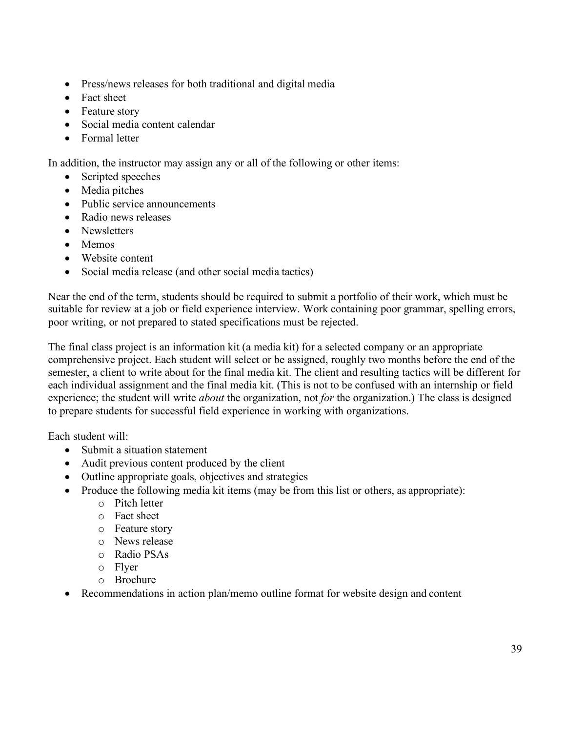- Press/news releases for both traditional and digital media
- Fact sheet
- Feature story
- Social media content calendar
- Formal letter

In addition, the instructor may assign any or all of the following or other items:

- Scripted speeches
- Media pitches
- Public service announcements
- Radio news releases
- Newsletters
- Memos
- Website content
- Social media release (and other social media tactics)

Near the end of the term, students should be required to submit a portfolio of their work, which must be suitable for review at a job or field experience interview. Work containing poor grammar, spelling errors, poor writing, or not prepared to stated specifications must be rejected.

The final class project is an information kit (a media kit) for a selected company or an appropriate comprehensive project. Each student will select or be assigned, roughly two months before the end of the semester, a client to write about for the final media kit. The client and resulting tactics will be different for each individual assignment and the final media kit. (This is not to be confused with an internship or field experience; the student will write *about* the organization, not *for* the organization.) The class is designed to prepare students for successful field experience in working with organizations.

Each student will:

- Submit a situation statement
- Audit previous content produced by the client
- Outline appropriate goals, objectives and strategies
- Produce the following media kit items (may be from this list or others, as appropriate):
    - Pitch letter
    - Fact sheet
    - Feature story
    - News release
    - Radio PSAs
    - Flyer
    - Brochure
- Recommendations in action plan/memo outline format for website design and content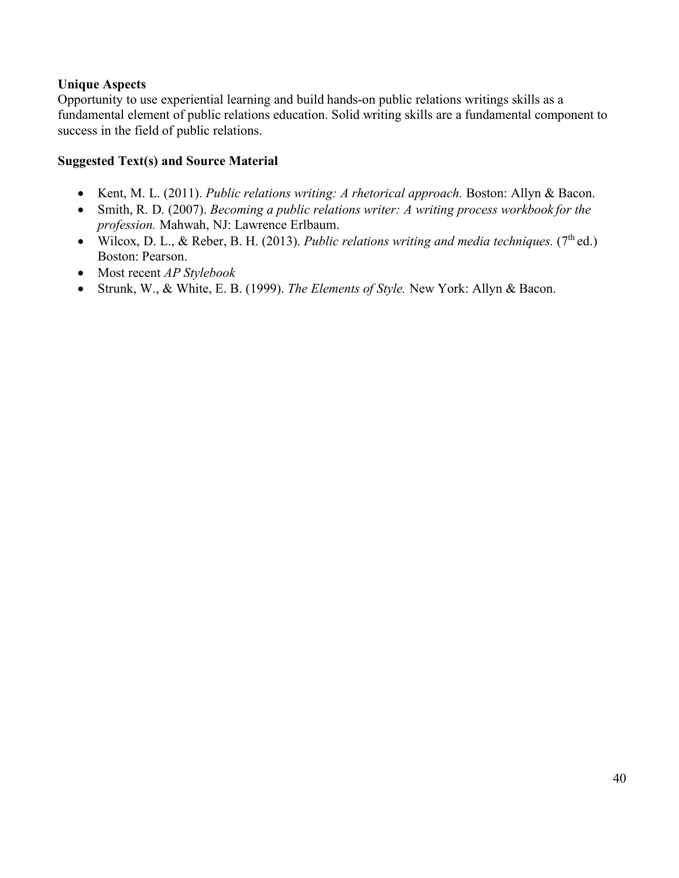**Unique Aspects**

Opportunity to use experiential learning and build hands-on public relations writings skills as a fundamental element of public relations education. Solid writing skills are a fundamental component to success in the field of public relations.

**Suggested Text(s) and Source Material**

- Kent, M. L. (2011). *Public relations writing: A rhetorical approach.* Boston: Allyn & Bacon.
- Smith, R. D. (2007). *Becoming a public relations writer: A writing process workbook for the profession.* Mahwah, NJ: Lawrence Erlbaum.
- Wilcox, D. L., & Reber, B. H. (2013). *Public relations writing and media techniques.* (7th ed.) Boston: Pearson.
- Most recent *AP Stylebook*
- Strunk, W., & White, E. B. (1999). *The Elements of Style.* New York: Allyn & Bacon.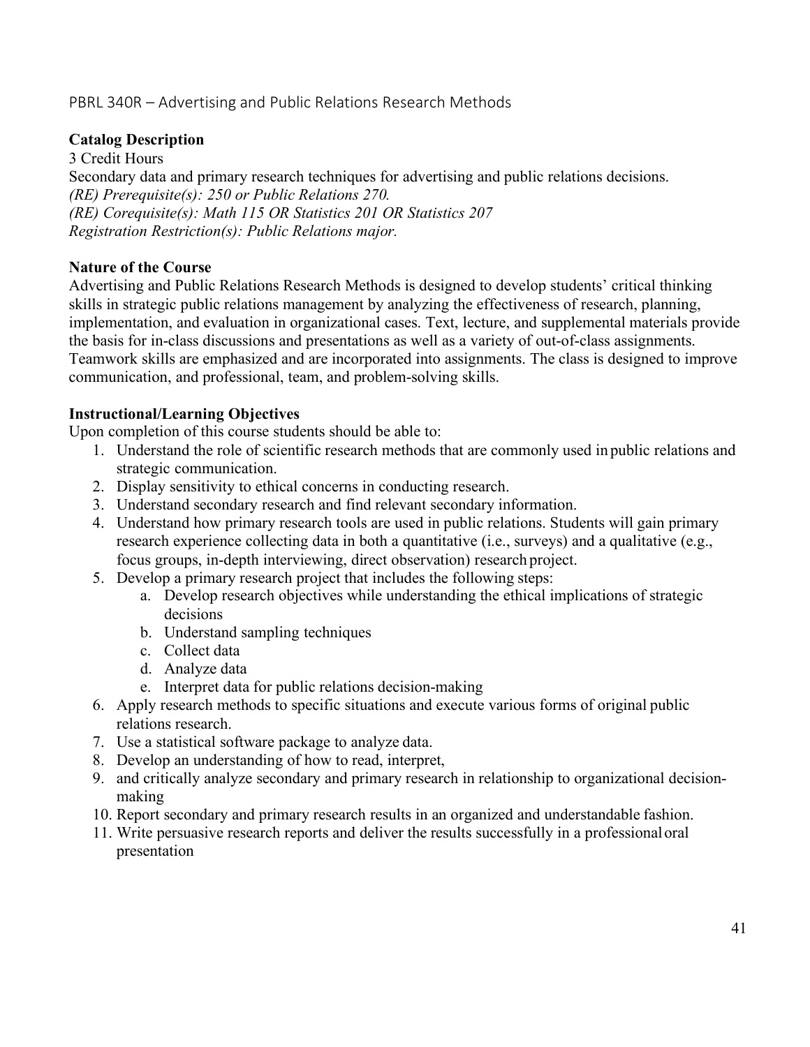## PBRL 340R – Advertising and Public Relations Research Methods

**Catalog Description**

3 Credit Hours

Secondary data and primary research techniques for advertising and public relations decisions.

*(RE) Prerequisite(s): 250 or Public Relations 270.*

*(RE) Corequisite(s): Math 115 OR Statistics 201 OR Statistics 207*

*Registration Restriction(s): Public Relations major.*

**Nature of the Course**

Advertising and Public Relations Research Methods is designed to develop students' critical thinking skills in strategic public relations management by analyzing the effectiveness of research, planning, implementation, and evaluation in organizational cases. Text, lecture, and supplemental materials provide the basis for in-class discussions and presentations as well as a variety of out-of-class assignments. Teamwork skills are emphasized and are incorporated into assignments. The class is designed to improve communication, and professional, team, and problem-solving skills.

**Instructional/Learning Objectives**

Upon completion of this course students should be able to:

1. Understand the role of scientific research methods that are commonly used in public relations and strategic communication.
2. Display sensitivity to ethical concerns in conducting research.
3. Understand secondary research and find relevant secondary information.
4. Understand how primary research tools are used in public relations. Students will gain primary research experience collecting data in both a quantitative (i.e., surveys) and a qualitative (e.g., focus groups, in-depth interviewing, direct observation) research project.
5. Develop a primary research project that includes the following steps:
   a. Develop research objectives while understanding the ethical implications of strategic decisions
   b. Understand sampling techniques
   c. Collect data
   d. Analyze data
   e. Interpret data for public relations decision-making
6. Apply research methods to specific situations and execute various forms of original public relations research.
7. Use a statistical software package to analyze data.
8. Develop an understanding of how to read, interpret,
9. and critically analyze secondary and primary research in relationship to organizational decision-making
10. Report secondary and primary research results in an organized and understandable fashion.
11. Write persuasive research reports and deliver the results successfully in a professional oral presentation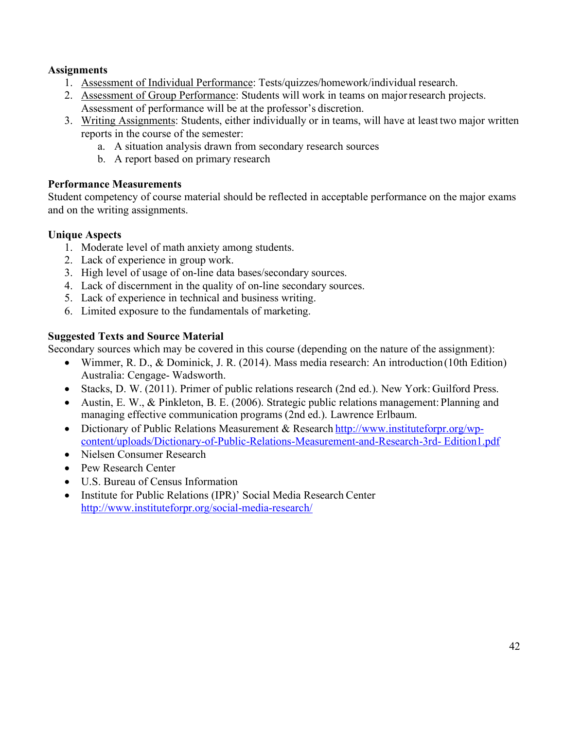**Assignments**

1. Assessment of Individual Performance: Tests/quizzes/homework/individual research.
2. Assessment of Group Performance: Students will work in teams on major research projects. Assessment of performance will be at the professor's discretion.
3. Writing Assignments: Students, either individually or in teams, will have at least two major written reports in the course of the semester:
   a. A situation analysis drawn from secondary research sources
   b. A report based on primary research

**Performance Measurements**

Student competency of course material should be reflected in acceptable performance on the major exams and on the writing assignments.

**Unique Aspects**

1. Moderate level of math anxiety among students.
2. Lack of experience in group work.
3. High level of usage of on-line data bases/secondary sources.
4. Lack of discernment in the quality of on-line secondary sources.
5. Lack of experience in technical and business writing.
6. Limited exposure to the fundamentals of marketing.

**Suggested Texts and Source Material**

Secondary sources which may be covered in this course (depending on the nature of the assignment):

- Wimmer, R. D., & Dominick, J. R. (2014). Mass media research: An introduction (10th Edition) Australia: Cengage- Wadsworth.
- Stacks, D. W. (2011). Primer of public relations research (2nd ed.). New York: Guilford Press.
- Austin, E. W., & Pinkleton, B. E. (2006). Strategic public relations management: Planning and managing effective communication programs (2nd ed.). Lawrence Erlbaum.
- Dictionary of Public Relations Measurement & Research http://www.instituteforpr.org/wp-content/uploads/Dictionary-of-Public-Relations-Measurement-and-Research-3rd- Edition1.pdf
- Nielsen Consumer Research
- Pew Research Center
- U.S. Bureau of Census Information
- Institute for Public Relations (IPR)' Social Media Research Center http://www.instituteforpr.org/social-media-research/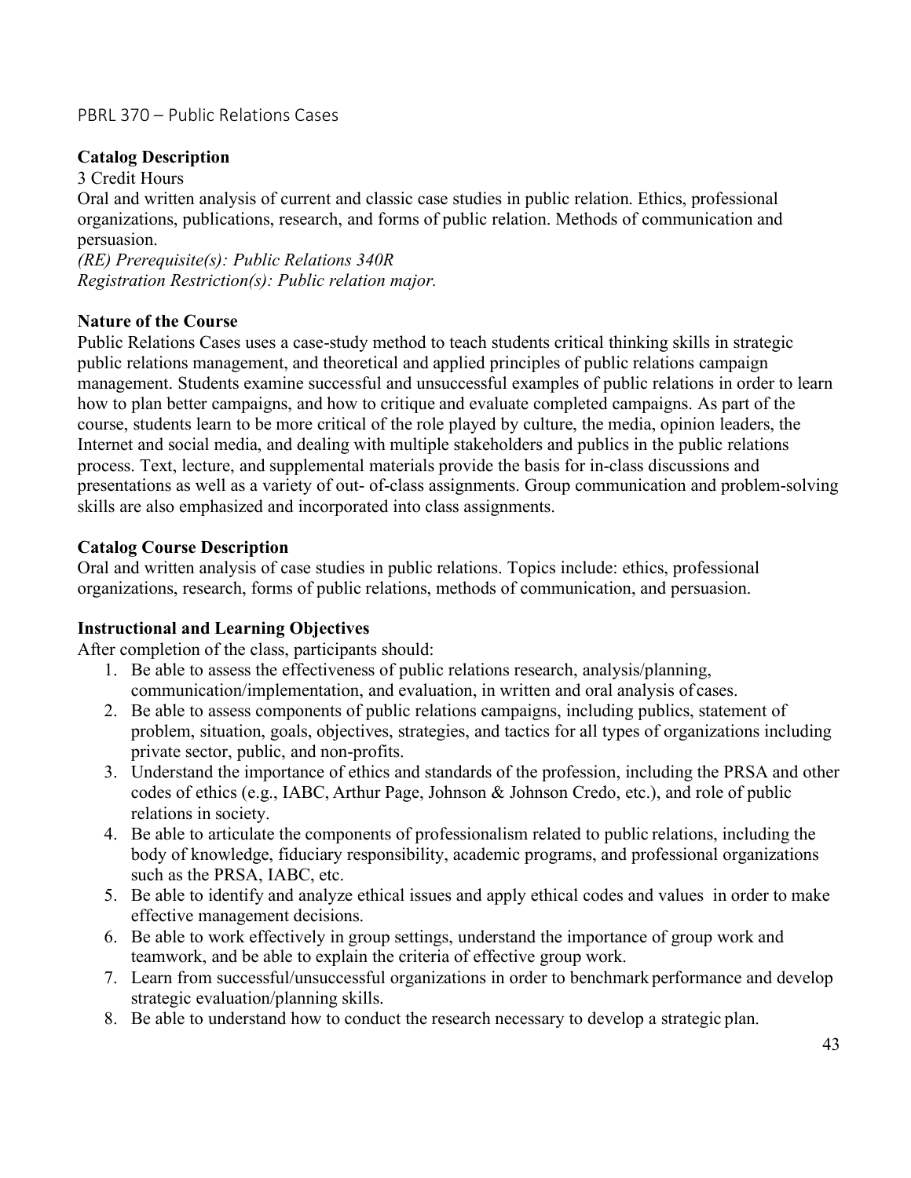## PBRL 370 – Public Relations Cases

**Catalog Description**

3 Credit Hours

Oral and written analysis of current and classic case studies in public relation. Ethics, professional organizations, publications, research, and forms of public relation. Methods of communication and persuasion.

*(RE) Prerequisite(s): Public Relations 340R*
*Registration Restriction(s): Public relation major.*

**Nature of the Course**

Public Relations Cases uses a case-study method to teach students critical thinking skills in strategic public relations management, and theoretical and applied principles of public relations campaign management. Students examine successful and unsuccessful examples of public relations in order to learn how to plan better campaigns, and how to critique and evaluate completed campaigns. As part of the course, students learn to be more critical of the role played by culture, the media, opinion leaders, the Internet and social media, and dealing with multiple stakeholders and publics in the public relations process. Text, lecture, and supplemental materials provide the basis for in-class discussions and presentations as well as a variety of out- of-class assignments. Group communication and problem-solving skills are also emphasized and incorporated into class assignments.

**Catalog Course Description**

Oral and written analysis of case studies in public relations. Topics include: ethics, professional organizations, research, forms of public relations, methods of communication, and persuasion.

**Instructional and Learning Objectives**

After completion of the class, participants should:

1. Be able to assess the effectiveness of public relations research, analysis/planning, communication/implementation, and evaluation, in written and oral analysis of cases.
2. Be able to assess components of public relations campaigns, including publics, statement of problem, situation, goals, objectives, strategies, and tactics for all types of organizations including private sector, public, and non-profits.
3. Understand the importance of ethics and standards of the profession, including the PRSA and other codes of ethics (e.g., IABC, Arthur Page, Johnson & Johnson Credo, etc.), and role of public relations in society.
4. Be able to articulate the components of professionalism related to public relations, including the body of knowledge, fiduciary responsibility, academic programs, and professional organizations such as the PRSA, IABC, etc.
5. Be able to identify and analyze ethical issues and apply ethical codes and values in order to make effective management decisions.
6. Be able to work effectively in group settings, understand the importance of group work and teamwork, and be able to explain the criteria of effective group work.
7. Learn from successful/unsuccessful organizations in order to benchmark performance and develop strategic evaluation/planning skills.
8. Be able to understand how to conduct the research necessary to develop a strategic plan.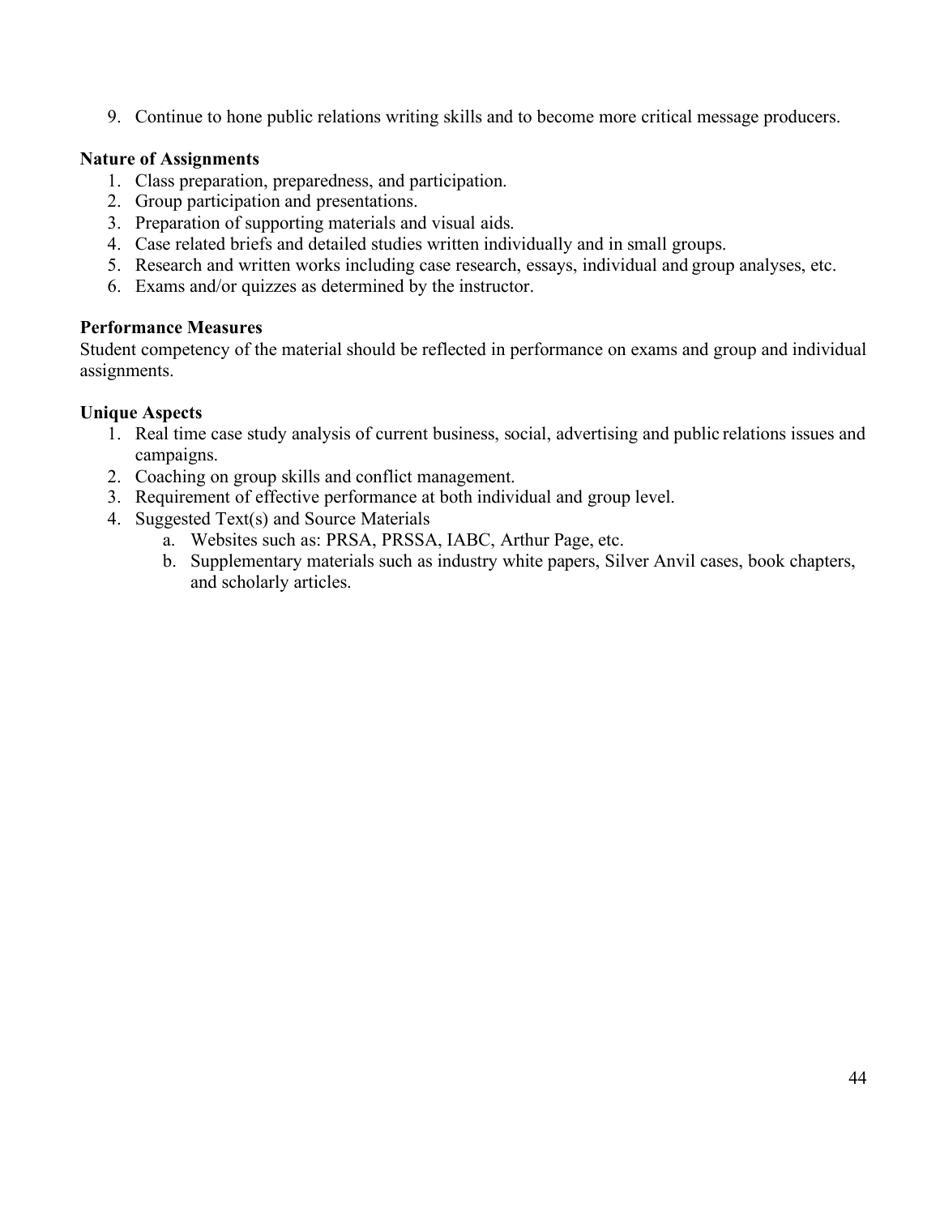9. Continue to hone public relations writing skills and to become more critical message producers.

**Nature of Assignments**

1. Class preparation, preparedness, and participation.
2. Group participation and presentations.
3. Preparation of supporting materials and visual aids.
4. Case related briefs and detailed studies written individually and in small groups.
5. Research and written works including case research, essays, individual and group analyses, etc.
6. Exams and/or quizzes as determined by the instructor.

**Performance Measures**

Student competency of the material should be reflected in performance on exams and group and individual assignments.

**Unique Aspects**

1. Real time case study analysis of current business, social, advertising and public relations issues and campaigns.
2. Coaching on group skills and conflict management.
3. Requirement of effective performance at both individual and group level.
4. Suggested Text(s) and Source Materials
   a. Websites such as: PRSA, PRSSA, IABC, Arthur Page, etc.
   b. Supplementary materials such as industry white papers, Silver Anvil cases, book chapters, and scholarly articles.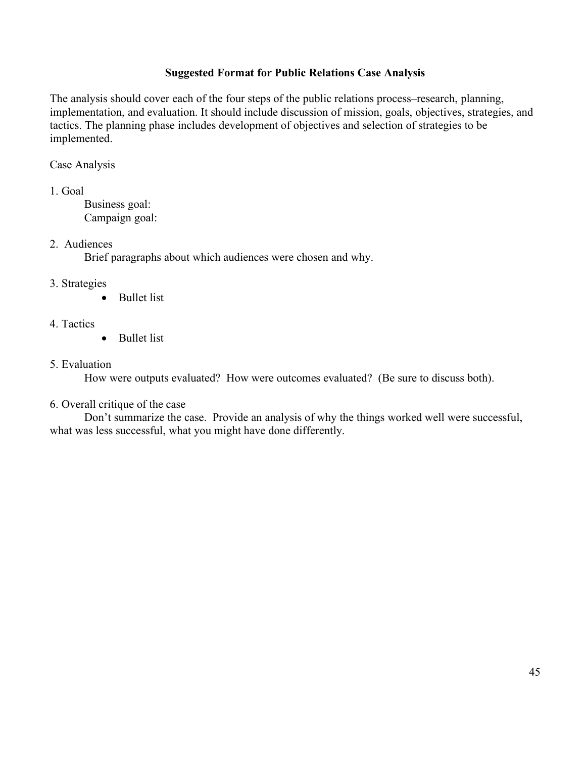## Suggested Format for Public Relations Case Analysis

The analysis should cover each of the four steps of the public relations process–research, planning, implementation, and evaluation. It should include discussion of mission, goals, objectives, strategies, and tactics. The planning phase includes development of objectives and selection of strategies to be implemented.

Case Analysis

1. Goal
   Business goal:
   Campaign goal:

2. Audiences
   Brief paragraphs about which audiences were chosen and why.

3. Strategies
   - Bullet list

4. Tactics
   - Bullet list

5. Evaluation
   How were outputs evaluated? How were outcomes evaluated? (Be sure to discuss both).

6. Overall critique of the case
   Don't summarize the case. Provide an analysis of why the things worked well were successful, what was less successful, what you might have done differently.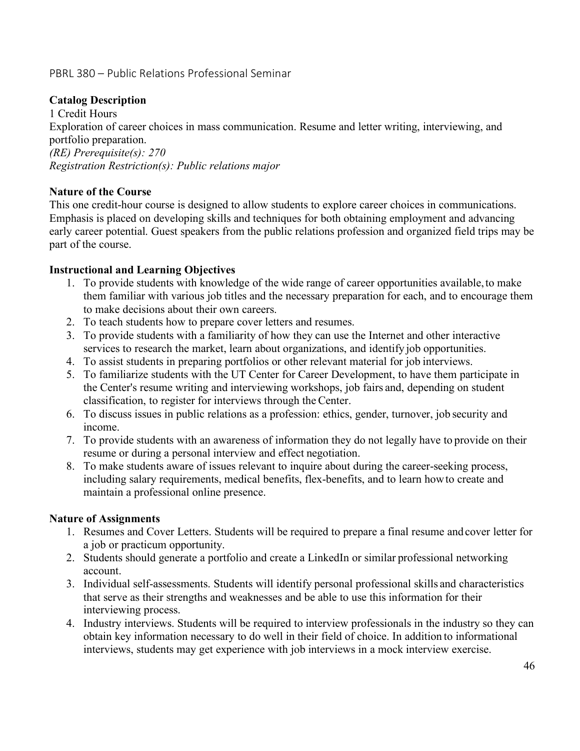## PBRL 380 – Public Relations Professional Seminar

**Catalog Description**

1 Credit Hours

Exploration of career choices in mass communication. Resume and letter writing, interviewing, and portfolio preparation.

*(RE) Prerequisite(s): 270*

*Registration Restriction(s): Public relations major*

**Nature of the Course**

This one credit-hour course is designed to allow students to explore career choices in communications. Emphasis is placed on developing skills and techniques for both obtaining employment and advancing early career potential. Guest speakers from the public relations profession and organized field trips may be part of the course.

**Instructional and Learning Objectives**

1. To provide students with knowledge of the wide range of career opportunities available, to make them familiar with various job titles and the necessary preparation for each, and to encourage them to make decisions about their own careers.
2. To teach students how to prepare cover letters and resumes.
3. To provide students with a familiarity of how they can use the Internet and other interactive services to research the market, learn about organizations, and identify job opportunities.
4. To assist students in preparing portfolios or other relevant material for job interviews.
5. To familiarize students with the UT Center for Career Development, to have them participate in the Center's resume writing and interviewing workshops, job fairs and, depending on student classification, to register for interviews through the Center.
6. To discuss issues in public relations as a profession: ethics, gender, turnover, job security and income.
7. To provide students with an awareness of information they do not legally have to provide on their resume or during a personal interview and effect negotiation.
8. To make students aware of issues relevant to inquire about during the career-seeking process, including salary requirements, medical benefits, flex-benefits, and to learn how to create and maintain a professional online presence.

**Nature of Assignments**

1. Resumes and Cover Letters. Students will be required to prepare a final resume and cover letter for a job or practicum opportunity.
2. Students should generate a portfolio and create a LinkedIn or similar professional networking account.
3. Individual self-assessments. Students will identify personal professional skills and characteristics that serve as their strengths and weaknesses and be able to use this information for their interviewing process.
4. Industry interviews. Students will be required to interview professionals in the industry so they can obtain key information necessary to do well in their field of choice. In addition to informational interviews, students may get experience with job interviews in a mock interview exercise.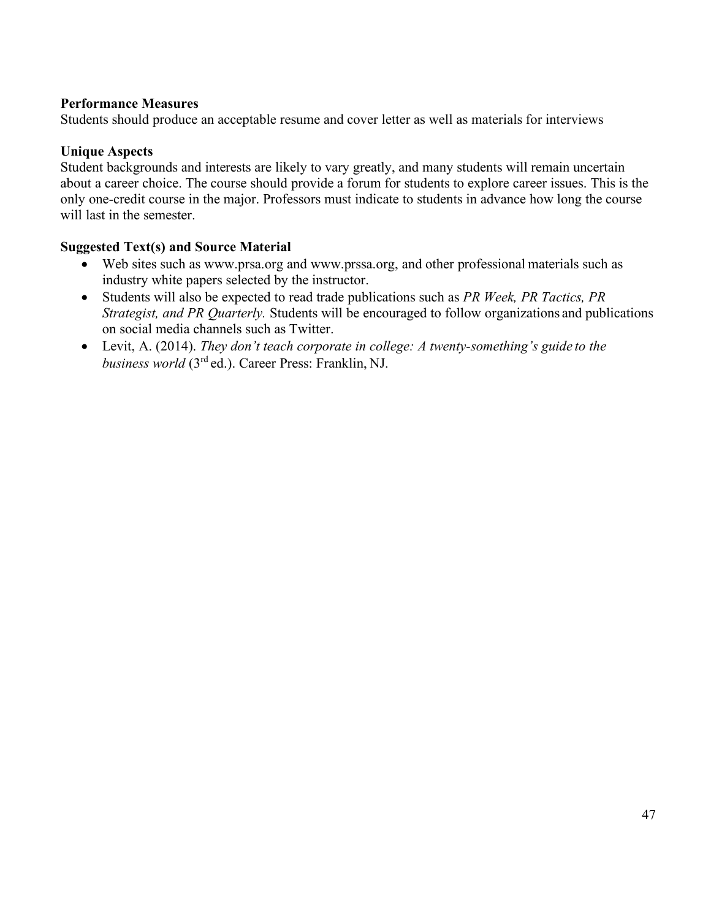**Performance Measures**
Students should produce an acceptable resume and cover letter as well as materials for interviews

**Unique Aspects**
Student backgrounds and interests are likely to vary greatly, and many students will remain uncertain about a career choice. The course should provide a forum for students to explore career issues. This is the only one-credit course in the major. Professors must indicate to students in advance how long the course will last in the semester.

**Suggested Text(s) and Source Material**

- Web sites such as www.prsa.org and www.prssa.org, and other professional materials such as industry white papers selected by the instructor.
- Students will also be expected to read trade publications such as *PR Week, PR Tactics, PR Strategist, and PR Quarterly.* Students will be encouraged to follow organizations and publications on social media channels such as Twitter.
- Levit, A. (2014). *They don't teach corporate in college: A twenty-something's guide to the business world* (3rd ed.). Career Press: Franklin, NJ.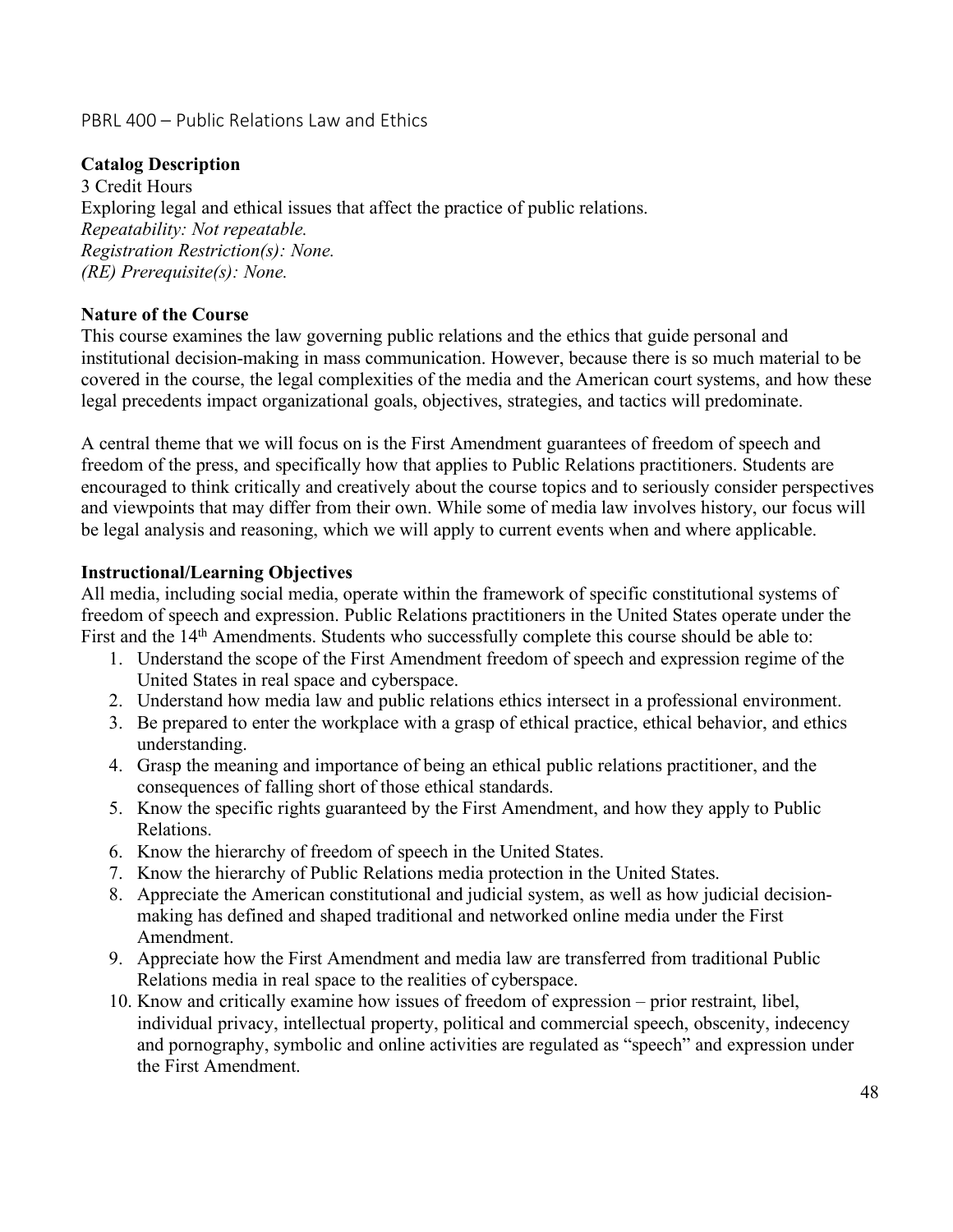## PBRL 400 – Public Relations Law and Ethics

**Catalog Description**

3 Credit Hours

Exploring legal and ethical issues that affect the practice of public relations.

*Repeatability: Not repeatable.*

*Registration Restriction(s): None.*

*(RE) Prerequisite(s): None.*

**Nature of the Course**

This course examines the law governing public relations and the ethics that guide personal and institutional decision-making in mass communication. However, because there is so much material to be covered in the course, the legal complexities of the media and the American court systems, and how these legal precedents impact organizational goals, objectives, strategies, and tactics will predominate.

A central theme that we will focus on is the First Amendment guarantees of freedom of speech and freedom of the press, and specifically how that applies to Public Relations practitioners. Students are encouraged to think critically and creatively about the course topics and to seriously consider perspectives and viewpoints that may differ from their own. While some of media law involves history, our focus will be legal analysis and reasoning, which we will apply to current events when and where applicable.

**Instructional/Learning Objectives**

All media, including social media, operate within the framework of specific constitutional systems of freedom of speech and expression. Public Relations practitioners in the United States operate under the First and the 14th Amendments. Students who successfully complete this course should be able to:

1. Understand the scope of the First Amendment freedom of speech and expression regime of the United States in real space and cyberspace.
2. Understand how media law and public relations ethics intersect in a professional environment.
3. Be prepared to enter the workplace with a grasp of ethical practice, ethical behavior, and ethics understanding.
4. Grasp the meaning and importance of being an ethical public relations practitioner, and the consequences of falling short of those ethical standards.
5. Know the specific rights guaranteed by the First Amendment, and how they apply to Public Relations.
6. Know the hierarchy of freedom of speech in the United States.
7. Know the hierarchy of Public Relations media protection in the United States.
8. Appreciate the American constitutional and judicial system, as well as how judicial decision-making has defined and shaped traditional and networked online media under the First Amendment.
9. Appreciate how the First Amendment and media law are transferred from traditional Public Relations media in real space to the realities of cyberspace.
10. Know and critically examine how issues of freedom of expression – prior restraint, libel, individual privacy, intellectual property, political and commercial speech, obscenity, indecency and pornography, symbolic and online activities are regulated as "speech" and expression under the First Amendment.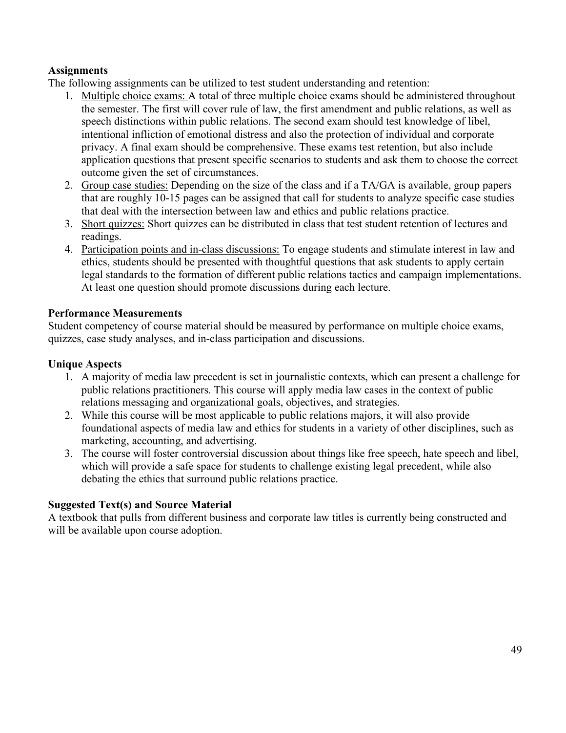**Assignments**

The following assignments can be utilized to test student understanding and retention:

1. Multiple choice exams: A total of three multiple choice exams should be administered throughout the semester. The first will cover rule of law, the first amendment and public relations, as well as speech distinctions within public relations. The second exam should test knowledge of libel, intentional infliction of emotional distress and also the protection of individual and corporate privacy. A final exam should be comprehensive. These exams test retention, but also include application questions that present specific scenarios to students and ask them to choose the correct outcome given the set of circumstances.
2. Group case studies: Depending on the size of the class and if a TA/GA is available, group papers that are roughly 10-15 pages can be assigned that call for students to analyze specific case studies that deal with the intersection between law and ethics and public relations practice.
3. Short quizzes: Short quizzes can be distributed in class that test student retention of lectures and readings.
4. Participation points and in-class discussions: To engage students and stimulate interest in law and ethics, students should be presented with thoughtful questions that ask students to apply certain legal standards to the formation of different public relations tactics and campaign implementations. At least one question should promote discussions during each lecture.

**Performance Measurements**

Student competency of course material should be measured by performance on multiple choice exams, quizzes, case study analyses, and in-class participation and discussions.

**Unique Aspects**

1. A majority of media law precedent is set in journalistic contexts, which can present a challenge for public relations practitioners. This course will apply media law cases in the context of public relations messaging and organizational goals, objectives, and strategies.
2. While this course will be most applicable to public relations majors, it will also provide foundational aspects of media law and ethics for students in a variety of other disciplines, such as marketing, accounting, and advertising.
3. The course will foster controversial discussion about things like free speech, hate speech and libel, which will provide a safe space for students to challenge existing legal precedent, while also debating the ethics that surround public relations practice.

**Suggested Text(s) and Source Material**

A textbook that pulls from different business and corporate law titles is currently being constructed and will be available upon course adoption.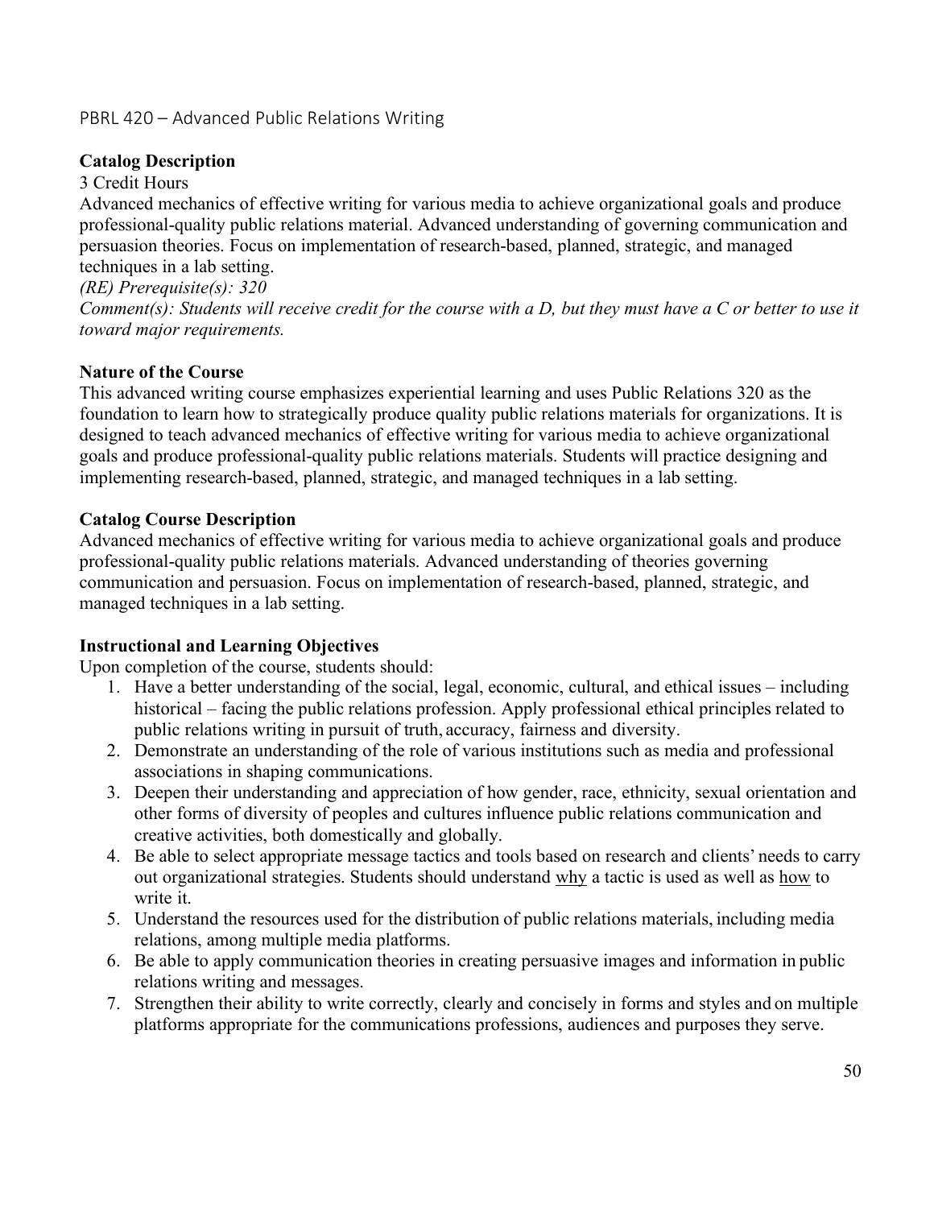## PBRL 420 – Advanced Public Relations Writing

**Catalog Description**

3 Credit Hours

Advanced mechanics of effective writing for various media to achieve organizational goals and produce professional-quality public relations material. Advanced understanding of governing communication and persuasion theories. Focus on implementation of research-based, planned, strategic, and managed techniques in a lab setting.

*(RE) Prerequisite(s): 320*

*Comment(s): Students will receive credit for the course with a D, but they must have a C or better to use it toward major requirements.*

**Nature of the Course**

This advanced writing course emphasizes experiential learning and uses Public Relations 320 as the foundation to learn how to strategically produce quality public relations materials for organizations. It is designed to teach advanced mechanics of effective writing for various media to achieve organizational goals and produce professional-quality public relations materials. Students will practice designing and implementing research-based, planned, strategic, and managed techniques in a lab setting.

**Catalog Course Description**

Advanced mechanics of effective writing for various media to achieve organizational goals and produce professional-quality public relations materials. Advanced understanding of theories governing communication and persuasion. Focus on implementation of research-based, planned, strategic, and managed techniques in a lab setting.

**Instructional and Learning Objectives**

Upon completion of the course, students should:

1. Have a better understanding of the social, legal, economic, cultural, and ethical issues – including historical – facing the public relations profession. Apply professional ethical principles related to public relations writing in pursuit of truth, accuracy, fairness and diversity.
2. Demonstrate an understanding of the role of various institutions such as media and professional associations in shaping communications.
3. Deepen their understanding and appreciation of how gender, race, ethnicity, sexual orientation and other forms of diversity of peoples and cultures influence public relations communication and creative activities, both domestically and globally.
4. Be able to select appropriate message tactics and tools based on research and clients' needs to carry out organizational strategies. Students should understand why a tactic is used as well as how to write it.
5. Understand the resources used for the distribution of public relations materials, including media relations, among multiple media platforms.
6. Be able to apply communication theories in creating persuasive images and information in public relations writing and messages.
7. Strengthen their ability to write correctly, clearly and concisely in forms and styles and on multiple platforms appropriate for the communications professions, audiences and purposes they serve.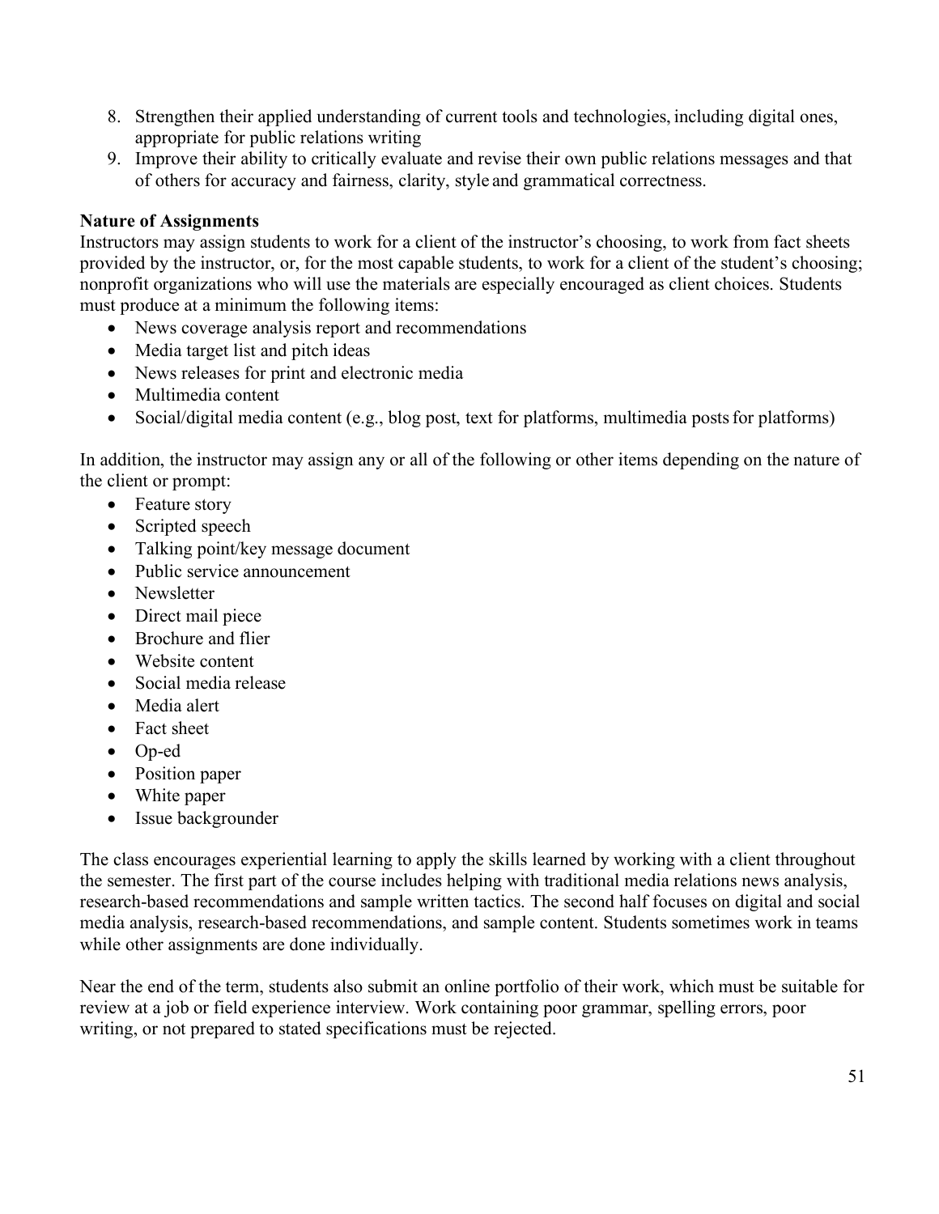8. Strengthen their applied understanding of current tools and technologies, including digital ones, appropriate for public relations writing
9. Improve their ability to critically evaluate and revise their own public relations messages and that of others for accuracy and fairness, clarity, style and grammatical correctness.

**Nature of Assignments**

Instructors may assign students to work for a client of the instructor's choosing, to work from fact sheets provided by the instructor, or, for the most capable students, to work for a client of the student's choosing; nonprofit organizations who will use the materials are especially encouraged as client choices. Students must produce at a minimum the following items:

- News coverage analysis report and recommendations
- Media target list and pitch ideas
- News releases for print and electronic media
- Multimedia content
- Social/digital media content (e.g., blog post, text for platforms, multimedia posts for platforms)

In addition, the instructor may assign any or all of the following or other items depending on the nature of the client or prompt:

- Feature story
- Scripted speech
- Talking point/key message document
- Public service announcement
- Newsletter
- Direct mail piece
- Brochure and flier
- Website content
- Social media release
- Media alert
- Fact sheet
- Op-ed
- Position paper
- White paper
- Issue backgrounder

The class encourages experiential learning to apply the skills learned by working with a client throughout the semester. The first part of the course includes helping with traditional media relations news analysis, research-based recommendations and sample written tactics. The second half focuses on digital and social media analysis, research-based recommendations, and sample content. Students sometimes work in teams while other assignments are done individually.

Near the end of the term, students also submit an online portfolio of their work, which must be suitable for review at a job or field experience interview. Work containing poor grammar, spelling errors, poor writing, or not prepared to stated specifications must be rejected.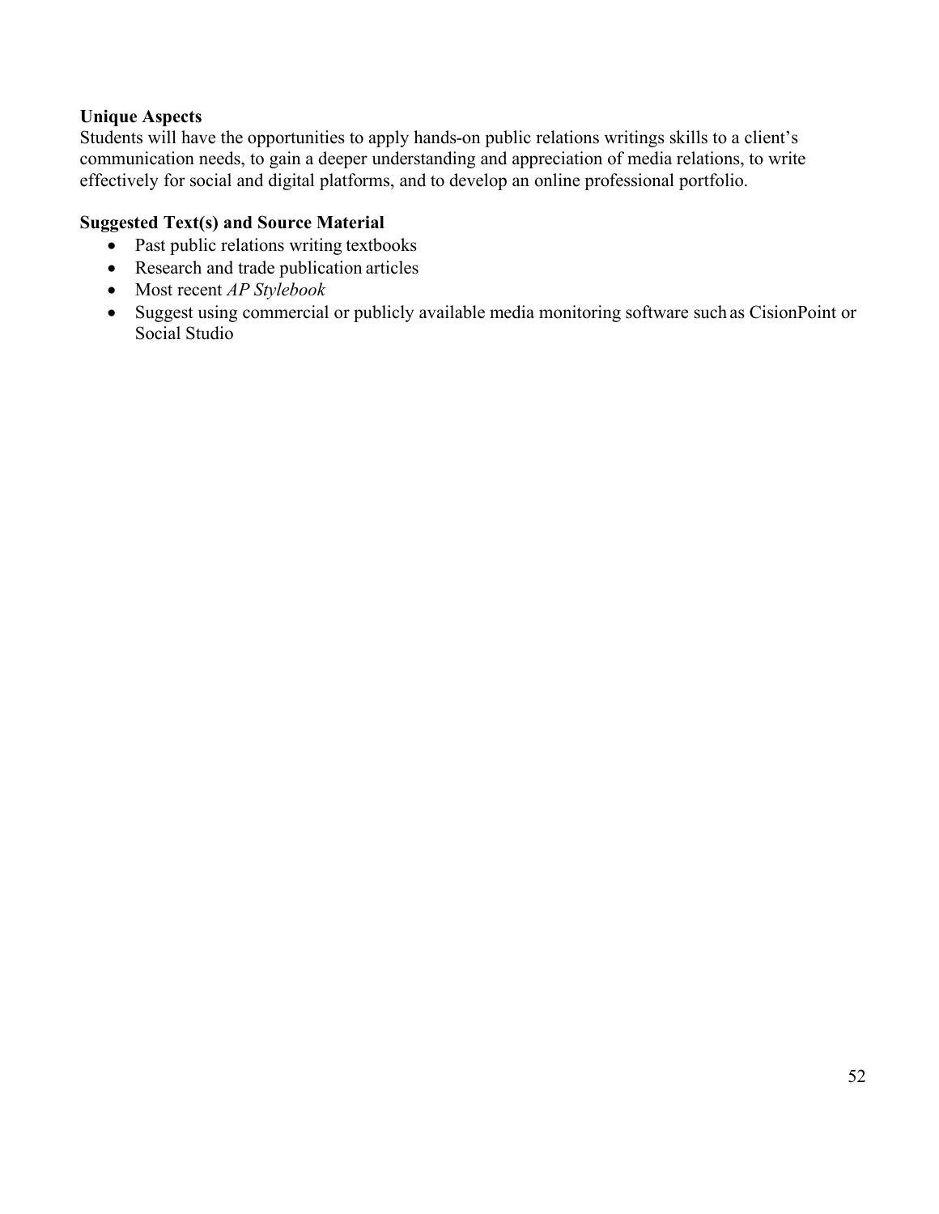**Unique Aspects**

Students will have the opportunities to apply hands-on public relations writings skills to a client's communication needs, to gain a deeper understanding and appreciation of media relations, to write effectively for social and digital platforms, and to develop an online professional portfolio.

**Suggested Text(s) and Source Material**

- Past public relations writing textbooks
- Research and trade publication articles
- Most recent *AP Stylebook*
- Suggest using commercial or publicly available media monitoring software such as CisionPoint or Social Studio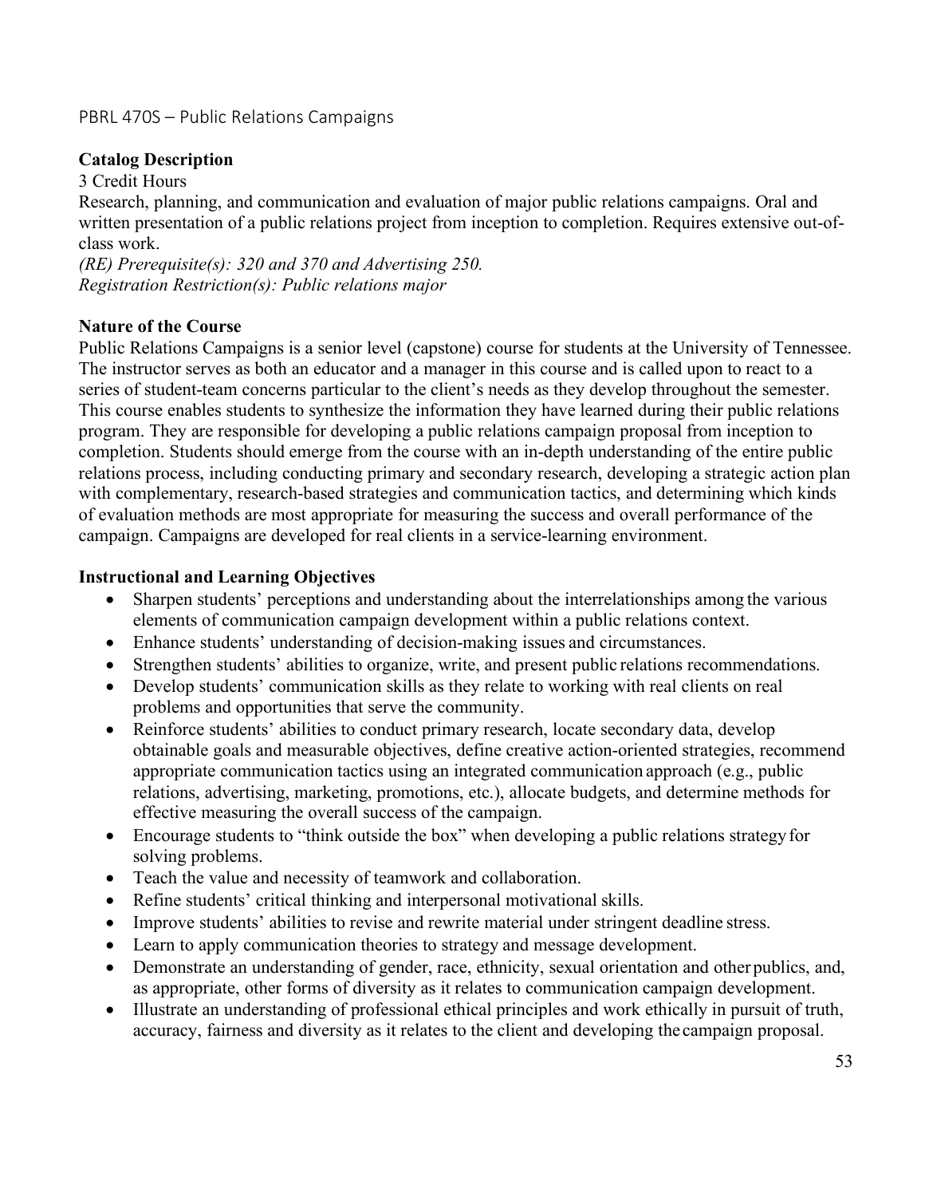## PBRL 470S – Public Relations Campaigns

**Catalog Description**

3 Credit Hours

Research, planning, and communication and evaluation of major public relations campaigns. Oral and written presentation of a public relations project from inception to completion. Requires extensive out-of-class work.

*(RE) Prerequisite(s): 320 and 370 and Advertising 250.*

*Registration Restriction(s): Public relations major*

**Nature of the Course**

Public Relations Campaigns is a senior level (capstone) course for students at the University of Tennessee. The instructor serves as both an educator and a manager in this course and is called upon to react to a series of student-team concerns particular to the client's needs as they develop throughout the semester. This course enables students to synthesize the information they have learned during their public relations program. They are responsible for developing a public relations campaign proposal from inception to completion. Students should emerge from the course with an in-depth understanding of the entire public relations process, including conducting primary and secondary research, developing a strategic action plan with complementary, research-based strategies and communication tactics, and determining which kinds of evaluation methods are most appropriate for measuring the success and overall performance of the campaign. Campaigns are developed for real clients in a service-learning environment.

**Instructional and Learning Objectives**

- Sharpen students' perceptions and understanding about the interrelationships among the various elements of communication campaign development within a public relations context.
- Enhance students' understanding of decision-making issues and circumstances.
- Strengthen students' abilities to organize, write, and present public relations recommendations.
- Develop students' communication skills as they relate to working with real clients on real problems and opportunities that serve the community.
- Reinforce students' abilities to conduct primary research, locate secondary data, develop obtainable goals and measurable objectives, define creative action-oriented strategies, recommend appropriate communication tactics using an integrated communication approach (e.g., public relations, advertising, marketing, promotions, etc.), allocate budgets, and determine methods for effective measuring the overall success of the campaign.
- Encourage students to "think outside the box" when developing a public relations strategy for solving problems.
- Teach the value and necessity of teamwork and collaboration.
- Refine students' critical thinking and interpersonal motivational skills.
- Improve students' abilities to revise and rewrite material under stringent deadline stress.
- Learn to apply communication theories to strategy and message development.
- Demonstrate an understanding of gender, race, ethnicity, sexual orientation and other publics, and, as appropriate, other forms of diversity as it relates to communication campaign development.
- Illustrate an understanding of professional ethical principles and work ethically in pursuit of truth, accuracy, fairness and diversity as it relates to the client and developing the campaign proposal.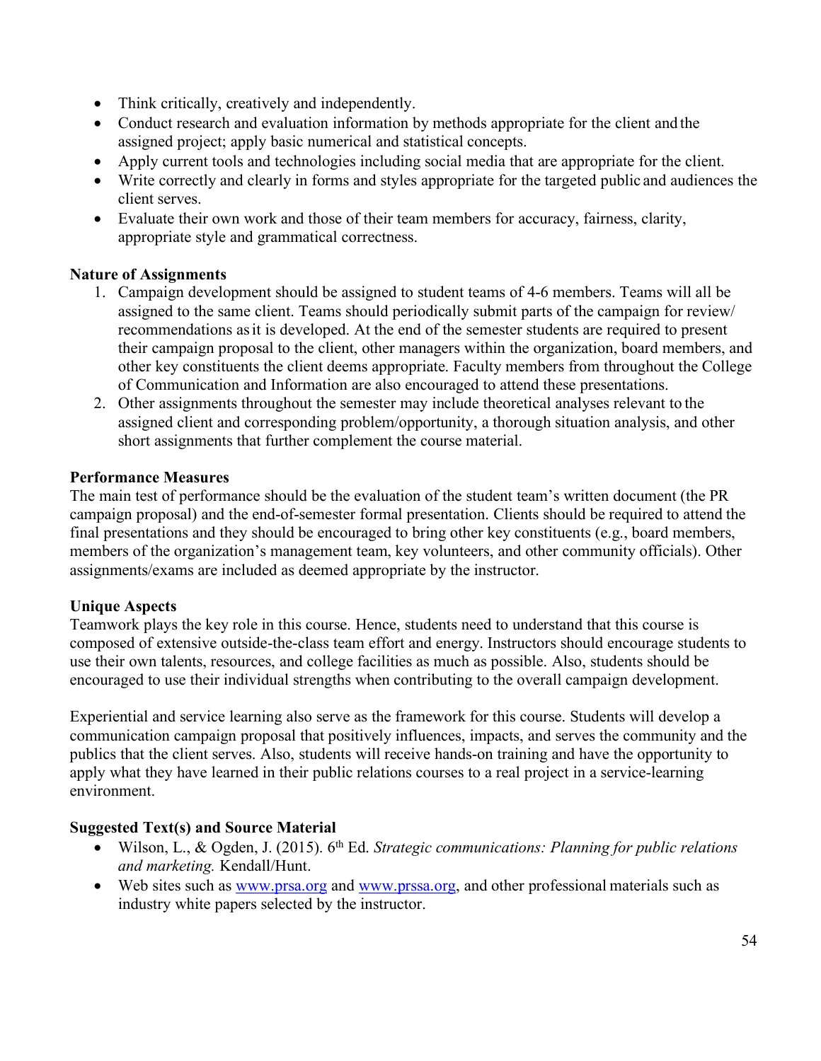- Think critically, creatively and independently.
- Conduct research and evaluation information by methods appropriate for the client and the assigned project; apply basic numerical and statistical concepts.
- Apply current tools and technologies including social media that are appropriate for the client.
- Write correctly and clearly in forms and styles appropriate for the targeted public and audiences the client serves.
- Evaluate their own work and those of their team members for accuracy, fairness, clarity, appropriate style and grammatical correctness.

**Nature of Assignments**

1. Campaign development should be assigned to student teams of 4-6 members. Teams will all be assigned to the same client. Teams should periodically submit parts of the campaign for review/ recommendations as it is developed. At the end of the semester students are required to present their campaign proposal to the client, other managers within the organization, board members, and other key constituents the client deems appropriate. Faculty members from throughout the College of Communication and Information are also encouraged to attend these presentations.
2. Other assignments throughout the semester may include theoretical analyses relevant to the assigned client and corresponding problem/opportunity, a thorough situation analysis, and other short assignments that further complement the course material.

**Performance Measures**

The main test of performance should be the evaluation of the student team's written document (the PR campaign proposal) and the end-of-semester formal presentation. Clients should be required to attend the final presentations and they should be encouraged to bring other key constituents (e.g., board members, members of the organization's management team, key volunteers, and other community officials). Other assignments/exams are included as deemed appropriate by the instructor.

**Unique Aspects**

Teamwork plays the key role in this course. Hence, students need to understand that this course is composed of extensive outside-the-class team effort and energy. Instructors should encourage students to use their own talents, resources, and college facilities as much as possible. Also, students should be encouraged to use their individual strengths when contributing to the overall campaign development.

Experiential and service learning also serve as the framework for this course. Students will develop a communication campaign proposal that positively influences, impacts, and serves the community and the publics that the client serves. Also, students will receive hands-on training and have the opportunity to apply what they have learned in their public relations courses to a real project in a service-learning environment.

**Suggested Text(s) and Source Material**

- Wilson, L., & Ogden, J. (2015). 6th Ed. *Strategic communications: Planning for public relations and marketing.* Kendall/Hunt.
- Web sites such as www.prsa.org and www.prssa.org, and other professional materials such as industry white papers selected by the instructor.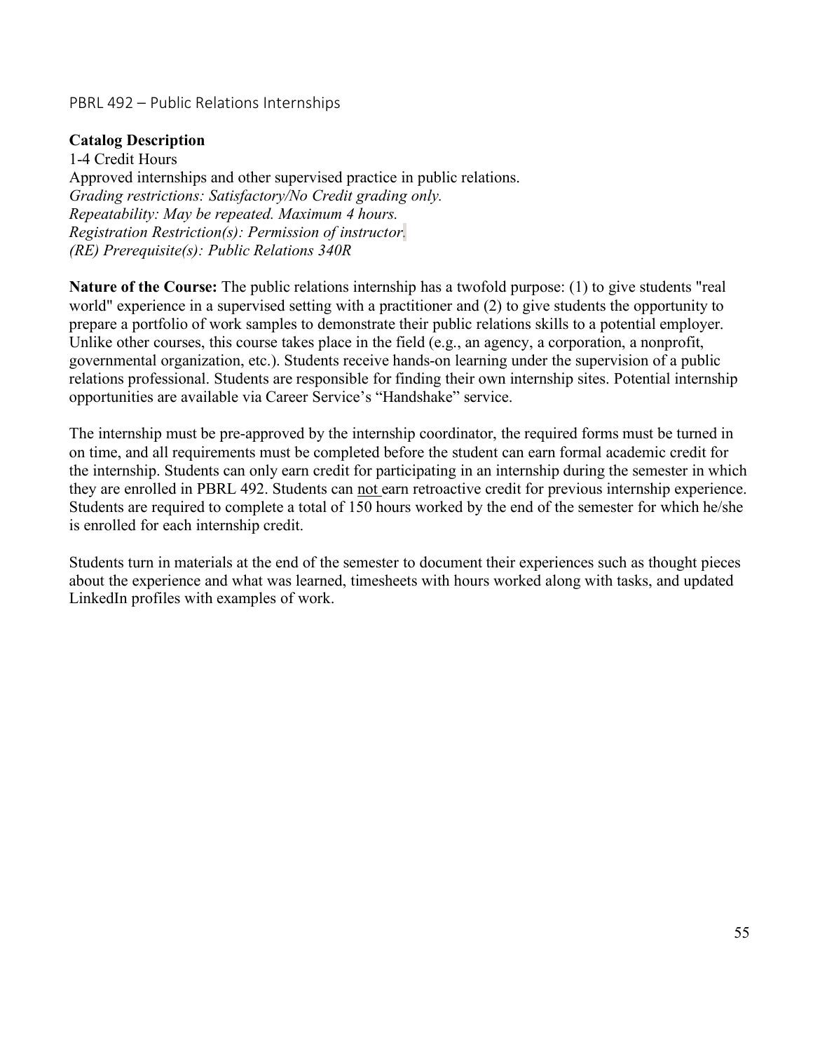## PBRL 492 – Public Relations Internships

**Catalog Description**
1-4 Credit Hours
Approved internships and other supervised practice in public relations.
*Grading restrictions: Satisfactory/No Credit grading only.*
*Repeatability: May be repeated. Maximum 4 hours.*
*Registration Restriction(s): Permission of instructor.*
*(RE) Prerequisite(s): Public Relations 340R*

**Nature of the Course:** The public relations internship has a twofold purpose: (1) to give students "real world" experience in a supervised setting with a practitioner and (2) to give students the opportunity to prepare a portfolio of work samples to demonstrate their public relations skills to a potential employer. Unlike other courses, this course takes place in the field (e.g., an agency, a corporation, a nonprofit, governmental organization, etc.). Students receive hands-on learning under the supervision of a public relations professional. Students are responsible for finding their own internship sites. Potential internship opportunities are available via Career Service's "Handshake" service.

The internship must be pre-approved by the internship coordinator, the required forms must be turned in on time, and all requirements must be completed before the student can earn formal academic credit for the internship. Students can only earn credit for participating in an internship during the semester in which they are enrolled in PBRL 492. Students can not earn retroactive credit for previous internship experience. Students are required to complete a total of 150 hours worked by the end of the semester for which he/she is enrolled for each internship credit.

Students turn in materials at the end of the semester to document their experiences such as thought pieces about the experience and what was learned, timesheets with hours worked along with tasks, and updated LinkedIn profiles with examples of work.